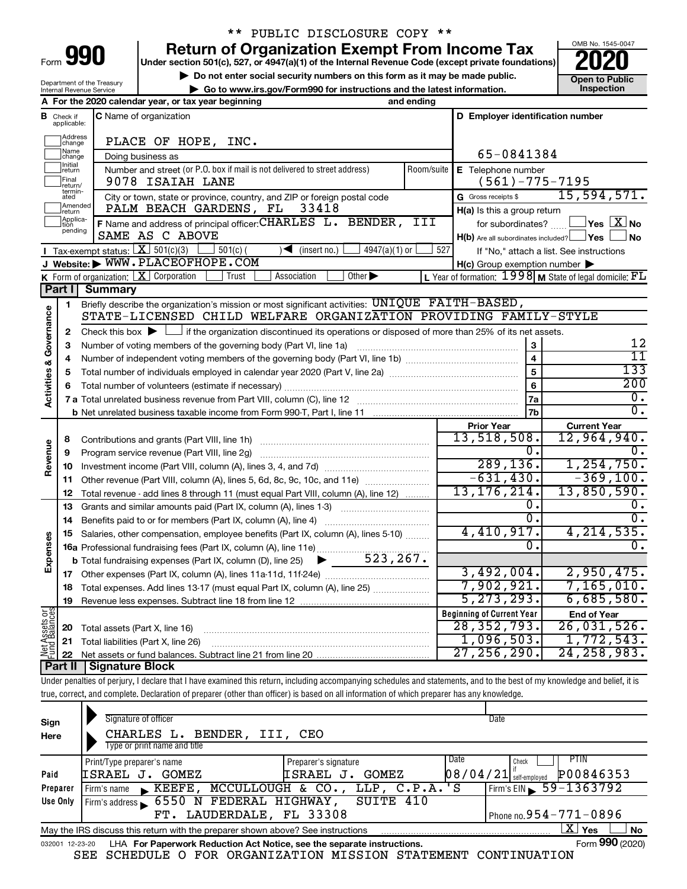** PUBLIC DISCLOSURE COPY **

# Form 990 — Return of Organization Exempt From Income Tax

**Under section 501(c), 527, or 4947(a)(1) of the Internal Revenue Code (except private foundations)**

▶ Do not enter social security numbers on this form as it may be made public.

▶ Go to www.irs.gov/Form990 for instructions and the latest information.

OMB No. 1545-0047 | **2020** | Open to Public Inspection

Department of the Treasury
Internal Revenue Service

**A** For the 2020 calendar year, or tax year beginning and ending

**B** Check if applicable: Address change, Name change, Initial return, Final return/terminated, Amended return, Application pending

**C** Name of organization: PLACE OF HOPE, INC.

Doing business as

Number and street (or P.O. box if mail is not delivered to street address): 9078 ISAIAH LANE | Room/suite

City or town, state or province, country, and ZIP or foreign postal code: PALM BEACH GARDENS, FL 33418

**D** Employer identification number: 65-0841384

**E** Telephone number: (561)-775-7195

**G** Gross receipts $ 15,594,571.

**F** Name and address of principal officer: CHARLES L. BENDER, III
SAME AS C ABOVE

**H(a)** Is this a group return for subordinates? Yes [ ] No [X]

**H(b)** Are all subordinates included? Yes [ ] No [ ]
If "No," attach a list. See instructions

**H(c)** Group exemption number ▶

**I** Tax-exempt status: [X] 501(c)(3) [ ] 501(c) ( ) ◀ (insert no.) [ ] 4947(a)(1) or [ ] 527

**J** Website: ▶ WWW.PLACEOFHOPE.COM

**K** Form of organization: [X] Corporation [ ] Trust [ ] Association [ ] Other ▶

**L** Year of formation: 1998 **M** State of legal domicile: FL

## Part I Summary

**Activities & Governance**

1. Briefly describe the organization's mission or most significant activities: UNIQUE FAITH-BASED, STATE-LICENSED CHILD WELFARE ORGANIZATION PROVIDING FAMILY-STYLE
2. Check this box ▶ [ ] if the organization discontinued its operations or disposed of more than 25% of its net assets.

| | | | |
|---|---|---|---|
| 3 | Number of voting members of the governing body (Part VI, line 1a) | 3 | 12 |
| 4 | Number of independent voting members of the governing body (Part VI, line 1b) | 4 | 11 |
| 5 | Total number of individuals employed in calendar year 2020 (Part V, line 2a) | 5 | 133 |
| 6 | Total number of volunteers (estimate if necessary) | 6 | 200 |
| 7a | Total unrelated business revenue from Part VIII, column (C), line 12 | 7a | 0. |
| b | Net unrelated business taxable income from Form 990-T, Part I, line 11 | 7b | 0. |

| | | Prior Year | Current Year |
|---|---|---|---|
| **Revenue** | | | |
| 8 | Contributions and grants (Part VIII, line 1h) | 13,518,508. | 12,964,940. |
| 9 | Program service revenue (Part VIII, line 2g) | 0. | 0. |
| 10 | Investment income (Part VIII, column (A), lines 3, 4, and 7d) | 289,136. | 1,254,750. |
| 11 | Other revenue (Part VIII, column (A), lines 5, 6d, 8c, 9c, 10c, and 11e) | -631,430. | -369,100. |
| 12 | Total revenue - add lines 8 through 11 (must equal Part VIII, column (A), line 12) | 13,176,214. | 13,850,590. |
| **Expenses** | | | |
| 13 | Grants and similar amounts paid (Part IX, column (A), lines 1-3) | 0. | 0. |
| 14 | Benefits paid to or for members (Part IX, column (A), line 4) | 0. | 0. |
| 15 | Salaries, other compensation, employee benefits (Part IX, column (A), lines 5-10) | 4,410,917. | 4,214,535. |
| 16a | Professional fundraising fees (Part IX, column (A), line 11e) | 0. | 0. |
| b | Total fundraising expenses (Part IX, column (D), line 25) ▶ 523,267. | | |
| 17 | Other expenses (Part IX, column (A), lines 11a-11d, 11f-24e) | 3,492,004. | 2,950,475. |
| 18 | Total expenses. Add lines 13-17 (must equal Part IX, column (A), line 25) | 7,902,921. | 7,165,010. |
| 19 | Revenue less expenses. Subtract line 18 from line 12 | 5,273,293. | 6,685,580. |

| **Net Assets or Fund Balances** | | Beginning of Current Year | End of Year |
|---|---|---|---|
| 20 | Total assets (Part X, line 16) | 28,352,793. | 26,031,526. |
| 21 | Total liabilities (Part X, line 26) | 1,096,503. | 1,772,543. |
| 22 | Net assets or fund balances. Subtract line 21 from line 20 | 27,256,290. | 24,258,983. |

## Part II Signature Block

Under penalties of perjury, I declare that I have examined this return, including accompanying schedules and statements, and to the best of my knowledge and belief, it is true, correct, and complete. Declaration of preparer (other than officer) is based on all information of which preparer has any knowledge.

**Sign Here**

Signature of officer | Date

CHARLES L. BENDER, III, CEO
Type or print name and title

**Paid Preparer Use Only**

| Print/Type preparer's name | Preparer's signature | Date | Check if self-employed | PTIN |
|---|---|---|---|---|
| ISRAEL J. GOMEZ | ISRAEL J. GOMEZ | 08/04/21 | | P00846353 |

Firm's name ▶ KEEFE, MCCULLOUGH & CO., LLP, C.P.A.'S | Firm's EIN ▶ 59-1363792

Firm's address ▶ 6550 N FEDERAL HIGHWAY, SUITE 410, FT. LAUDERDALE, FL 33308 | Phone no. 954-771-0896

May the IRS discuss this return with the preparer shown above? See instructions [X] Yes [ ] No

032001 12-23-20 LHA For Paperwork Reduction Act Notice, see the separate instructions. Form **990** (2020)

SEE SCHEDULE O FOR ORGANIZATION MISSION STATEMENT CONTINUATION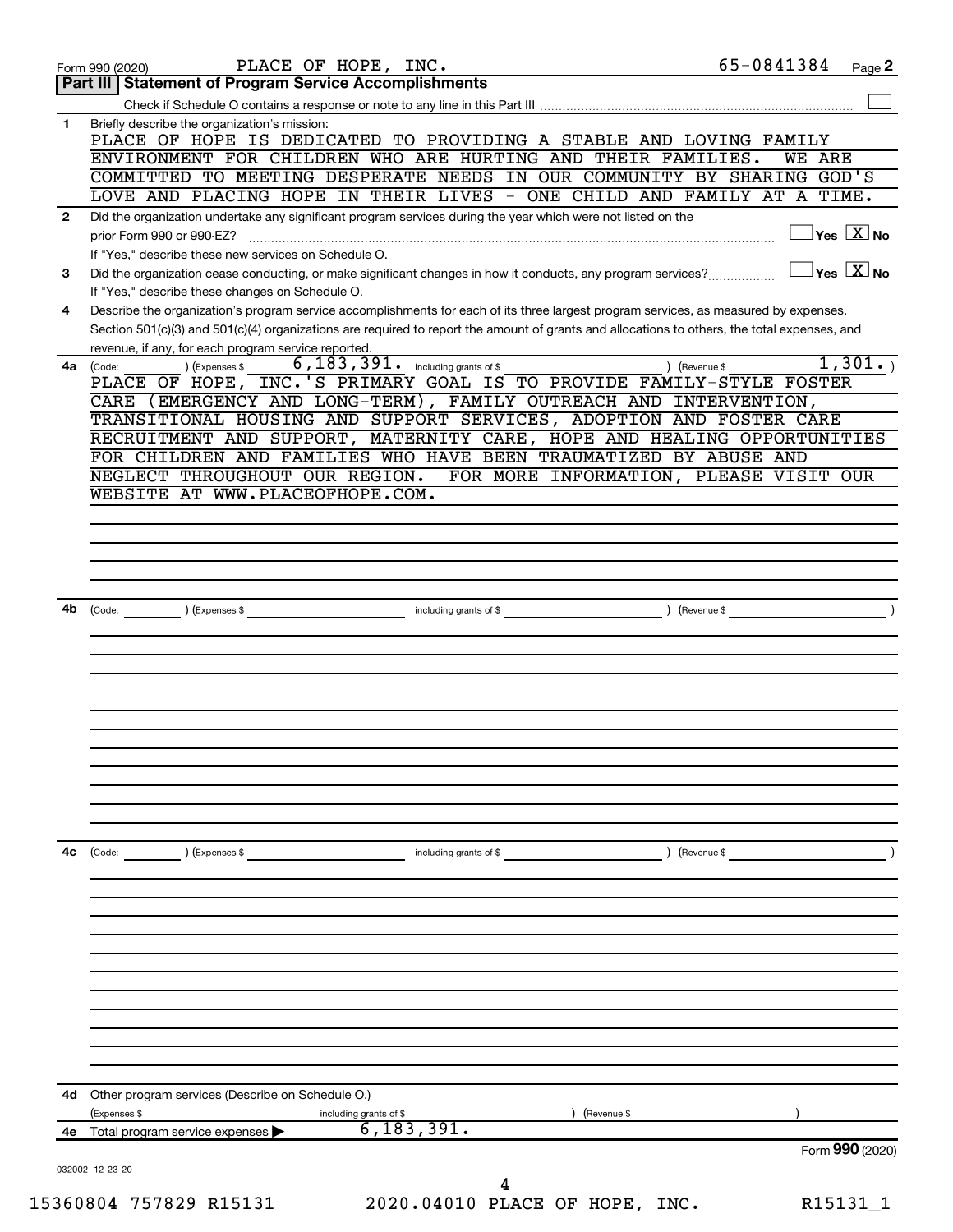Form 990 (2020) PLACE OF HOPE, INC. 65-0841384 Page 2

## Part III | Statement of Program Service Accomplishments

Check if Schedule O contains a response or note to any line in this Part III ☐

**1** Briefly describe the organization's mission:

PLACE OF HOPE IS DEDICATED TO PROVIDING A STABLE AND LOVING FAMILY ENVIRONMENT FOR CHILDREN WHO ARE HURTING AND THEIR FAMILIES. WE ARE COMMITTED TO MEETING DESPERATE NEEDS IN OUR COMMUNITY BY SHARING GOD'S LOVE AND PLACING HOPE IN THEIR LIVES - ONE CHILD AND FAMILY AT A TIME.

**2** Did the organization undertake any significant program services during the year which were not listed on the prior Form 990 or 990-EZ? ☐ Yes ☒ No

If "Yes," describe these new services on Schedule O.

**3** Did the organization cease conducting, or make significant changes in how it conducts, any program services? ☐ Yes ☒ No

If "Yes," describe these changes on Schedule O.

**4** Describe the organization's program service accomplishments for each of its three largest program services, as measured by expenses. Section 501(c)(3) and 501(c)(4) organizations are required to report the amount of grants and allocations to others, the total expenses, and revenue, if any, for each program service reported.

**4a** (Code: ) (Expenses $ 6,183,391. including grants of $ ) (Revenue $ 1,301. )

PLACE OF HOPE, INC.'S PRIMARY GOAL IS TO PROVIDE FAMILY-STYLE FOSTER CARE (EMERGENCY AND LONG-TERM), FAMILY OUTREACH AND INTERVENTION, TRANSITIONAL HOUSING AND SUPPORT SERVICES, ADOPTION AND FOSTER CARE RECRUITMENT AND SUPPORT, MATERNITY CARE, HOPE AND HEALING OPPORTUNITIES FOR CHILDREN AND FAMILIES WHO HAVE BEEN TRAUMATIZED BY ABUSE AND NEGLECT THROUGHOUT OUR REGION. FOR MORE INFORMATION, PLEASE VISIT OUR WEBSITE AT WWW.PLACEOFHOPE.COM.

**4b** (Code: ) (Expenses $ including grants of $ ) (Revenue $ )

**4c** (Code: ) (Expenses $ including grants of $ ) (Revenue $ )

**4d** Other program services (Describe on Schedule O.)

(Expenses $ including grants of $ ) (Revenue $ )

**4e** Total program service expenses ▶ 6,183,391.

Form 990 (2020)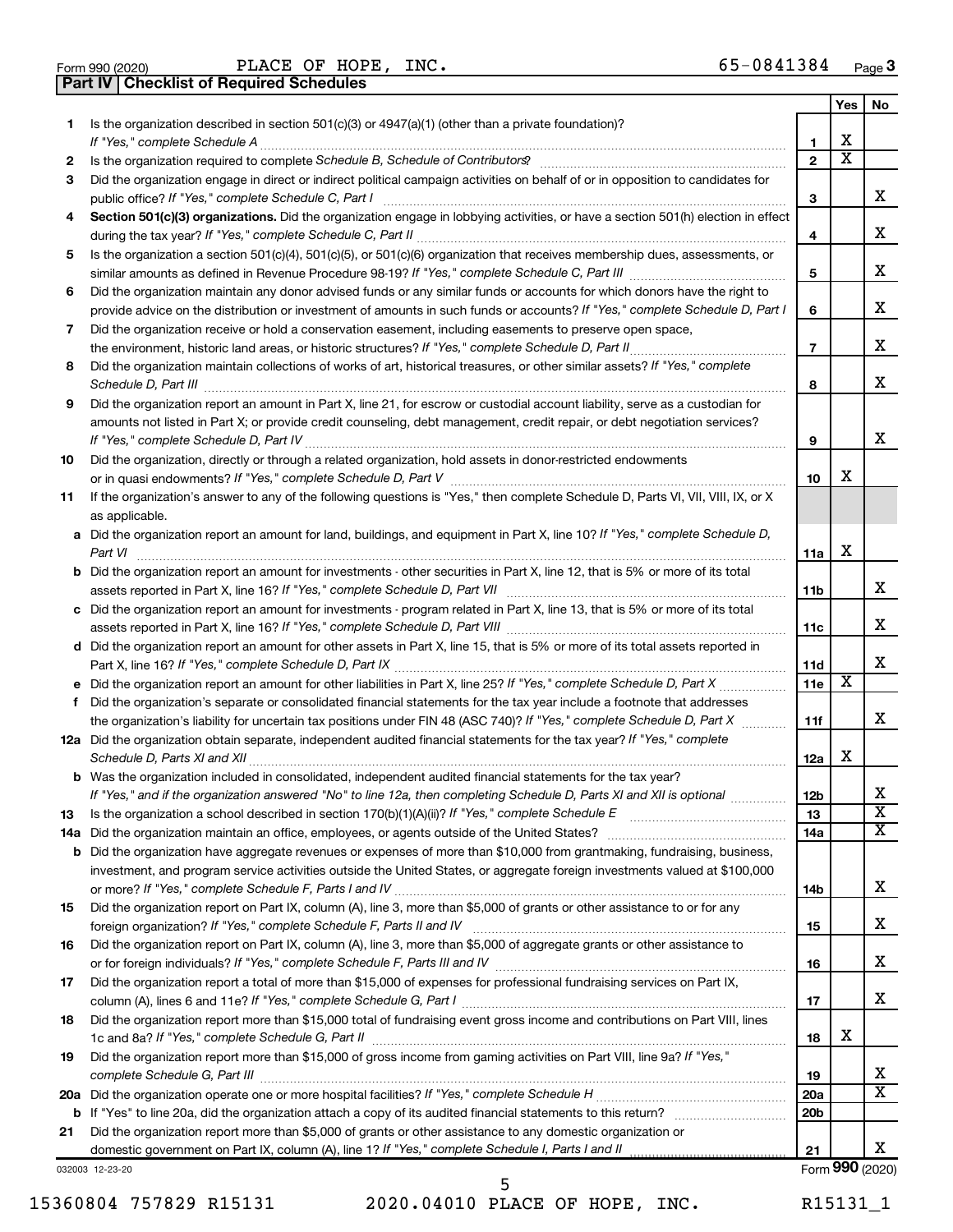Form 990 (2020) PLACE OF HOPE, INC. 65-0841384 Page 3

## Part IV Checklist of Required Schedules

| | | | Yes | No |
|---|---|---|---|---|
| 1 | Is the organization described in section 501(c)(3) or 4947(a)(1) (other than a private foundation)? *If "Yes," complete Schedule A* | 1 | X | |
| 2 | Is the organization required to complete *Schedule B, Schedule of Contributors*? | 2 | X | |
| 3 | Did the organization engage in direct or indirect political campaign activities on behalf of or in opposition to candidates for public office? *If "Yes," complete Schedule C, Part I* | 3 | | X |
| 4 | **Section 501(c)(3) organizations.** Did the organization engage in lobbying activities, or have a section 501(h) election in effect during the tax year? *If "Yes," complete Schedule C, Part II* | 4 | | X |
| 5 | Is the organization a section 501(c)(4), 501(c)(5), or 501(c)(6) organization that receives membership dues, assessments, or similar amounts as defined in Revenue Procedure 98-19? *If "Yes," complete Schedule C, Part III* | 5 | | X |
| 6 | Did the organization maintain any donor advised funds or any similar funds or accounts for which donors have the right to provide advice on the distribution or investment of amounts in such funds or accounts? *If "Yes," complete Schedule D, Part I* | 6 | | X |
| 7 | Did the organization receive or hold a conservation easement, including easements to preserve open space, the environment, historic land areas, or historic structures? *If "Yes," complete Schedule D, Part II* | 7 | | X |
| 8 | Did the organization maintain collections of works of art, historical treasures, or other similar assets? *If "Yes," complete Schedule D, Part III* | 8 | | X |
| 9 | Did the organization report an amount in Part X, line 21, for escrow or custodial account liability, serve as a custodian for amounts not listed in Part X; or provide credit counseling, debt management, credit repair, or debt negotiation services? *If "Yes," complete Schedule D, Part IV* | 9 | | X |
| 10 | Did the organization, directly or through a related organization, hold assets in donor-restricted endowments or in quasi endowments? *If "Yes," complete Schedule D, Part V* | 10 | X | |
| 11 | If the organization's answer to any of the following questions is "Yes," then complete Schedule D, Parts VI, VII, VIII, IX, or X as applicable. | | | |
| a | Did the organization report an amount for land, buildings, and equipment in Part X, line 10? *If "Yes," complete Schedule D, Part VI* | 11a | X | |
| b | Did the organization report an amount for investments - other securities in Part X, line 12, that is 5% or more of its total assets reported in Part X, line 16? *If "Yes," complete Schedule D, Part VII* | 11b | | X |
| c | Did the organization report an amount for investments - program related in Part X, line 13, that is 5% or more of its total assets reported in Part X, line 16? *If "Yes," complete Schedule D, Part VIII* | 11c | | X |
| d | Did the organization report an amount for other assets in Part X, line 15, that is 5% or more of its total assets reported in Part X, line 16? *If "Yes," complete Schedule D, Part IX* | 11d | | X |
| e | Did the organization report an amount for other liabilities in Part X, line 25? *If "Yes," complete Schedule D, Part X* | 11e | X | |
| f | Did the organization's separate or consolidated financial statements for the tax year include a footnote that addresses the organization's liability for uncertain tax positions under FIN 48 (ASC 740)? *If "Yes," complete Schedule D, Part X* | 11f | | X |
| 12a | Did the organization obtain separate, independent audited financial statements for the tax year? *If "Yes," complete Schedule D, Parts XI and XII* | 12a | X | |
| b | Was the organization included in consolidated, independent audited financial statements for the tax year? *If "Yes," and if the organization answered "No" to line 12a, then completing Schedule D, Parts XI and XII is optional* | 12b | | X |
| 13 | Is the organization a school described in section 170(b)(1)(A)(ii)? *If "Yes," complete Schedule E* | 13 | | X |
| 14a | Did the organization maintain an office, employees, or agents outside of the United States? | 14a | | X |
| b | Did the organization have aggregate revenues or expenses of more than $10,000 from grantmaking, fundraising, business, investment, and program service activities outside the United States, or aggregate foreign investments valued at $100,000 or more? *If "Yes," complete Schedule F, Parts I and IV* | 14b | | X |
| 15 | Did the organization report on Part IX, column (A), line 3, more than $5,000 of grants or other assistance to or for any foreign organization? *If "Yes," complete Schedule F, Parts II and IV* | 15 | | X |
| 16 | Did the organization report on Part IX, column (A), line 3, more than $5,000 of aggregate grants or other assistance to or for foreign individuals? *If "Yes," complete Schedule F, Parts III and IV* | 16 | | X |
| 17 | Did the organization report a total of more than $15,000 of expenses for professional fundraising services on Part IX, column (A), lines 6 and 11e? *If "Yes," complete Schedule G, Part I* | 17 | | X |
| 18 | Did the organization report more than $15,000 total of fundraising event gross income and contributions on Part VIII, lines 1c and 8a? *If "Yes," complete Schedule G, Part II* | 18 | X | |
| 19 | Did the organization report more than $15,000 of gross income from gaming activities on Part VIII, line 9a? *If "Yes," complete Schedule G, Part III* | 19 | | X |
| 20a | Did the organization operate one or more hospital facilities? *If "Yes," complete Schedule H* | 20a | | X |
| b | If "Yes" to line 20a, did the organization attach a copy of its audited financial statements to this return? | 20b | | |
| 21 | Did the organization report more than $5,000 of grants or other assistance to any domestic organization or domestic government on Part IX, column (A), line 1? *If "Yes," complete Schedule I, Parts I and II* | 21 | | X |

032003 12-23-20 Form 990 (2020)

15360804 757829 R15131 2020.04010 PLACE OF HOPE, INC. R15131_1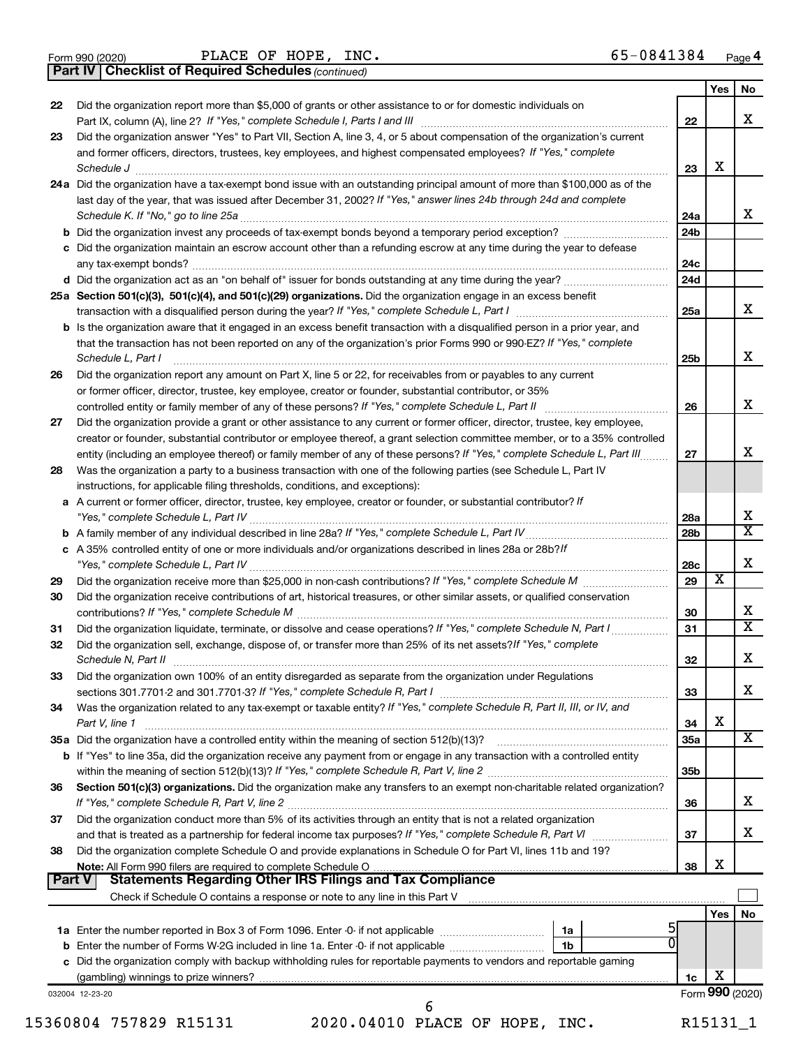Form 990 (2020) PLACE OF HOPE, INC. 65-0841384 Page 4

## Part IV Checklist of Required Schedules *(continued)*

| | | | Yes | No |
|---|---|---|---|---|
| 22 | Did the organization report more than $5,000 of grants or other assistance to or for domestic individuals on Part IX, column (A), line 2? *If "Yes," complete Schedule I, Parts I and III* | 22 | | X |
| 23 | Did the organization answer "Yes" to Part VII, Section A, line 3, 4, or 5 about compensation of the organization's current and former officers, directors, trustees, key employees, and highest compensated employees? *If "Yes," complete Schedule J* | 23 | X | |
| 24a | Did the organization have a tax-exempt bond issue with an outstanding principal amount of more than $100,000 as of the last day of the year, that was issued after December 31, 2002? *If "Yes," answer lines 24b through 24d and complete Schedule K. If "No," go to line 25a* | 24a | | X |
| b | Did the organization invest any proceeds of tax-exempt bonds beyond a temporary period exception? | 24b | | |
| c | Did the organization maintain an escrow account other than a refunding escrow at any time during the year to defease any tax-exempt bonds? | 24c | | |
| d | Did the organization act as an "on behalf of" issuer for bonds outstanding at any time during the year? | 24d | | |
| 25a | **Section 501(c)(3), 501(c)(4), and 501(c)(29) organizations.** Did the organization engage in an excess benefit transaction with a disqualified person during the year? *If "Yes," complete Schedule L, Part I* | 25a | | X |
| b | Is the organization aware that it engaged in an excess benefit transaction with a disqualified person in a prior year, and that the transaction has not been reported on any of the organization's prior Forms 990 or 990-EZ? *If "Yes," complete Schedule L, Part I* | 25b | | X |
| 26 | Did the organization report any amount on Part X, line 5 or 22, for receivables from or payables to any current or former officer, director, trustee, key employee, creator or founder, substantial contributor, or 35% controlled entity or family member of any of these persons? *If "Yes," complete Schedule L, Part II* | 26 | | X |
| 27 | Did the organization provide a grant or other assistance to any current or former officer, director, trustee, key employee, creator or founder, substantial contributor or employee thereof, a grant selection committee member, or to a 35% controlled entity (including an employee thereof) or family member of any of these persons? *If "Yes," complete Schedule L, Part III* | 27 | | X |
| 28 | Was the organization a party to a business transaction with one of the following parties (see Schedule L, Part IV instructions, for applicable filing thresholds, conditions, and exceptions): | | | |
| a | A current or former officer, director, trustee, key employee, creator or founder, or substantial contributor? *If "Yes," complete Schedule L, Part IV* | 28a | | X |
| b | A family member of any individual described in line 28a? *If "Yes," complete Schedule L, Part IV* | 28b | | X |
| c | A 35% controlled entity of one or more individuals and/or organizations described in lines 28a or 28b? *If "Yes," complete Schedule L, Part IV* | 28c | | X |
| 29 | Did the organization receive more than $25,000 in non-cash contributions? *If "Yes," complete Schedule M* | 29 | X | |
| 30 | Did the organization receive contributions of art, historical treasures, or other similar assets, or qualified conservation contributions? *If "Yes," complete Schedule M* | 30 | | X |
| 31 | Did the organization liquidate, terminate, or dissolve and cease operations? *If "Yes," complete Schedule N, Part I* | 31 | | X |
| 32 | Did the organization sell, exchange, dispose of, or transfer more than 25% of its net assets? *If "Yes," complete Schedule N, Part II* | 32 | | X |
| 33 | Did the organization own 100% of an entity disregarded as separate from the organization under Regulations sections 301.7701-2 and 301.7701-3? *If "Yes," complete Schedule R, Part I* | 33 | | X |
| 34 | Was the organization related to any tax-exempt or taxable entity? *If "Yes," complete Schedule R, Part II, III, or IV, and Part V, line 1* | 34 | X | |
| 35a | Did the organization have a controlled entity within the meaning of section 512(b)(13)? | 35a | | X |
| b | If "Yes" to line 35a, did the organization receive any payment from or engage in any transaction with a controlled entity within the meaning of section 512(b)(13)? *If "Yes," complete Schedule R, Part V, line 2* | 35b | | |
| 36 | **Section 501(c)(3) organizations.** Did the organization make any transfers to an exempt non-charitable related organization? *If "Yes," complete Schedule R, Part V, line 2* | 36 | | X |
| 37 | Did the organization conduct more than 5% of its activities through an entity that is not a related organization and that is treated as a partnership for federal income tax purposes? *If "Yes," complete Schedule R, Part VI* | 37 | | X |
| 38 | Did the organization complete Schedule O and provide explanations in Schedule O for Part VI, lines 11b and 19? **Note:** All Form 990 filers are required to complete Schedule O | 38 | X | |

## Part V Statements Regarding Other IRS Filings and Tax Compliance

Check if Schedule O contains a response or note to any line in this Part V ☐

| | | | | Yes | No |
|---|---|---|---|---|---|
| 1a | Enter the number reported in Box 3 of Form 1096. Enter -0- if not applicable | 1a | 5 | | |
| b | Enter the number of Forms W-2G included in line 1a. Enter -0- if not applicable | 1b | 0 | | |
| c | Did the organization comply with backup withholding rules for reportable payments to vendors and reportable gaming (gambling) winnings to prize winners? | 1c | | X | |

032004 12-23-20 Form 990 (2020)

15360804 757829 R15131 2020.04010 PLACE OF HOPE, INC. R15131_1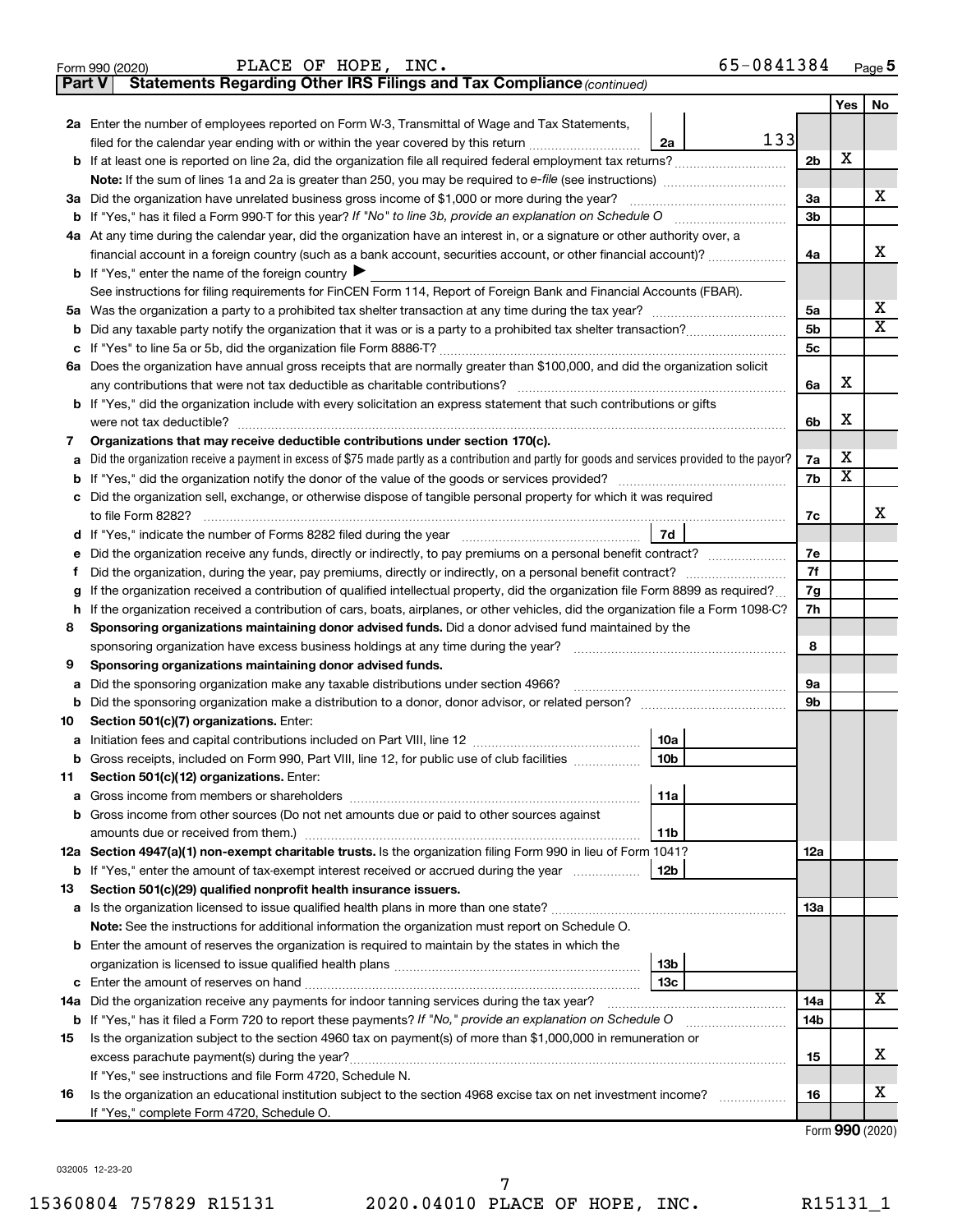Form 990 (2020) PLACE OF HOPE, INC. 65-0841384 Page 5

**Part V | Statements Regarding Other IRS Filings and Tax Compliance** *(continued)*

| | | | | Yes | No |
|---|---|---|---|---|---|
| **2a** | Enter the number of employees reported on Form W-3, Transmittal of Wage and Tax Statements, filed for the calendar year ending with or within the year covered by this return | 2a | 133 | | |
| **b** | If at least one is reported on line 2a, did the organization file all required federal employment tax returns? | | 2b | X | |
| | **Note:** If the sum of lines 1a and 2a is greater than 250, you may be required to *e-file* (see instructions) | | | | |
| **3a** | Did the organization have unrelated business gross income of $1,000 or more during the year? | | 3a | | X |
| **b** | If "Yes," has it filed a Form 990-T for this year? *If "No" to line 3b, provide an explanation on Schedule O* | | 3b | | |
| **4a** | At any time during the calendar year, did the organization have an interest in, or a signature or other authority over, a financial account in a foreign country (such as a bank account, securities account, or other financial account)? | | 4a | | X |
| **b** | If "Yes," enter the name of the foreign country ▶ | | | | |
| | See instructions for filing requirements for FinCEN Form 114, Report of Foreign Bank and Financial Accounts (FBAR). | | | | |
| **5a** | Was the organization a party to a prohibited tax shelter transaction at any time during the tax year? | | 5a | | X |
| **b** | Did any taxable party notify the organization that it was or is a party to a prohibited tax shelter transaction? | | 5b | | X |
| **c** | If "Yes" to line 5a or 5b, did the organization file Form 8886-T? | | 5c | | |
| **6a** | Does the organization have annual gross receipts that are normally greater than $100,000, and did the organization solicit any contributions that were not tax deductible as charitable contributions? | | 6a | X | |
| **b** | If "Yes," did the organization include with every solicitation an express statement that such contributions or gifts were not tax deductible? | | 6b | X | |
| **7** | **Organizations that may receive deductible contributions under section 170(c).** | | | | |
| **a** | Did the organization receive a payment in excess of $75 made partly as a contribution and partly for goods and services provided to the payor? | | 7a | X | |
| **b** | If "Yes," did the organization notify the donor of the value of the goods or services provided? | | 7b | X | |
| **c** | Did the organization sell, exchange, or otherwise dispose of tangible personal property for which it was required to file Form 8282? | | 7c | | X |
| **d** | If "Yes," indicate the number of Forms 8282 filed during the year | 7d | | | |
| **e** | Did the organization receive any funds, directly or indirectly, to pay premiums on a personal benefit contract? | | 7e | | |
| **f** | Did the organization, during the year, pay premiums, directly or indirectly, on a personal benefit contract? | | 7f | | |
| **g** | If the organization received a contribution of qualified intellectual property, did the organization file Form 8899 as required? | | 7g | | |
| **h** | If the organization received a contribution of cars, boats, airplanes, or other vehicles, did the organization file a Form 1098-C? | | 7h | | |
| **8** | **Sponsoring organizations maintaining donor advised funds.** Did a donor advised fund maintained by the sponsoring organization have excess business holdings at any time during the year? | | 8 | | |
| **9** | **Sponsoring organizations maintaining donor advised funds.** | | | | |
| **a** | Did the sponsoring organization make any taxable distributions under section 4966? | | 9a | | |
| **b** | Did the sponsoring organization make a distribution to a donor, donor advisor, or related person? | | 9b | | |
| **10** | **Section 501(c)(7) organizations.** Enter: | | | | |
| **a** | Initiation fees and capital contributions included on Part VIII, line 12 | 10a | | | |
| **b** | Gross receipts, included on Form 990, Part VIII, line 12, for public use of club facilities | 10b | | | |
| **11** | **Section 501(c)(12) organizations.** Enter: | | | | |
| **a** | Gross income from members or shareholders | 11a | | | |
| **b** | Gross income from other sources (Do not net amounts due or paid to other sources against amounts due or received from them.) | 11b | | | |
| **12a** | **Section 4947(a)(1) non-exempt charitable trusts.** Is the organization filing Form 990 in lieu of Form 1041? | | 12a | | |
| **b** | If "Yes," enter the amount of tax-exempt interest received or accrued during the year | 12b | | | |
| **13** | **Section 501(c)(29) qualified nonprofit health insurance issuers.** | | | | |
| **a** | Is the organization licensed to issue qualified health plans in more than one state? | | 13a | | |
| | **Note:** See the instructions for additional information the organization must report on Schedule O. | | | | |
| **b** | Enter the amount of reserves the organization is required to maintain by the states in which the organization is licensed to issue qualified health plans | 13b | | | |
| **c** | Enter the amount of reserves on hand | 13c | | | |
| **14a** | Did the organization receive any payments for indoor tanning services during the tax year? | | 14a | | X |
| **b** | If "Yes," has it filed a Form 720 to report these payments? *If "No," provide an explanation on Schedule O* | | 14b | | |
| **15** | Is the organization subject to the section 4960 tax on payment(s) of more than $1,000,000 in remuneration or excess parachute payment(s) during the year? | | 15 | | X |
| | If "Yes," see instructions and file Form 4720, Schedule N. | | | | |
| **16** | Is the organization an educational institution subject to the section 4968 excise tax on net investment income? | | 16 | | X |
| | If "Yes," complete Form 4720, Schedule O. | | | | |

Form **990** (2020)

032005 12-23-20

15360804 757829 R15131 2020.04010 PLACE OF HOPE, INC. R15131_1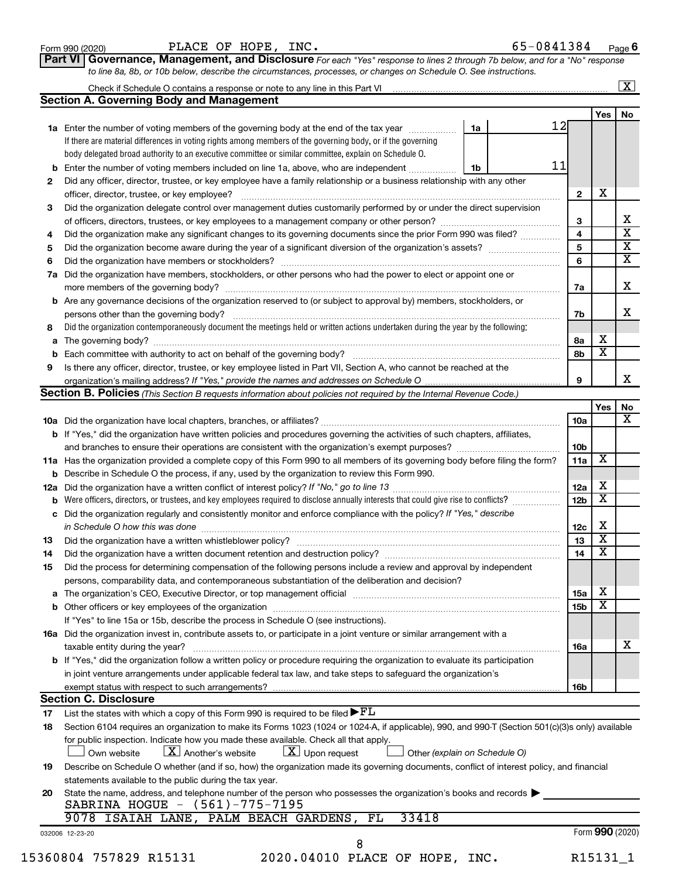Form 990 (2020) PLACE OF HOPE, INC. 65-0841384 Page 6

**Part VI Governance, Management, and Disclosure** *For each "Yes" response to lines 2 through 7b below, and for a "No" response to line 8a, 8b, or 10b below, describe the circumstances, processes, or changes on Schedule O. See instructions.*

Check if Schedule O contains a response or note to any line in this Part VI [X]

## Section A. Governing Body and Management

| | | | | | Yes | No |
|---|---|---|---|---|---|---|
| **1a** | Enter the number of voting members of the governing body at the end of the tax year. If there are material differences in voting rights among members of the governing body, or if the governing body delegated broad authority to an executive committee or similar committee, explain on Schedule O. | 1a | 12 | | | |
| **b** | Enter the number of voting members included on line 1a, above, who are independent | 1b | 11 | | | |
| **2** | Did any officer, director, trustee, or key employee have a family relationship or a business relationship with any other officer, director, trustee, or key employee? | | | 2 | X | |
| **3** | Did the organization delegate control over management duties customarily performed by or under the direct supervision of officers, directors, trustees, or key employees to a management company or other person? | | | 3 | | X |
| **4** | Did the organization make any significant changes to its governing documents since the prior Form 990 was filed? | | | 4 | | X |
| **5** | Did the organization become aware during the year of a significant diversion of the organization's assets? | | | 5 | | X |
| **6** | Did the organization have members or stockholders? | | | 6 | | X |
| **7a** | Did the organization have members, stockholders, or other persons who had the power to elect or appoint one or more members of the governing body? | | | 7a | | X |
| **b** | Are any governance decisions of the organization reserved to (or subject to approval by) members, stockholders, or persons other than the governing body? | | | 7b | | X |
| **8** | Did the organization contemporaneously document the meetings held or written actions undertaken during the year by the following: | | | | | |
| **a** | The governing body? | | | 8a | X | |
| **b** | Each committee with authority to act on behalf of the governing body? | | | 8b | X | |
| **9** | Is there any officer, director, trustee, or key employee listed in Part VII, Section A, who cannot be reached at the organization's mailing address? *If "Yes," provide the names and addresses on Schedule O* | | | 9 | | X |

## Section B. Policies *(This Section B requests information about policies not required by the Internal Revenue Code.)*

| | | | Yes | No |
|---|---|---|---|---|
| **10a** | Did the organization have local chapters, branches, or affiliates? | 10a | | X |
| **b** | If "Yes," did the organization have written policies and procedures governing the activities of such chapters, affiliates, and branches to ensure their operations are consistent with the organization's exempt purposes? | 10b | | |
| **11a** | Has the organization provided a complete copy of this Form 990 to all members of its governing body before filing the form? | 11a | X | |
| **b** | Describe in Schedule O the process, if any, used by the organization to review this Form 990. | | | |
| **12a** | Did the organization have a written conflict of interest policy? *If "No," go to line 13* | 12a | X | |
| **b** | Were officers, directors, or trustees, and key employees required to disclose annually interests that could give rise to conflicts? | 12b | X | |
| **c** | Did the organization regularly and consistently monitor and enforce compliance with the policy? *If "Yes," describe in Schedule O how this was done* | 12c | X | |
| **13** | Did the organization have a written whistleblower policy? | 13 | X | |
| **14** | Did the organization have a written document retention and destruction policy? | 14 | X | |
| **15** | Did the process for determining compensation of the following persons include a review and approval by independent persons, comparability data, and contemporaneous substantiation of the deliberation and decision? | | | |
| **a** | The organization's CEO, Executive Director, or top management official | 15a | X | |
| **b** | Other officers or key employees of the organization | 15b | X | |
| | If "Yes" to line 15a or 15b, describe the process in Schedule O (see instructions). | | | |
| **16a** | Did the organization invest in, contribute assets to, or participate in a joint venture or similar arrangement with a taxable entity during the year? | 16a | | X |
| **b** | If "Yes," did the organization follow a written policy or procedure requiring the organization to evaluate its participation in joint venture arrangements under applicable federal tax law, and take steps to safeguard the organization's exempt status with respect to such arrangements? | 16b | | |

## Section C. Disclosure

**17** List the states with which a copy of this Form 990 is required to be filed ▶ FL

**18** Section 6104 requires an organization to make its Forms 1023 (1024 or 1024-A, if applicable), 990, and 990-T (Section 501(c)(3)s only) available for public inspection. Indicate how you made these available. Check all that apply.

[ ] Own website [X] Another's website [X] Upon request [ ] Other *(explain on Schedule O)*

**19** Describe on Schedule O whether (and if so, how) the organization made its governing documents, conflict of interest policy, and financial statements available to the public during the tax year.

**20** State the name, address, and telephone number of the person who possesses the organization's books and records ▶

SABRINA HOGUE - (561)-775-7195
9078 ISAIAH LANE, PALM BEACH GARDENS, FL 33418

032006 12-23-20 Form **990** (2020)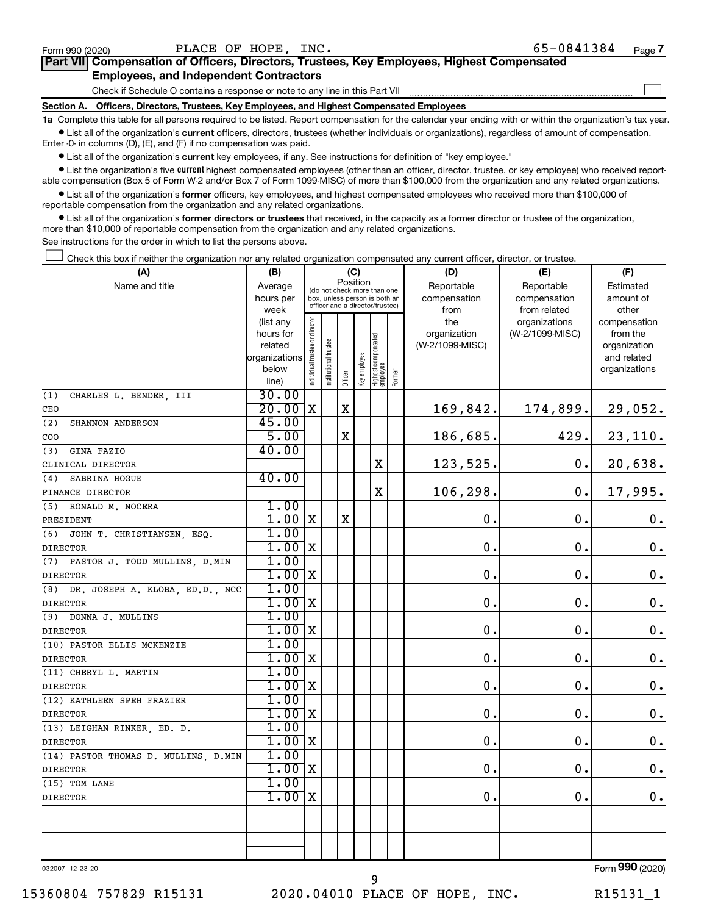Form 990 (2020) PLACE OF HOPE, INC. 65-0841384

## Part VII Compensation of Officers, Directors, Trustees, Key Employees, Highest Compensated Employees, and Independent Contractors

Check if Schedule O contains a response or note to any line in this Part VII

### Section A. Officers, Directors, Trustees, Key Employees, and Highest Compensated Employees

**1a** Complete this table for all persons required to be listed. Report compensation for the calendar year ending with or within the organization's tax year.

- List all of the organization's **current** officers, directors, trustees (whether individuals or organizations), regardless of amount of compensation. Enter -0- in columns (D), (E), and (F) if no compensation was paid.
- List all of the organization's **current** key employees, if any. See instructions for definition of "key employee."
- List the organization's five **current** highest compensated employees (other than an officer, director, trustee, or key employee) who received reportable compensation (Box 5 of Form W-2 and/or Box 7 of Form 1099-MISC) of more than $100,000 from the organization and any related organizations.
- List all of the organization's **former** officers, key employees, and highest compensated employees who received more than $100,000 of reportable compensation from the organization and any related organizations.
- List all of the organization's **former directors or trustees** that received, in the capacity as a former director or trustee of the organization, more than $10,000 of reportable compensation from the organization and any related organizations.

See instructions for the order in which to list the persons above.

Check this box if neither the organization nor any related organization compensated any current officer, director, or trustee.

| (A) Name and title | (B) Average hours per week (list any hours for related organizations below line) | (C) Position: Individual trustee or director | Institutional trustee | Officer | Key employee | Highest compensated employee | Former | (D) Reportable compensation from the organization (W-2/1099-MISC) | (E) Reportable compensation from related organizations (W-2/1099-MISC) | (F) Estimated amount of other compensation from the organization and related organizations |
|---|---|---|---|---|---|---|---|---|---|---|
| (1) CHARLES L. BENDER, III<br>CEO | 30.00<br>20.00 | X | | X | | | | 169,842. | 174,899. | 29,052. |
| (2) SHANNON ANDERSON<br>COO | 45.00<br>5.00 | | | X | | | | 186,685. | 429. | 23,110. |
| (3) GINA FAZIO<br>CLINICAL DIRECTOR | 40.00 | | | | | X | | 123,525. | 0. | 20,638. |
| (4) SABRINA HOGUE<br>FINANCE DIRECTOR | 40.00 | | | | | X | | 106,298. | 0. | 17,995. |
| (5) RONALD M. NOCERA<br>PRESIDENT | 1.00<br>1.00 | X | | X | | | | 0. | 0. | 0. |
| (6) JOHN T. CHRISTIANSEN, ESQ.<br>DIRECTOR | 1.00<br>1.00 | X | | | | | | 0. | 0. | 0. |
| (7) PASTOR J. TODD MULLINS, D.MIN<br>DIRECTOR | 1.00<br>1.00 | X | | | | | | 0. | 0. | 0. |
| (8) DR. JOSEPH A. KLOBA, ED.D., NCC<br>DIRECTOR | 1.00<br>1.00 | X | | | | | | 0. | 0. | 0. |
| (9) DONNA J. MULLINS<br>DIRECTOR | 1.00<br>1.00 | X | | | | | | 0. | 0. | 0. |
| (10) PASTOR ELLIS MCKENZIE<br>DIRECTOR | 1.00<br>1.00 | X | | | | | | 0. | 0. | 0. |
| (11) CHERYL L. MARTIN<br>DIRECTOR | 1.00<br>1.00 | X | | | | | | 0. | 0. | 0. |
| (12) KATHLEEN SPEH FRAZIER<br>DIRECTOR | 1.00<br>1.00 | X | | | | | | 0. | 0. | 0. |
| (13) LEIGHAN RINKER, ED. D.<br>DIRECTOR | 1.00<br>1.00 | X | | | | | | 0. | 0. | 0. |
| (14) PASTOR THOMAS D. MULLINS, D.MIN<br>DIRECTOR | 1.00<br>1.00 | X | | | | | | 0. | 0. | 0. |
| (15) TOM LANE<br>DIRECTOR | 1.00<br>1.00 | X | | | | | | 0. | 0. | 0. |

032007 12-23-20 Form 990 (2020)

15360804 757829 R15131 2020.04010 PLACE OF HOPE, INC. R15131_1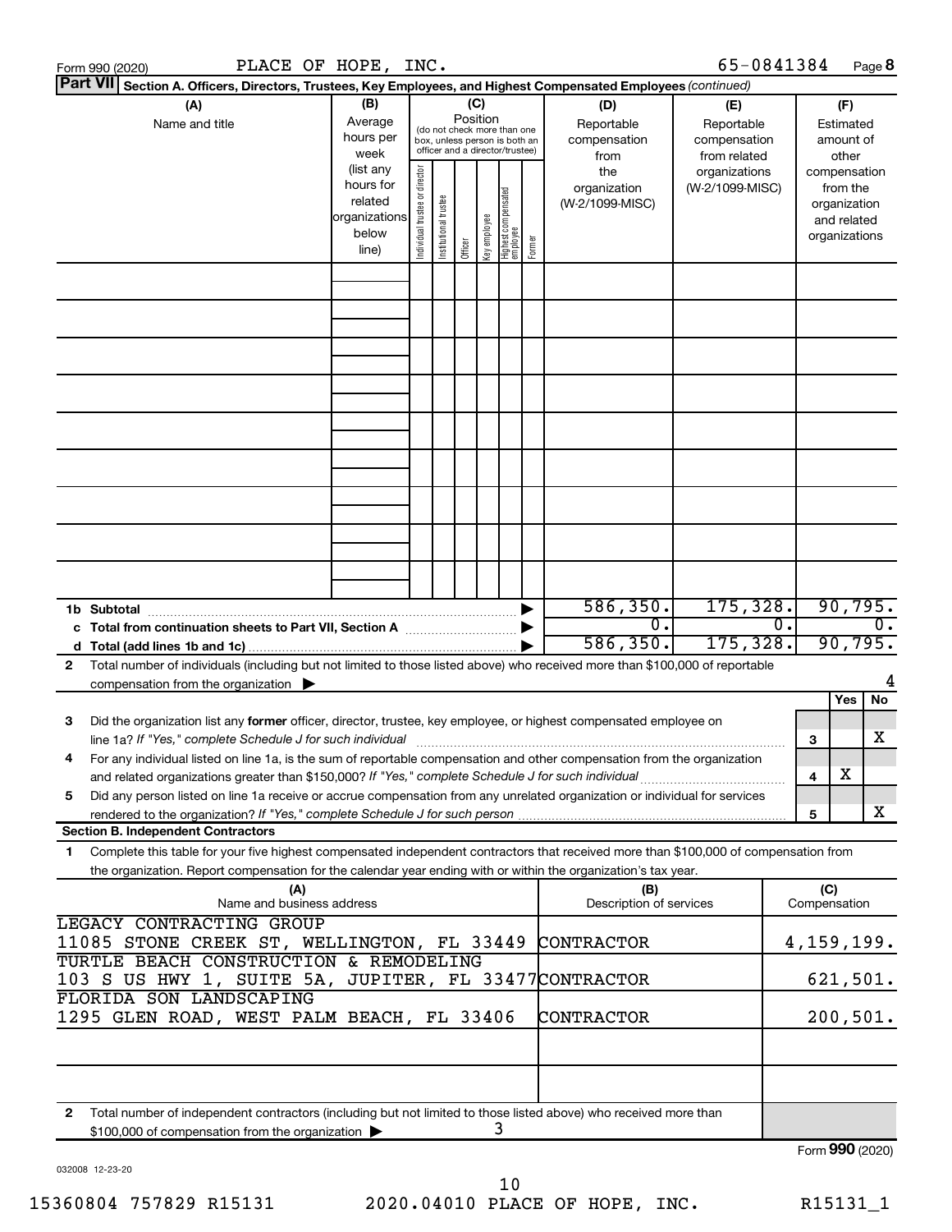Form 990 (2020) PLACE OF HOPE, INC. 65-0841384 Page **8**

**Part VII** **Section A. Officers, Directors, Trustees, Key Employees, and Highest Compensated Employees** *(continued)*

| (A) Name and title | (B) Average hours per week (list any hours for related organizations below line) | (C) Position (do not check more than one box, unless person is both an officer and a director/trustee): Individual trustee or director | Institutional trustee | Officer | Key employee | Highest compensated employee | Former | (D) Reportable compensation from the organization (W-2/1099-MISC) | (E) Reportable compensation from related organizations (W-2/1099-MISC) | (F) Estimated amount of other compensation from the organization and related organizations |
|---|---|---|---|---|---|---|---|---|---|---|
| | | | | | | | | | | |
| | | | | | | | | | | |
| | | | | | | | | | | |
| | | | | | | | | | | |
| | | | | | | | | | | |
| | | | | | | | | | | |
| | | | | | | | | | | |
| | | | | | | | | | | |
| | | | | | | | | | | |
| **1b Subtotal** | | | | | | | | 586,350. | 175,328. | 90,795. |
| **c Total from continuation sheets to Part VII, Section A** | | | | | | | | 0. | 0. | 0. |
| **d Total (add lines 1b and 1c)** | | | | | | | | 586,350. | 175,328. | 90,795. |

**2** Total number of individuals (including but not limited to those listed above) who received more than $100,000 of reportable compensation from the organization ▶ 4

| | | | Yes | No |
|---|---|---|---|---|
| **3** | Did the organization list any **former** officer, director, trustee, key employee, or highest compensated employee on line 1a? *If "Yes," complete Schedule J for such individual* | 3 | | X |
| **4** | For any individual listed on line 1a, is the sum of reportable compensation and other compensation from the organization and related organizations greater than $150,000? *If "Yes," complete Schedule J for such individual* | 4 | X | |
| **5** | Did any person listed on line 1a receive or accrue compensation from any unrelated organization or individual for services rendered to the organization? *If "Yes," complete Schedule J for such person* | 5 | | X |

**Section B. Independent Contractors**

**1** Complete this table for your five highest compensated independent contractors that received more than $100,000 of compensation from the organization. Report compensation for the calendar year ending with or within the organization's tax year.

| (A) Name and business address | (B) Description of services | (C) Compensation |
|---|---|---|
| LEGACY CONTRACTING GROUP<br>11085 STONE CREEK ST, WELLINGTON, FL 33449 | CONTRACTOR | 4,159,199. |
| TURTLE BEACH CONSTRUCTION & REMODELING<br>103 S US HWY 1, SUITE 5A, JUPITER, FL 33477 | CONTRACTOR | 621,501. |
| FLORIDA SON LANDSCAPING<br>1295 GLEN ROAD, WEST PALM BEACH, FL 33406 | CONTRACTOR | 200,501. |
| | | |
| | | |

**2** Total number of independent contractors (including but not limited to those listed above) who received more than $100,000 of compensation from the organization ▶ 3

Form **990** (2020)

032008 12-23-20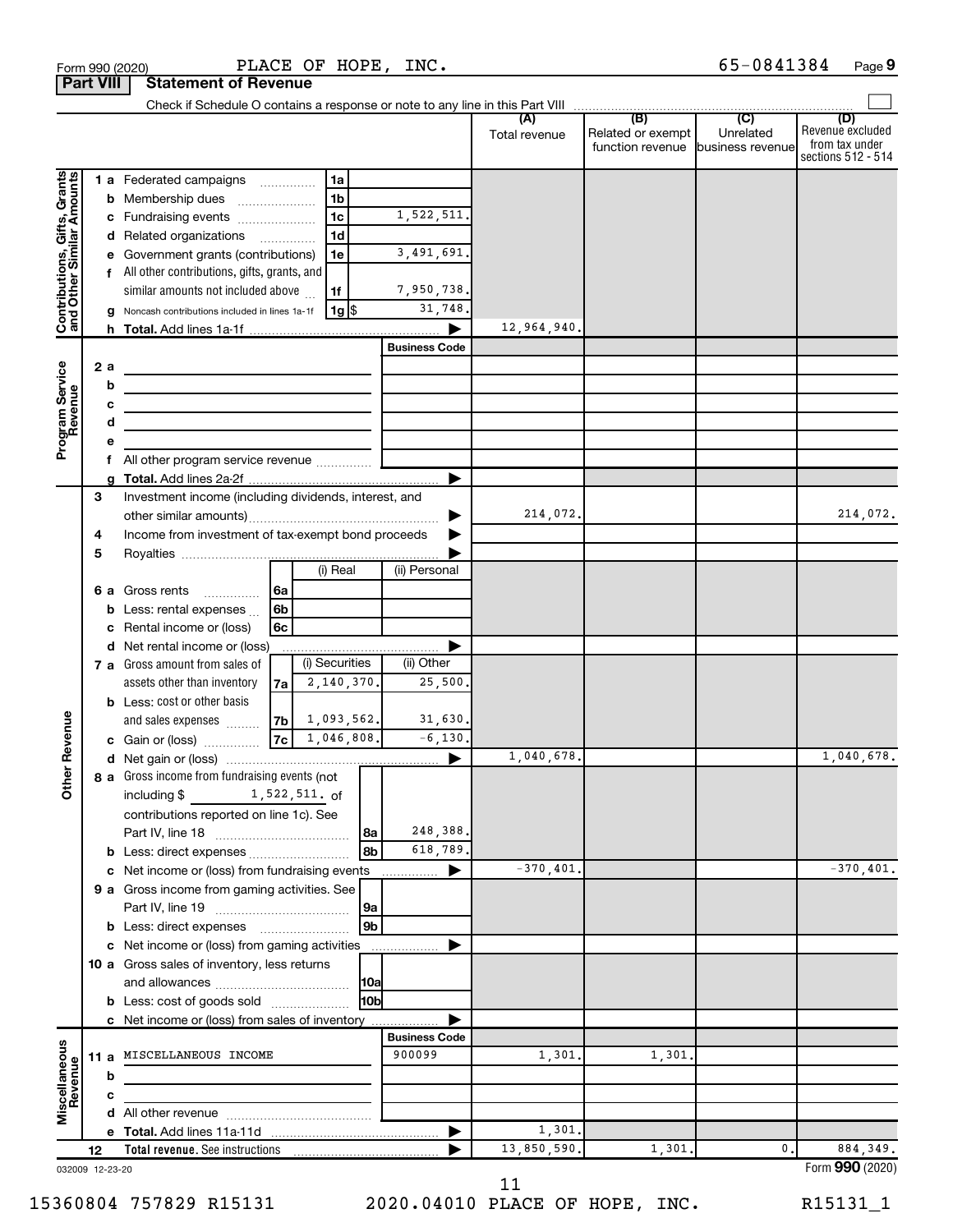Form 990 (2020) PLACE OF HOPE, INC. 65-0841384 Page 9

**Part VIII Statement of Revenue**

Check if Schedule O contains a response or note to any line in this Part VIII

| | | | | (A) Total revenue | (B) Related or exempt function revenue | (C) Unrelated business revenue | (D) Revenue excluded from tax under sections 512 - 514 |
|---|---|---|---|---|---|---|---|
| Contributions, Gifts, Grants and Other Similar Amounts | 1 a Federated campaigns | 1a | | | | | |
| | b Membership dues | 1b | | | | | |
| | c Fundraising events | 1c | 1,522,511. | | | | |
| | d Related organizations | 1d | | | | | |
| | e Government grants (contributions) | 1e | 3,491,691. | | | | |
| | f All other contributions, gifts, grants, and similar amounts not included above | 1f | 7,950,738. | | | | |
| | g Noncash contributions included in lines 1a-1f | 1g $ | 31,748. | | | | |
| | h Total. Add lines 1a-1f | | ▶ | 12,964,940. | | | |
| Program Service Revenue | | | Business Code | | | | |
| | 2 a | | | | | | |
| | b | | | | | | |
| | c | | | | | | |
| | d | | | | | | |
| | e | | | | | | |
| | f All other program service revenue | | | | | | |
| | g Total. Add lines 2a-2f | | ▶ | | | | |
| Other Revenue | 3 Investment income (including dividends, interest, and other similar amounts) | | ▶ | 214,072. | | | 214,072. |
| | 4 Income from investment of tax-exempt bond proceeds | | ▶ | | | | |
| | 5 Royalties | | ▶ | | | | |
| | | (i) Real | (ii) Personal | | | | |
| | 6 a Gross rents 6a | | | | | | |
| | b Less: rental expenses 6b | | | | | | |
| | c Rental income or (loss) 6c | | | | | | |
| | d Net rental income or (loss) | | ▶ | | | | |
| | 7 a Gross amount from sales of assets other than inventory 7a | (i) Securities 2,140,370. | (ii) Other 25,500. | | | | |
| | b Less: cost or other basis and sales expenses 7b | 1,093,562. | 31,630. | | | | |
| | c Gain or (loss) 7c | 1,046,808. | -6,130. | | | | |
| | d Net gain or (loss) | | ▶ | 1,040,678. | | | 1,040,678. |
| | 8 a Gross income from fundraising events (not including $ 1,522,511. of contributions reported on line 1c). See Part IV, line 18 | 8a | 248,388. | | | | |
| | b Less: direct expenses | 8b | 618,789. | | | | |
| | c Net income or (loss) from fundraising events | | ▶ | -370,401. | | | -370,401. |
| | 9 a Gross income from gaming activities. See Part IV, line 19 | 9a | | | | | |
| | b Less: direct expenses | 9b | | | | | |
| | c Net income or (loss) from gaming activities | | ▶ | | | | |
| | 10 a Gross sales of inventory, less returns and allowances | 10a | | | | | |
| | b Less: cost of goods sold | 10b | | | | | |
| | c Net income or (loss) from sales of inventory | | ▶ | | | | |
| Miscellaneous Revenue | | | Business Code | | | | |
| | 11 a MISCELLANEOUS INCOME | | 900099 | 1,301. | 1,301. | | |
| | b | | | | | | |
| | c | | | | | | |
| | d All other revenue | | | | | | |
| | e Total. Add lines 11a-11d | | ▶ | 1,301. | | | |
| | 12 Total revenue. See instructions | | ▶ | 13,850,590. | 1,301. | 0. | 884,349. |

032009 12-23-20 Form 990 (2020)

15360804 757829 R15131 2020.04010 PLACE OF HOPE, INC. R15131_1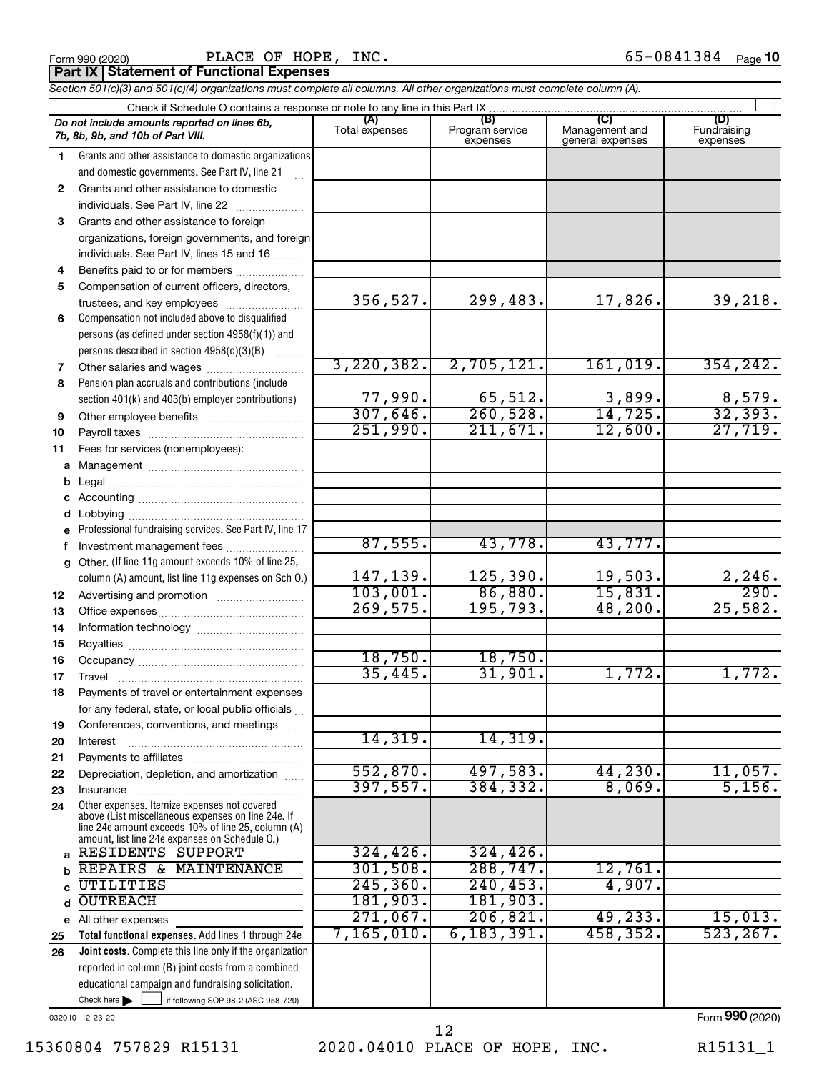Form 990 (2020) PLACE OF HOPE, INC. 65-0841384 Page 10

## Part IX Statement of Functional Expenses

*Section 501(c)(3) and 501(c)(4) organizations must complete all columns. All other organizations must complete column (A).*

Check if Schedule O contains a response or note to any line in this Part IX ☐

| *Do not include amounts reported on lines 6b, 7b, 8b, 9b, and 10b of Part VIII.* | (A) Total expenses | (B) Program service expenses | (C) Management and general expenses | (D) Fundraising expenses |
|---|---|---|---|---|
| 1 Grants and other assistance to domestic organizations and domestic governments. See Part IV, line 21 | | | | |
| 2 Grants and other assistance to domestic individuals. See Part IV, line 22 | | | | |
| 3 Grants and other assistance to foreign organizations, foreign governments, and foreign individuals. See Part IV, lines 15 and 16 | | | | |
| 4 Benefits paid to or for members | | | | |
| 5 Compensation of current officers, directors, trustees, and key employees | 356,527. | 299,483. | 17,826. | 39,218. |
| 6 Compensation not included above to disqualified persons (as defined under section 4958(f)(1)) and persons described in section 4958(c)(3)(B) | | | | |
| 7 Other salaries and wages | 3,220,382. | 2,705,121. | 161,019. | 354,242. |
| 8 Pension plan accruals and contributions (include section 401(k) and 403(b) employer contributions) | 77,990. | 65,512. | 3,899. | 8,579. |
| 9 Other employee benefits | 307,646. | 260,528. | 14,725. | 32,393. |
| 10 Payroll taxes | 251,990. | 211,671. | 12,600. | 27,719. |
| 11 Fees for services (nonemployees): | | | | |
| a Management | | | | |
| b Legal | | | | |
| c Accounting | | | | |
| d Lobbying | | | | |
| e Professional fundraising services. See Part IV, line 17 | | | | |
| f Investment management fees | 87,555. | 43,778. | 43,777. | |
| g Other. (If line 11g amount exceeds 10% of line 25, column (A) amount, list line 11g expenses on Sch O.) | 147,139. | 125,390. | 19,503. | 2,246. |
| 12 Advertising and promotion | 103,001. | 86,880. | 15,831. | 290. |
| 13 Office expenses | 269,575. | 195,793. | 48,200. | 25,582. |
| 14 Information technology | | | | |
| 15 Royalties | | | | |
| 16 Occupancy | 18,750. | 18,750. | | |
| 17 Travel | 35,445. | 31,901. | 1,772. | 1,772. |
| 18 Payments of travel or entertainment expenses for any federal, state, or local public officials | | | | |
| 19 Conferences, conventions, and meetings | | | | |
| 20 Interest | 14,319. | 14,319. | | |
| 21 Payments to affiliates | | | | |
| 22 Depreciation, depletion, and amortization | 552,870. | 497,583. | 44,230. | 11,057. |
| 23 Insurance | 397,557. | 384,332. | 8,069. | 5,156. |
| 24 Other expenses. Itemize expenses not covered above (List miscellaneous expenses on line 24e. If line 24e amount exceeds 10% of line 25, column (A) amount, list line 24e expenses on Schedule O.) | | | | |
| a RESIDENTS SUPPORT | 324,426. | 324,426. | | |
| b REPAIRS & MAINTENANCE | 301,508. | 288,747. | 12,761. | |
| c UTILITIES | 245,360. | 240,453. | 4,907. | |
| d OUTREACH | 181,903. | 181,903. | | |
| e All other expenses | 271,067. | 206,821. | 49,233. | 15,013. |
| 25 **Total functional expenses.** Add lines 1 through 24e | 7,165,010. | 6,183,391. | 458,352. | 523,267. |
| 26 **Joint costs.** Complete this line only if the organization reported in column (B) joint costs from a combined educational campaign and fundraising solicitation. Check here ☐ if following SOP 98-2 (ASC 958-720) | | | | |

032010 12-23-20

Form **990** (2020)

15360804 757829 R15131 2020.04010 PLACE OF HOPE, INC. R15131_1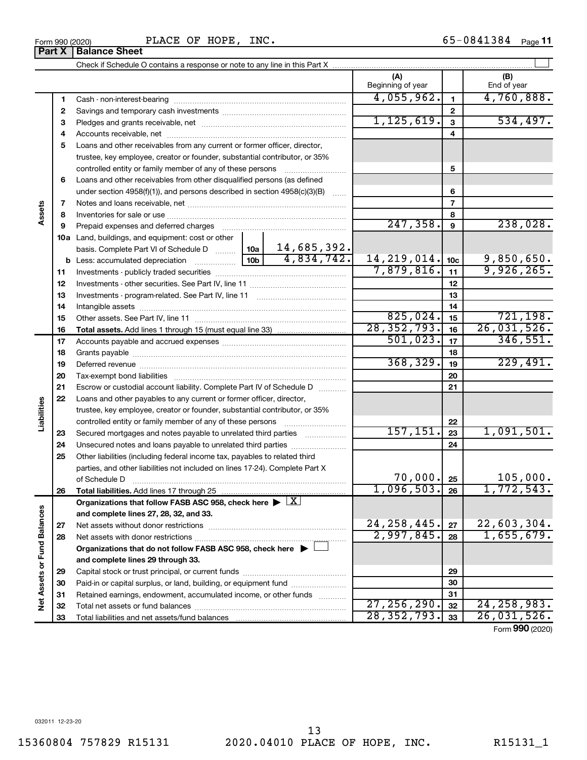Form 990 (2020) PLACE OF HOPE, INC. 65-0841384

## Part X | Balance Sheet

Check if Schedule O contains a response or note to any line in this Part X ☐

| | | | | (A) Beginning of year | | (B) End of year |
|---|---|---|---|---|---|---|
| Assets | 1 | Cash - non-interest-bearing | | 4,055,962. | 1 | 4,760,888. |
| | 2 | Savings and temporary cash investments | | | 2 | |
| | 3 | Pledges and grants receivable, net | | 1,125,619. | 3 | 534,497. |
| | 4 | Accounts receivable, net | | | 4 | |
| | 5 | Loans and other receivables from any current or former officer, director, trustee, key employee, creator or founder, substantial contributor, or 35% controlled entity or family member of any of these persons | | | 5 | |
| | 6 | Loans and other receivables from other disqualified persons (as defined under section 4958(f)(1)), and persons described in section 4958(c)(3)(B) | | | 6 | |
| | 7 | Notes and loans receivable, net | | | 7 | |
| | 8 | Inventories for sale or use | | | 8 | |
| | 9 | Prepaid expenses and deferred charges | | 247,358. | 9 | 238,028. |
| | 10a | Land, buildings, and equipment: cost or other basis. Complete Part VI of Schedule D | 10a 14,685,392. | | | |
| | b | Less: accumulated depreciation | 10b 4,834,742. | 14,219,014. | 10c | 9,850,650. |
| | 11 | Investments - publicly traded securities | | 7,879,816. | 11 | 9,926,265. |
| | 12 | Investments - other securities. See Part IV, line 11 | | | 12 | |
| | 13 | Investments - program-related. See Part IV, line 11 | | | 13 | |
| | 14 | Intangible assets | | | 14 | |
| | 15 | Other assets. See Part IV, line 11 | | 825,024. | 15 | 721,198. |
| | 16 | **Total assets.** Add lines 1 through 15 (must equal line 33) | | 28,352,793. | 16 | 26,031,526. |
| Liabilities | 17 | Accounts payable and accrued expenses | | 501,023. | 17 | 346,551. |
| | 18 | Grants payable | | | 18 | |
| | 19 | Deferred revenue | | 368,329. | 19 | 229,491. |
| | 20 | Tax-exempt bond liabilities | | | 20 | |
| | 21 | Escrow or custodial account liability. Complete Part IV of Schedule D | | | 21 | |
| | 22 | Loans and other payables to any current or former officer, director, trustee, key employee, creator or founder, substantial contributor, or 35% controlled entity or family member of any of these persons | | | 22 | |
| | 23 | Secured mortgages and notes payable to unrelated third parties | | 157,151. | 23 | 1,091,501. |
| | 24 | Unsecured notes and loans payable to unrelated third parties | | | 24 | |
| | 25 | Other liabilities (including federal income tax, payables to related third parties, and other liabilities not included on lines 17-24). Complete Part X of Schedule D | | 70,000. | 25 | 105,000. |
| | 26 | **Total liabilities.** Add lines 17 through 25 | | 1,096,503. | 26 | 1,772,543. |
| Net Assets or Fund Balances | | **Organizations that follow FASB ASC 958, check here** ☒ **and complete lines 27, 28, 32, and 33.** | | | | |
| | 27 | Net assets without donor restrictions | | 24,258,445. | 27 | 22,603,304. |
| | 28 | Net assets with donor restrictions | | 2,997,845. | 28 | 1,655,679. |
| | | **Organizations that do not follow FASB ASC 958, check here** ☐ **and complete lines 29 through 33.** | | | | |
| | 29 | Capital stock or trust principal, or current funds | | | 29 | |
| | 30 | Paid-in or capital surplus, or land, building, or equipment fund | | | 30 | |
| | 31 | Retained earnings, endowment, accumulated income, or other funds | | | 31 | |
| | 32 | Total net assets or fund balances | | 27,256,290. | 32 | 24,258,983. |
| | 33 | Total liabilities and net assets/fund balances | | 28,352,793. | 33 | 26,031,526. |

Form **990** (2020)

032011 12-23-20

15360804 757829 R15131 2020.04010 PLACE OF HOPE, INC. R15131_1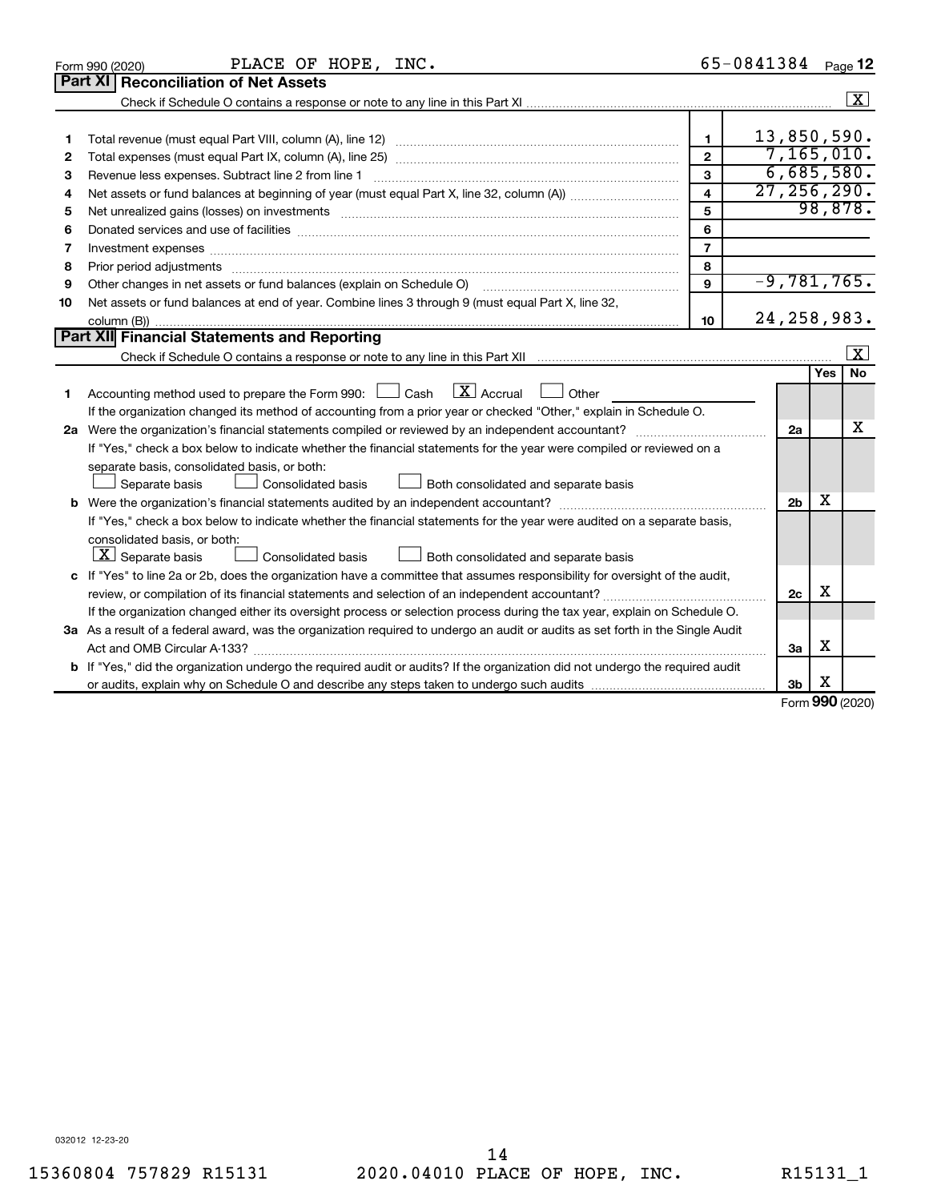Form 990 (2020) PLACE OF HOPE, INC. 65-0841384 Page **12**

## Part XI Reconciliation of Net Assets

Check if Schedule O contains a response or note to any line in this Part XI ..... [X]

| | | | |
|---|---|---|---|
| 1 | Total revenue (must equal Part VIII, column (A), line 12) | 1 | 13,850,590. |
| 2 | Total expenses (must equal Part IX, column (A), line 25) | 2 | 7,165,010. |
| 3 | Revenue less expenses. Subtract line 2 from line 1 | 3 | 6,685,580. |
| 4 | Net assets or fund balances at beginning of year (must equal Part X, line 32, column (A)) | 4 | 27,256,290. |
| 5 | Net unrealized gains (losses) on investments | 5 | 98,878. |
| 6 | Donated services and use of facilities | 6 | |
| 7 | Investment expenses | 7 | |
| 8 | Prior period adjustments | 8 | |
| 9 | Other changes in net assets or fund balances (explain on Schedule O) | 9 | -9,781,765. |
| 10 | Net assets or fund balances at end of year. Combine lines 3 through 9 (must equal Part X, line 32, column (B)) | 10 | 24,258,983. |

## Part XII Financial Statements and Reporting

Check if Schedule O contains a response or note to any line in this Part XII ..... [X]

| | | | Yes | No |
|---|---|---|---|---|
| 1 | Accounting method used to prepare the Form 990: [ ] Cash [X] Accrual [ ] Other ______<br>If the organization changed its method of accounting from a prior year or checked "Other," explain in Schedule O. | | | |
| 2a | Were the organization's financial statements compiled or reviewed by an independent accountant?<br>If "Yes," check a box below to indicate whether the financial statements for the year were compiled or reviewed on a separate basis, consolidated basis, or both:<br>[ ] Separate basis [ ] Consolidated basis [ ] Both consolidated and separate basis | 2a | | X |
| b | Were the organization's financial statements audited by an independent accountant?<br>If "Yes," check a box below to indicate whether the financial statements for the year were audited on a separate basis, consolidated basis, or both:<br>[X] Separate basis [ ] Consolidated basis [ ] Both consolidated and separate basis | 2b | X | |
| c | If "Yes" to line 2a or 2b, does the organization have a committee that assumes responsibility for oversight of the audit, review, or compilation of its financial statements and selection of an independent accountant?<br>If the organization changed either its oversight process or selection process during the tax year, explain on Schedule O. | 2c | X | |
| 3a | As a result of a federal award, was the organization required to undergo an audit or audits as set forth in the Single Audit Act and OMB Circular A-133? | 3a | X | |
| b | If "Yes," did the organization undergo the required audit or audits? If the organization did not undergo the required audit or audits, explain why on Schedule O and describe any steps taken to undergo such audits | 3b | X | |

Form **990** (2020)

032012 12-23-20

15360804 757829 R15131 2020.04010 PLACE OF HOPE, INC. R15131_1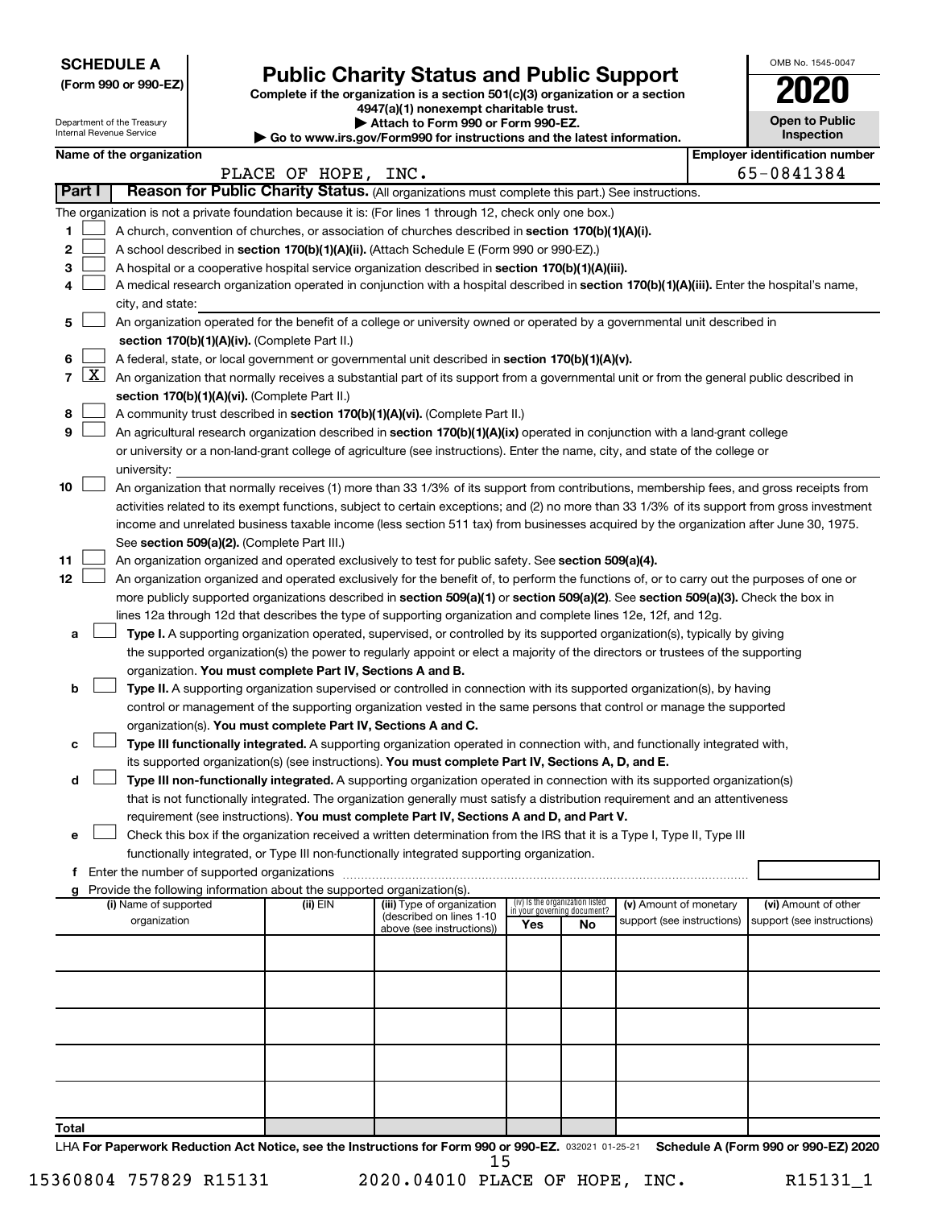**SCHEDULE A**
**(Form 990 or 990-EZ)**

Department of the Treasury
Internal Revenue Service

# Public Charity Status and Public Support

**Complete if the organization is a section 501(c)(3) organization or a section 4947(a)(1) nonexempt charitable trust.**
**▶ Attach to Form 990 or Form 990-EZ.**
**▶ Go to www.irs.gov/Form990 for instructions and the latest information.**

OMB No. 1545-0047
**2020**
**Open to Public Inspection**

**Name of the organization:** PLACE OF HOPE, INC.
**Employer identification number:** 65-0841384

## Part I — Reason for Public Charity Status. (All organizations must complete this part.) See instructions.

The organization is not a private foundation because it is: (For lines 1 through 12, check only one box.)

1. [ ] A church, convention of churches, or association of churches described in **section 170(b)(1)(A)(i).**
2. [ ] A school described in **section 170(b)(1)(A)(ii).** (Attach Schedule E (Form 990 or 990-EZ).)
3. [ ] A hospital or a cooperative hospital service organization described in **section 170(b)(1)(A)(iii).**
4. [ ] A medical research organization operated in conjunction with a hospital described in **section 170(b)(1)(A)(iii).** Enter the hospital's name, city, and state: ______
5. [ ] An organization operated for the benefit of a college or university owned or operated by a governmental unit described in **section 170(b)(1)(A)(iv).** (Complete Part II.)
6. [ ] A federal, state, or local government or governmental unit described in **section 170(b)(1)(A)(v).**
7. [X] An organization that normally receives a substantial part of its support from a governmental unit or from the general public described in **section 170(b)(1)(A)(vi).** (Complete Part II.)
8. [ ] A community trust described in **section 170(b)(1)(A)(vi).** (Complete Part II.)
9. [ ] An agricultural research organization described in **section 170(b)(1)(A)(ix)** operated in conjunction with a land-grant college or university or a non-land-grant college of agriculture (see instructions). Enter the name, city, and state of the college or university: ______
10. [ ] An organization that normally receives (1) more than 33 1/3% of its support from contributions, membership fees, and gross receipts from activities related to its exempt functions, subject to certain exceptions; and (2) no more than 33 1/3% of its support from gross investment income and unrelated business taxable income (less section 511 tax) from businesses acquired by the organization after June 30, 1975. See **section 509(a)(2).** (Complete Part III.)
11. [ ] An organization organized and operated exclusively to test for public safety. See **section 509(a)(4).**
12. [ ] An organization organized and operated exclusively for the benefit of, to perform the functions of, or to carry out the purposes of one or more publicly supported organizations described in **section 509(a)(1)** or **section 509(a)(2)**. See **section 509(a)(3).** Check the box in lines 12a through 12d that describes the type of supporting organization and complete lines 12e, 12f, and 12g.
   - **a** [ ] **Type I.** A supporting organization operated, supervised, or controlled by its supported organization(s), typically by giving the supported organization(s) the power to regularly appoint or elect a majority of the directors or trustees of the supporting organization. **You must complete Part IV, Sections A and B.**
   - **b** [ ] **Type II.** A supporting organization supervised or controlled in connection with its supported organization(s), by having control or management of the supporting organization vested in the same persons that control or manage the supported organization(s). **You must complete Part IV, Sections A and C.**
   - **c** [ ] **Type III functionally integrated.** A supporting organization operated in connection with, and functionally integrated with, its supported organization(s) (see instructions). **You must complete Part IV, Sections A, D, and E.**
   - **d** [ ] **Type III non-functionally integrated.** A supporting organization operated in connection with its supported organization(s) that is not functionally integrated. The organization generally must satisfy a distribution requirement and an attentiveness requirement (see instructions). **You must complete Part IV, Sections A and D, and Part V.**
   - **e** [ ] Check this box if the organization received a written determination from the IRS that it is a Type I, Type II, Type III functionally integrated, or Type III non-functionally integrated supporting organization.
   - **f** Enter the number of supported organizations ______
   - **g** Provide the following information about the supported organization(s).

| (i) Name of supported organization | (ii) EIN | (iii) Type of organization (described on lines 1-10 above (see instructions)) | (iv) Is the organization listed in your governing document? Yes | No | (v) Amount of monetary support (see instructions) | (vi) Amount of other support (see instructions) |
|---|---|---|---|---|---|---|
| | | | | | | |
| | | | | | | |
| | | | | | | |
| | | | | | | |
| | | | | | | |
| **Total** | | | | | | |

LHA **For Paperwork Reduction Act Notice, see the Instructions for Form 990 or 990-EZ.** 032021 01-25-21 **Schedule A (Form 990 or 990-EZ) 2020**

15360804 757829 R15131 2020.04010 PLACE OF HOPE, INC. R15131_1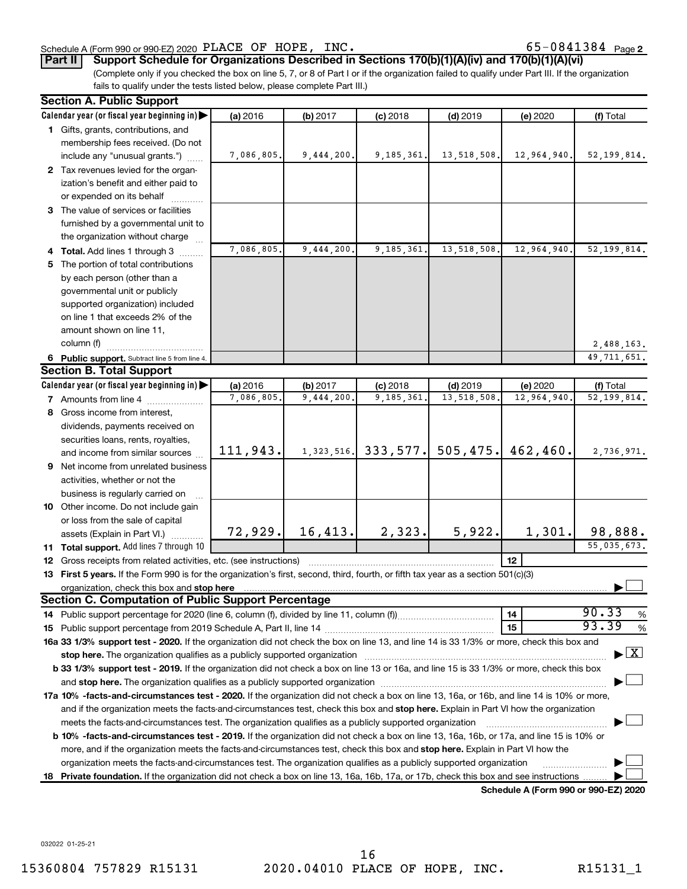Schedule A (Form 990 or 990-EZ) 2020 PLACE OF HOPE, INC. 65-0841384 Page 2

**Part II Support Schedule for Organizations Described in Sections 170(b)(1)(A)(iv) and 170(b)(1)(A)(vi)**

(Complete only if you checked the box on line 5, 7, or 8 of Part I or if the organization failed to qualify under Part III. If the organization fails to qualify under the tests listed below, please complete Part III.)

## Section A. Public Support

| Calendar year (or fiscal year beginning in) | (a) 2016 | (b) 2017 | (c) 2018 | (d) 2019 | (e) 2020 | (f) Total |
|---|---|---|---|---|---|---|
| 1 Gifts, grants, contributions, and membership fees received. (Do not include any "unusual grants.") | 7,086,805. | 9,444,200. | 9,185,361. | 13,518,508. | 12,964,940. | 52,199,814. |
| 2 Tax revenues levied for the organization's benefit and either paid to or expended on its behalf | | | | | | |
| 3 The value of services or facilities furnished by a governmental unit to the organization without charge | | | | | | |
| 4 **Total.** Add lines 1 through 3 | 7,086,805. | 9,444,200. | 9,185,361. | 13,518,508. | 12,964,940. | 52,199,814. |
| 5 The portion of total contributions by each person (other than a governmental unit or publicly supported organization) included on line 1 that exceeds 2% of the amount shown on line 11, column (f) | | | | | | 2,488,163. |
| 6 **Public support.** Subtract line 5 from line 4. | | | | | | 49,711,651. |

## Section B. Total Support

| Calendar year (or fiscal year beginning in) | (a) 2016 | (b) 2017 | (c) 2018 | (d) 2019 | (e) 2020 | (f) Total |
|---|---|---|---|---|---|---|
| 7 Amounts from line 4 | 7,086,805. | 9,444,200. | 9,185,361. | 13,518,508. | 12,964,940. | 52,199,814. |
| 8 Gross income from interest, dividends, payments received on securities loans, rents, royalties, and income from similar sources | 111,943. | 1,323,516. | 333,577. | 505,475. | 462,460. | 2,736,971. |
| 9 Net income from unrelated business activities, whether or not the business is regularly carried on | | | | | | |
| 10 Other income. Do not include gain or loss from the sale of capital assets (Explain in Part VI.) | 72,929. | 16,413. | 2,323. | 5,922. | 1,301. | 98,888. |
| 11 **Total support.** Add lines 7 through 10 | | | | | | 55,035,673. |

12 Gross receipts from related activities, etc. (see instructions) | 12 |

13 **First 5 years.** If the Form 990 is for the organization's first, second, third, fourth, or fifth tax year as a section 501(c)(3) organization, check this box and **stop here** ☐

## Section C. Computation of Public Support Percentage

14 Public support percentage for 2020 (line 6, column (f), divided by line 11, column (f)) | 14 | 90.33 %

15 Public support percentage from 2019 Schedule A, Part II, line 14 | 15 | 93.39 %

**16a 33 1/3% support test - 2020.** If the organization did not check the box on line 13, and line 14 is 33 1/3% or more, check this box and **stop here.** The organization qualifies as a publicly supported organization ☒

**b 33 1/3% support test - 2019.** If the organization did not check a box on line 13 or 16a, and line 15 is 33 1/3% or more, check this box and **stop here.** The organization qualifies as a publicly supported organization ☐

**17a 10% -facts-and-circumstances test - 2020.** If the organization did not check a box on line 13, 16a, or 16b, and line 14 is 10% or more, and if the organization meets the facts-and-circumstances test, check this box and **stop here.** Explain in Part VI how the organization meets the facts-and-circumstances test. The organization qualifies as a publicly supported organization ☐

**b 10% -facts-and-circumstances test - 2019.** If the organization did not check a box on line 13, 16a, 16b, or 17a, and line 15 is 10% or more, and if the organization meets the facts-and-circumstances test, check this box and **stop here.** Explain in Part VI how the organization meets the facts-and-circumstances test. The organization qualifies as a publicly supported organization ☐

**18 Private foundation.** If the organization did not check a box on line 13, 16a, 16b, 17a, or 17b, check this box and see instructions ☐

**Schedule A (Form 990 or 990-EZ) 2020**

032022 01-25-21

15360804 757829 R15131 2020.04010 PLACE OF HOPE, INC. R15131_1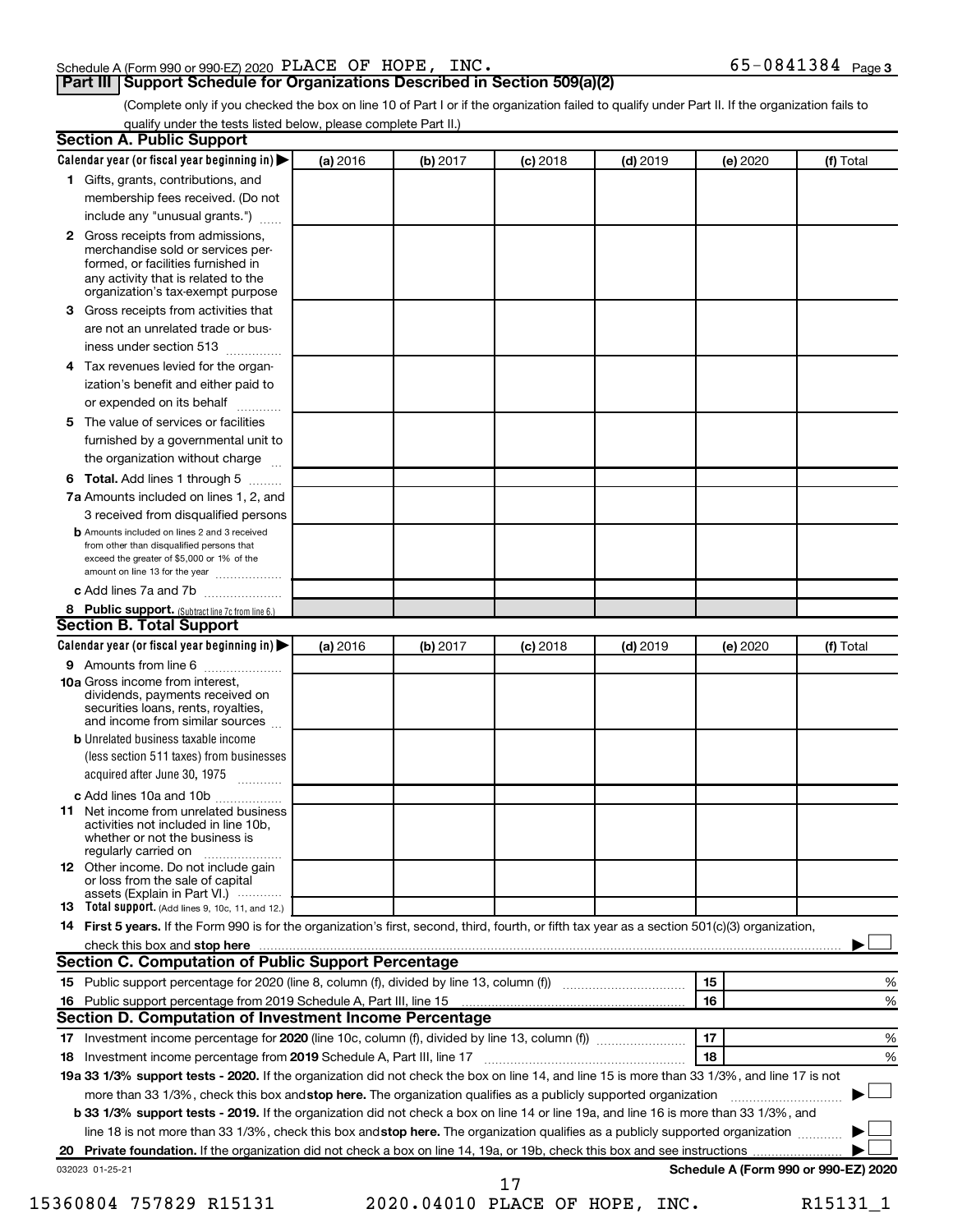Schedule A (Form 990 or 990-EZ) 2020 PLACE OF HOPE, INC. 65-0841384 Page 3

## Part III Support Schedule for Organizations Described in Section 509(a)(2)

(Complete only if you checked the box on line 10 of Part I or if the organization failed to qualify under Part II. If the organization fails to qualify under the tests listed below, please complete Part II.)

### Section A. Public Support

| Calendar year (or fiscal year beginning in) ▶ | (a) 2016 | (b) 2017 | (c) 2018 | (d) 2019 | (e) 2020 | (f) Total |
|---|---|---|---|---|---|---|
| **1** Gifts, grants, contributions, and membership fees received. (Do not include any "unusual grants.") | | | | | | |
| **2** Gross receipts from admissions, merchandise sold or services performed, or facilities furnished in any activity that is related to the organization's tax-exempt purpose | | | | | | |
| **3** Gross receipts from activities that are not an unrelated trade or business under section 513 | | | | | | |
| **4** Tax revenues levied for the organization's benefit and either paid to or expended on its behalf | | | | | | |
| **5** The value of services or facilities furnished by a governmental unit to the organization without charge | | | | | | |
| **6 Total.** Add lines 1 through 5 | | | | | | |
| **7a** Amounts included on lines 1, 2, and 3 received from disqualified persons | | | | | | |
| **b** Amounts included on lines 2 and 3 received from other than disqualified persons that exceed the greater of $5,000 or 1% of the amount on line 13 for the year | | | | | | |
| **c** Add lines 7a and 7b | | | | | | |
| **8 Public support.** (Subtract line 7c from line 6.) | | | | | | |

### Section B. Total Support

| Calendar year (or fiscal year beginning in) ▶ | (a) 2016 | (b) 2017 | (c) 2018 | (d) 2019 | (e) 2020 | (f) Total |
|---|---|---|---|---|---|---|
| **9** Amounts from line 6 | | | | | | |
| **10a** Gross income from interest, dividends, payments received on securities loans, rents, royalties, and income from similar sources | | | | | | |
| **b** Unrelated business taxable income (less section 511 taxes) from businesses acquired after June 30, 1975 | | | | | | |
| **c** Add lines 10a and 10b | | | | | | |
| **11** Net income from unrelated business activities not included in line 10b, whether or not the business is regularly carried on | | | | | | |
| **12** Other income. Do not include gain or loss from the sale of capital assets (Explain in Part VI.) | | | | | | |
| **13 Total support.** (Add lines 9, 10c, 11, and 12.) | | | | | | |

**14 First 5 years.** If the Form 990 is for the organization's first, second, third, fourth, or fifth tax year as a section 501(c)(3) organization, check this box and **stop here** ▶ ☐

### Section C. Computation of Public Support Percentage

| | | | |
|---|---|---|---|
| **15** Public support percentage for 2020 (line 8, column (f), divided by line 13, column (f)) | 15 | | % |
| **16** Public support percentage from 2019 Schedule A, Part III, line 15 | 16 | | % |

### Section D. Computation of Investment Income Percentage

| | | | |
|---|---|---|---|
| **17** Investment income percentage for **2020** (line 10c, column (f), divided by line 13, column (f)) | 17 | | % |
| **18** Investment income percentage from **2019** Schedule A, Part III, line 17 | 18 | | % |

**19a 33 1/3% support tests - 2020.** If the organization did not check the box on line 14, and line 15 is more than 33 1/3%, and line 17 is not more than 33 1/3%, check this box and **stop here.** The organization qualifies as a publicly supported organization ▶ ☐

**b 33 1/3% support tests - 2019.** If the organization did not check a box on line 14 or line 19a, and line 16 is more than 33 1/3%, and line 18 is not more than 33 1/3%, check this box and **stop here.** The organization qualifies as a publicly supported organization ▶ ☐

**20 Private foundation.** If the organization did not check a box on line 14, 19a, or 19b, check this box and see instructions ▶ ☐

032023 01-25-21 **Schedule A (Form 990 or 990-EZ) 2020**

15360804 757829 R15131 2020.04010 PLACE OF HOPE, INC. R15131_1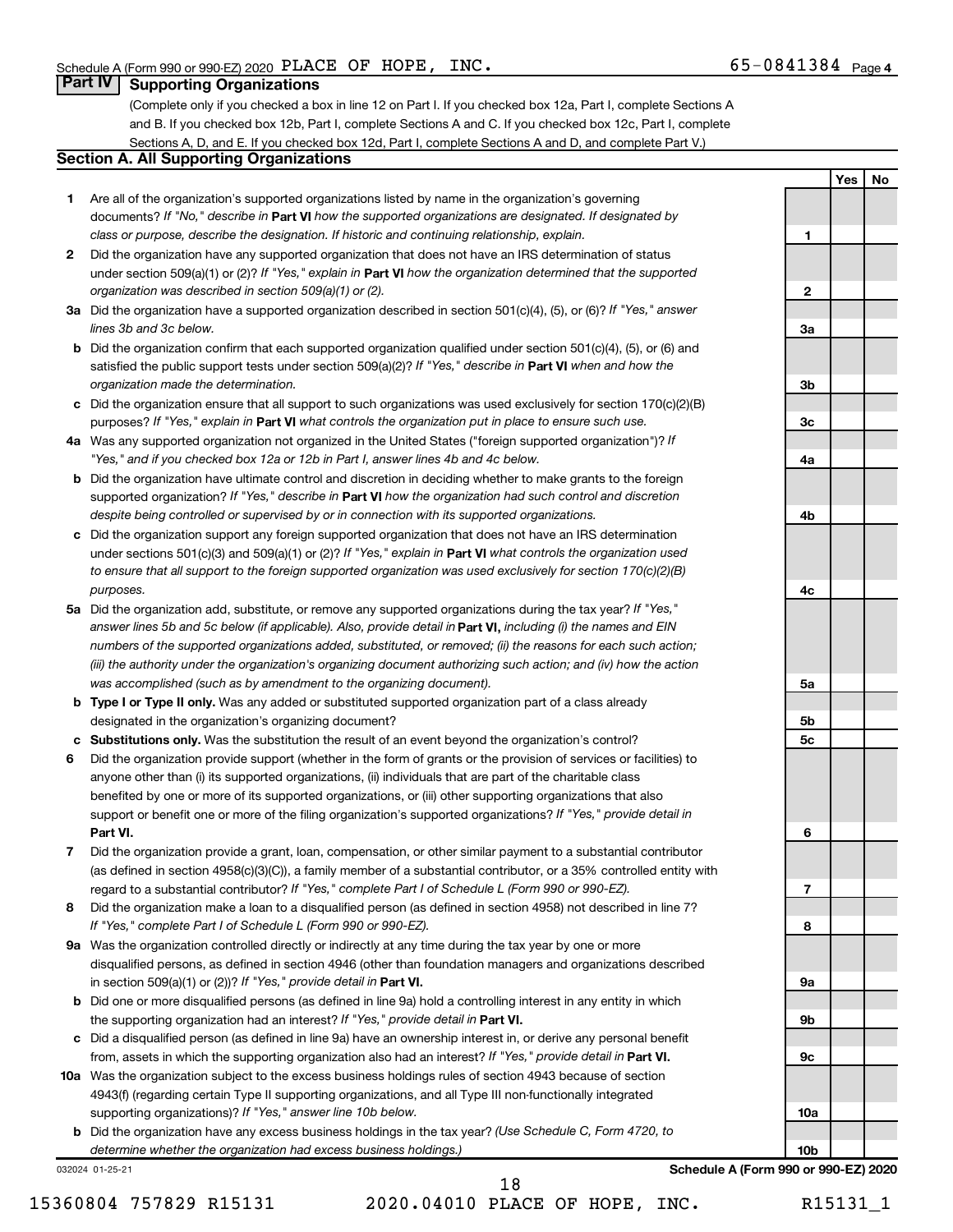Schedule A (Form 990 or 990-EZ) 2020 PLACE OF HOPE, INC. 65-0841384 Page 4

## Part IV Supporting Organizations

(Complete only if you checked a box in line 12 on Part I. If you checked box 12a, Part I, complete Sections A and B. If you checked box 12b, Part I, complete Sections A and C. If you checked box 12c, Part I, complete Sections A, D, and E. If you checked box 12d, Part I, complete Sections A and D, and complete Part V.)

### Section A. All Supporting Organizations

| | | | Yes | No |
|---|---|---|---|---|
| **1** | Are all of the organization's supported organizations listed by name in the organization's governing documents? *If "No," describe in* **Part VI** *how the supported organizations are designated. If designated by class or purpose, describe the designation. If historic and continuing relationship, explain.* | 1 | | |
| **2** | Did the organization have any supported organization that does not have an IRS determination of status under section 509(a)(1) or (2)? *If "Yes," explain in* **Part VI** *how the organization determined that the supported organization was described in section 509(a)(1) or (2).* | 2 | | |
| **3a** | Did the organization have a supported organization described in section 501(c)(4), (5), or (6)? *If "Yes," answer lines 3b and 3c below.* | 3a | | |
| **b** | Did the organization confirm that each supported organization qualified under section 501(c)(4), (5), or (6) and satisfied the public support tests under section 509(a)(2)? *If "Yes," describe in* **Part VI** *when and how the organization made the determination.* | 3b | | |
| **c** | Did the organization ensure that all support to such organizations was used exclusively for section 170(c)(2)(B) purposes? *If "Yes," explain in* **Part VI** *what controls the organization put in place to ensure such use.* | 3c | | |
| **4a** | Was any supported organization not organized in the United States ("foreign supported organization")? *If "Yes," and if you checked box 12a or 12b in Part I, answer lines 4b and 4c below.* | 4a | | |
| **b** | Did the organization have ultimate control and discretion in deciding whether to make grants to the foreign supported organization? *If "Yes," describe in* **Part VI** *how the organization had such control and discretion despite being controlled or supervised by or in connection with its supported organizations.* | 4b | | |
| **c** | Did the organization support any foreign supported organization that does not have an IRS determination under sections 501(c)(3) and 509(a)(1) or (2)? *If "Yes," explain in* **Part VI** *what controls the organization used to ensure that all support to the foreign supported organization was used exclusively for section 170(c)(2)(B) purposes.* | 4c | | |
| **5a** | Did the organization add, substitute, or remove any supported organizations during the tax year? *If "Yes," answer lines 5b and 5c below (if applicable). Also, provide detail in* **Part VI,** *including (i) the names and EIN numbers of the supported organizations added, substituted, or removed; (ii) the reasons for each such action; (iii) the authority under the organization's organizing document authorizing such action; and (iv) how the action was accomplished (such as by amendment to the organizing document).* | 5a | | |
| **b** | **Type I or Type II only.** Was any added or substituted supported organization part of a class already designated in the organization's organizing document? | 5b | | |
| **c** | **Substitutions only.** Was the substitution the result of an event beyond the organization's control? | 5c | | |
| **6** | Did the organization provide support (whether in the form of grants or the provision of services or facilities) to anyone other than (i) its supported organizations, (ii) individuals that are part of the charitable class benefited by one or more of its supported organizations, or (iii) other supporting organizations that also support or benefit one or more of the filing organization's supported organizations? *If "Yes," provide detail in* **Part VI.** | 6 | | |
| **7** | Did the organization provide a grant, loan, compensation, or other similar payment to a substantial contributor (as defined in section 4958(c)(3)(C)), a family member of a substantial contributor, or a 35% controlled entity with regard to a substantial contributor? *If "Yes," complete Part I of Schedule L (Form 990 or 990-EZ).* | 7 | | |
| **8** | Did the organization make a loan to a disqualified person (as defined in section 4958) not described in line 7? *If "Yes," complete Part I of Schedule L (Form 990 or 990-EZ).* | 8 | | |
| **9a** | Was the organization controlled directly or indirectly at any time during the tax year by one or more disqualified persons, as defined in section 4946 (other than foundation managers and organizations described in section 509(a)(1) or (2))? *If "Yes," provide detail in* **Part VI.** | 9a | | |
| **b** | Did one or more disqualified persons (as defined in line 9a) hold a controlling interest in any entity in which the supporting organization had an interest? *If "Yes," provide detail in* **Part VI.** | 9b | | |
| **c** | Did a disqualified person (as defined in line 9a) have an ownership interest in, or derive any personal benefit from, assets in which the supporting organization also had an interest? *If "Yes," provide detail in* **Part VI.** | 9c | | |
| **10a** | Was the organization subject to the excess business holdings rules of section 4943 because of section 4943(f) (regarding certain Type II supporting organizations, and all Type III non-functionally integrated supporting organizations)? *If "Yes," answer line 10b below.* | 10a | | |
| **b** | Did the organization have any excess business holdings in the tax year? *(Use Schedule C, Form 4720, to determine whether the organization had excess business holdings.)* | 10b | | |

032024 01-25-21

**Schedule A (Form 990 or 990-EZ) 2020**

15360804 757829 R15131 2020.04010 PLACE OF HOPE, INC. R15131_1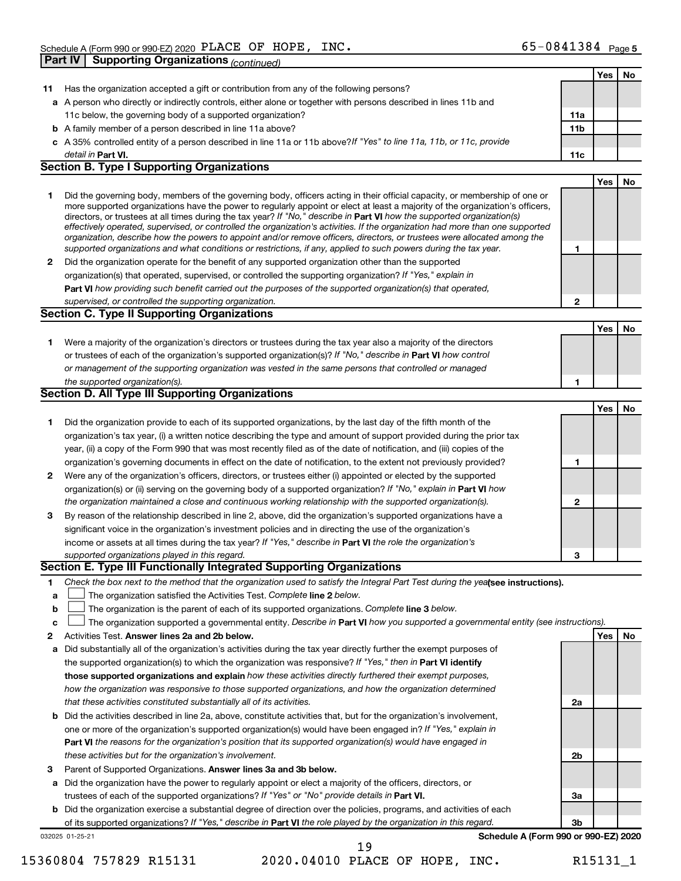Schedule A (Form 990 or 990-EZ) 2020 PLACE OF HOPE, INC. 65-0841384 Page 5

**Part IV Supporting Organizations** *(continued)*

| | | | Yes | No |
|---|---|---|---|---|
| **11** | Has the organization accepted a gift or contribution from any of the following persons? | | | |
| **a** | A person who directly or indirectly controls, either alone or together with persons described in lines 11b and 11c below, the governing body of a supported organization? | **11a** | | |
| **b** | A family member of a person described in line 11a above? | **11b** | | |
| **c** | A 35% controlled entity of a person described in line 11a or 11b above? *If "Yes" to line 11a, 11b, or 11c, provide detail in* **Part VI.** | **11c** | | |

## Section B. Type I Supporting Organizations

| | | | Yes | No |
|---|---|---|---|---|
| **1** | Did the governing body, members of the governing body, officers acting in their official capacity, or membership of one or more supported organizations have the power to regularly appoint or elect at least a majority of the organization's officers, directors, or trustees at all times during the tax year? *If "No," describe in* **Part VI** *how the supported organization(s) effectively operated, supervised, or controlled the organization's activities. If the organization had more than one supported organization, describe how the powers to appoint and/or remove officers, directors, or trustees were allocated among the supported organizations and what conditions or restrictions, if any, applied to such powers during the tax year.* | **1** | | |
| **2** | Did the organization operate for the benefit of any supported organization other than the supported organization(s) that operated, supervised, or controlled the supporting organization? *If "Yes," explain in* **Part VI** *how providing such benefit carried out the purposes of the supported organization(s) that operated, supervised, or controlled the supporting organization.* | **2** | | |

## Section C. Type II Supporting Organizations

| | | | Yes | No |
|---|---|---|---|---|
| **1** | Were a majority of the organization's directors or trustees during the tax year also a majority of the directors or trustees of each of the organization's supported organization(s)? *If "No," describe in* **Part VI** *how control or management of the supporting organization was vested in the same persons that controlled or managed the supported organization(s).* | **1** | | |

## Section D. All Type III Supporting Organizations

| | | | Yes | No |
|---|---|---|---|---|
| **1** | Did the organization provide to each of its supported organizations, by the last day of the fifth month of the organization's tax year, (i) a written notice describing the type and amount of support provided during the prior tax year, (ii) a copy of the Form 990 that was most recently filed as of the date of notification, and (iii) copies of the organization's governing documents in effect on the date of notification, to the extent not previously provided? | **1** | | |
| **2** | Were any of the organization's officers, directors, or trustees either (i) appointed or elected by the supported organization(s) or (ii) serving on the governing body of a supported organization? *If "No," explain in* **Part VI** *how the organization maintained a close and continuous working relationship with the supported organization(s).* | **2** | | |
| **3** | By reason of the relationship described in line 2, above, did the organization's supported organizations have a significant voice in the organization's investment policies and in directing the use of the organization's income or assets at all times during the tax year? *If "Yes," describe in* **Part VI** *the role the organization's supported organizations played in this regard.* | **3** | | |

## Section E. Type III Functionally Integrated Supporting Organizations

**1** *Check the box next to the method that the organization used to satisfy the Integral Part Test during the year* **(see instructions).**

**a** ☐ The organization satisfied the Activities Test. *Complete* **line 2** *below.*

**b** ☐ The organization is the parent of each of its supported organizations. *Complete* **line 3** *below.*

**c** ☐ The organization supported a governmental entity. *Describe in* **Part VI** *how you supported a governmental entity (see instructions).*

| | | | Yes | No |
|---|---|---|---|---|
| **2** | Activities Test. **Answer lines 2a and 2b below.** | | | |
| **a** | Did substantially all of the organization's activities during the tax year directly further the exempt purposes of the supported organization(s) to which the organization was responsive? *If "Yes," then in* **Part VI identify those supported organizations and explain** *how these activities directly furthered their exempt purposes, how the organization was responsive to those supported organizations, and how the organization determined that these activities constituted substantially all of its activities.* | **2a** | | |
| **b** | Did the activities described in line 2a, above, constitute activities that, but for the organization's involvement, one or more of the organization's supported organization(s) would have been engaged in? *If "Yes," explain in* **Part VI** *the reasons for the organization's position that its supported organization(s) would have engaged in these activities but for the organization's involvement.* | **2b** | | |
| **3** | Parent of Supported Organizations. **Answer lines 3a and 3b below.** | | | |
| **a** | Did the organization have the power to regularly appoint or elect a majority of the officers, directors, or trustees of each of the supported organizations? *If "Yes" or "No" provide details in* **Part VI.** | **3a** | | |
| **b** | Did the organization exercise a substantial degree of direction over the policies, programs, and activities of each of its supported organizations? *If "Yes," describe in* **Part VI** *the role played by the organization in this regard.* | **3b** | | |

032025 01-25-21 **Schedule A (Form 990 or 990-EZ) 2020**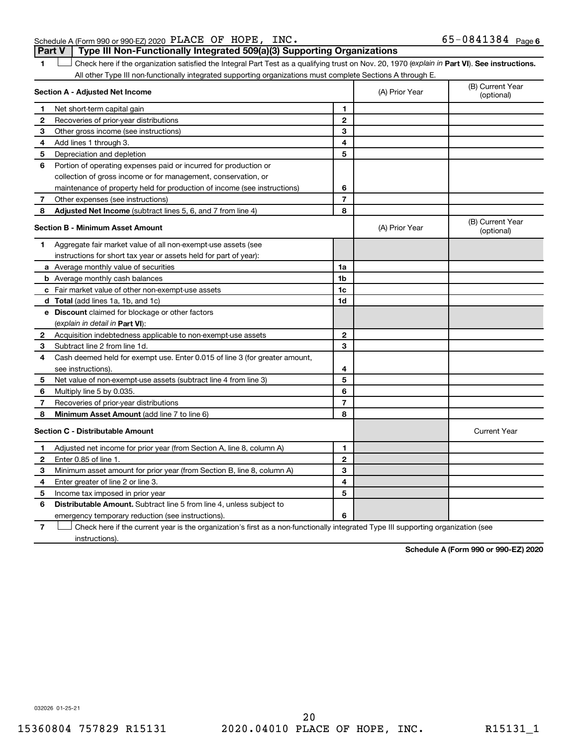Schedule A (Form 990 or 990-EZ) 2020 PLACE OF HOPE, INC. 65-0841384 Page 6

**Part V Type III Non-Functionally Integrated 509(a)(3) Supporting Organizations**

1 ☐ Check here if the organization satisfied the Integral Part Test as a qualifying trust on Nov. 20, 1970 (*explain in* **Part VI**). **See instructions.** All other Type III non-functionally integrated supporting organizations must complete Sections A through E.

| **Section A - Adjusted Net Income** | | (A) Prior Year | (B) Current Year (optional) |
|---|---|---|---|
| **1** Net short-term capital gain | 1 | | |
| **2** Recoveries of prior-year distributions | 2 | | |
| **3** Other gross income (see instructions) | 3 | | |
| **4** Add lines 1 through 3. | 4 | | |
| **5** Depreciation and depletion | 5 | | |
| **6** Portion of operating expenses paid or incurred for production or collection of gross income or for management, conservation, or maintenance of property held for production of income (see instructions) | 6 | | |
| **7** Other expenses (see instructions) | 7 | | |
| **8** **Adjusted Net Income** (subtract lines 5, 6, and 7 from line 4) | 8 | | |

| **Section B - Minimum Asset Amount** | | (A) Prior Year | (B) Current Year (optional) |
|---|---|---|---|
| **1** Aggregate fair market value of all non-exempt-use assets (see instructions for short tax year or assets held for part of year): | | | |
| **a** Average monthly value of securities | 1a | | |
| **b** Average monthly cash balances | 1b | | |
| **c** Fair market value of other non-exempt-use assets | 1c | | |
| **d** **Total** (add lines 1a, 1b, and 1c) | 1d | | |
| **e** **Discount** claimed for blockage or other factors (*explain in detail in* **Part VI**): | | | |
| **2** Acquisition indebtedness applicable to non-exempt-use assets | 2 | | |
| **3** Subtract line 2 from line 1d. | 3 | | |
| **4** Cash deemed held for exempt use. Enter 0.015 of line 3 (for greater amount, see instructions). | 4 | | |
| **5** Net value of non-exempt-use assets (subtract line 4 from line 3) | 5 | | |
| **6** Multiply line 5 by 0.035. | 6 | | |
| **7** Recoveries of prior-year distributions | 7 | | |
| **8** **Minimum Asset Amount** (add line 7 to line 6) | 8 | | |

| **Section C - Distributable Amount** | | | Current Year |
|---|---|---|---|
| **1** Adjusted net income for prior year (from Section A, line 8, column A) | 1 | | |
| **2** Enter 0.85 of line 1. | 2 | | |
| **3** Minimum asset amount for prior year (from Section B, line 8, column A) | 3 | | |
| **4** Enter greater of line 2 or line 3. | 4 | | |
| **5** Income tax imposed in prior year | 5 | | |
| **6** **Distributable Amount.** Subtract line 5 from line 4, unless subject to emergency temporary reduction (see instructions). | 6 | | |

7 ☐ Check here if the current year is the organization's first as a non-functionally integrated Type III supporting organization (see instructions).

**Schedule A (Form 990 or 990-EZ) 2020**

032026 01-25-21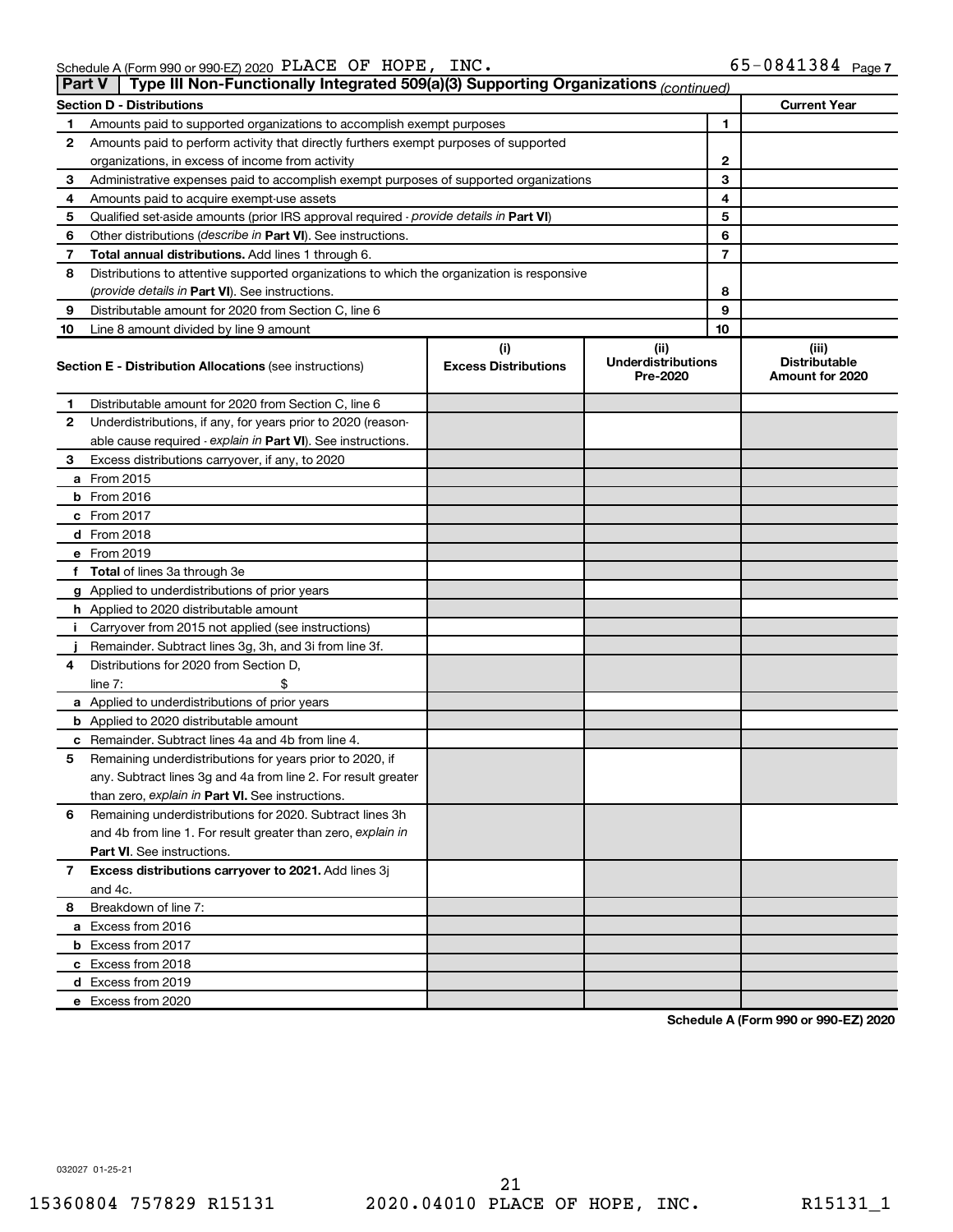Schedule A (Form 990 or 990-EZ) 2020 PLACE OF HOPE, INC. 65-0841384 Page 7

**Part V | Type III Non-Functionally Integrated 509(a)(3) Supporting Organizations** *(continued)*

| **Section D - Distributions** | | | **Current Year** |
|---|---|---|---|
| 1 | Amounts paid to supported organizations to accomplish exempt purposes | 1 | |
| 2 | Amounts paid to perform activity that directly furthers exempt purposes of supported organizations, in excess of income from activity | 2 | |
| 3 | Administrative expenses paid to accomplish exempt purposes of supported organizations | 3 | |
| 4 | Amounts paid to acquire exempt-use assets | 4 | |
| 5 | Qualified set-aside amounts (prior IRS approval required - *provide details in* **Part VI**) | 5 | |
| 6 | Other distributions (*describe in* **Part VI**). See instructions. | 6 | |
| 7 | **Total annual distributions.** Add lines 1 through 6. | 7 | |
| 8 | Distributions to attentive supported organizations to which the organization is responsive (*provide details in* **Part VI**). See instructions. | 8 | |
| 9 | Distributable amount for 2020 from Section C, line 6 | 9 | |
| 10 | Line 8 amount divided by line 9 amount | 10 | |

| | **Section E - Distribution Allocations** (see instructions) | **(i) Excess Distributions** | **(ii) Underdistributions Pre-2020** | **(iii) Distributable Amount for 2020** |
|---|---|---|---|---|
| 1 | Distributable amount for 2020 from Section C, line 6 | | | |
| 2 | Underdistributions, if any, for years prior to 2020 (reasonable cause required - *explain in* **Part VI**). See instructions. | | | |
| 3 | Excess distributions carryover, if any, to 2020 | | | |
| a | From 2015 | | | |
| b | From 2016 | | | |
| c | From 2017 | | | |
| d | From 2018 | | | |
| e | From 2019 | | | |
| f | **Total** of lines 3a through 3e | | | |
| g | Applied to underdistributions of prior years | | | |
| h | Applied to 2020 distributable amount | | | |
| i | Carryover from 2015 not applied (see instructions) | | | |
| j | Remainder. Subtract lines 3g, 3h, and 3i from line 3f. | | | |
| 4 | Distributions for 2020 from Section D, line 7: $ | | | |
| a | Applied to underdistributions of prior years | | | |
| b | Applied to 2020 distributable amount | | | |
| c | Remainder. Subtract lines 4a and 4b from line 4. | | | |
| 5 | Remaining underdistributions for years prior to 2020, if any. Subtract lines 3g and 4a from line 2. For result greater than zero, *explain in* **Part VI.** See instructions. | | | |
| 6 | Remaining underdistributions for 2020. Subtract lines 3h and 4b from line 1. For result greater than zero, *explain in* **Part VI**. See instructions. | | | |
| 7 | **Excess distributions carryover to 2021.** Add lines 3j and 4c. | | | |
| 8 | Breakdown of line 7: | | | |
| a | Excess from 2016 | | | |
| b | Excess from 2017 | | | |
| c | Excess from 2018 | | | |
| d | Excess from 2019 | | | |
| e | Excess from 2020 | | | |

**Schedule A (Form 990 or 990-EZ) 2020**

032027 01-25-21

15360804 757829 R15131 2020.04010 PLACE OF HOPE, INC. R15131_1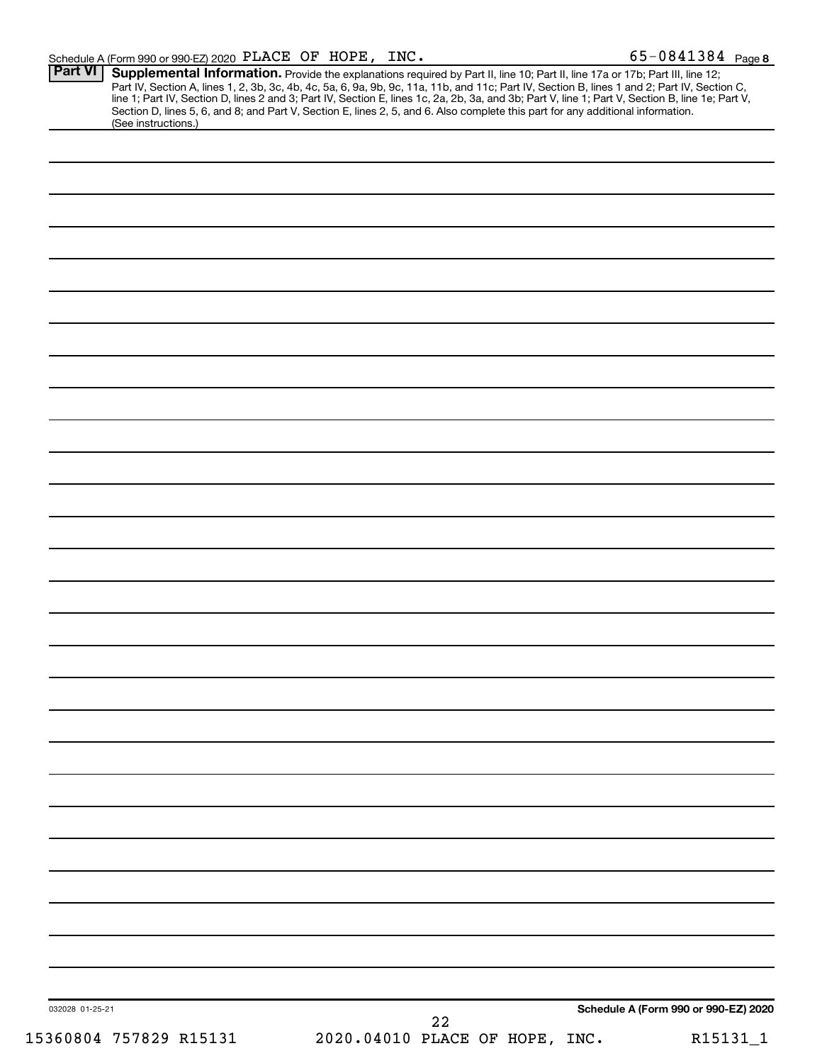Schedule A (Form 990 or 990-EZ) 2020 PLACE OF HOPE, INC. 65-0841384 Page 8

**Part VI** **Supplemental Information.** Provide the explanations required by Part II, line 10; Part II, line 17a or 17b; Part III, line 12; Part IV, Section A, lines 1, 2, 3b, 3c, 4b, 4c, 5a, 6, 9a, 9b, 9c, 11a, 11b, and 11c; Part IV, Section B, lines 1 and 2; Part IV, Section C, line 1; Part IV, Section D, lines 2 and 3; Part IV, Section E, lines 1c, 2a, 2b, 3a, and 3b; Part V, line 1; Part V, Section B, line 1e; Part V, Section D, lines 5, 6, and 8; and Part V, Section E, lines 2, 5, and 6. Also complete this part for any additional information. (See instructions.)

032028 01-25-21

**Schedule A (Form 990 or 990-EZ) 2020**

15360804 757829 R15131 2020.04010 PLACE OF HOPE, INC. R15131_1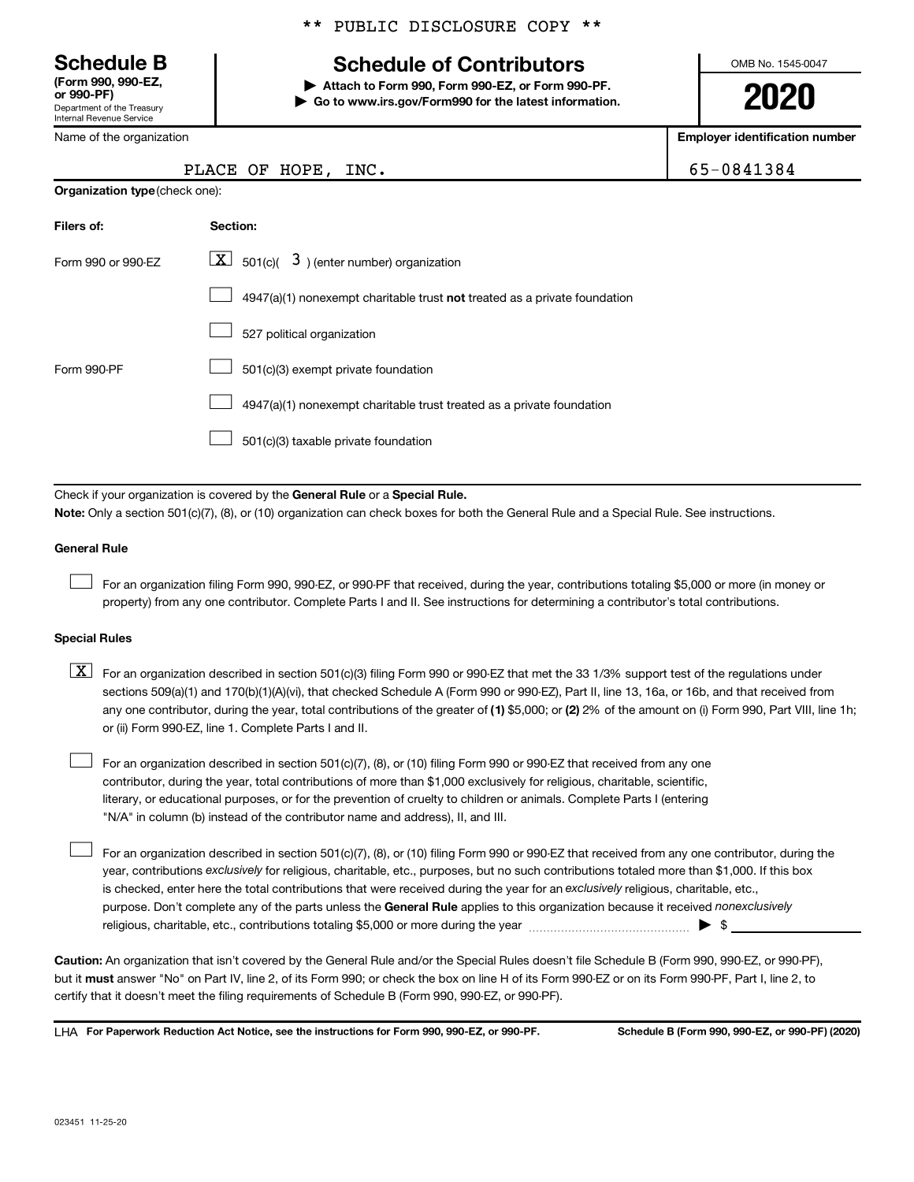** PUBLIC DISCLOSURE COPY **

| **Schedule B** (Form 990, 990-EZ, or 990-PF) Department of the Treasury Internal Revenue Service | **Schedule of Contributors** ▶ Attach to Form 990, Form 990-EZ, or Form 990-PF. ▶ Go to www.irs.gov/Form990 for the latest information. | OMB No. 1545-0047 **2020** |
|---|---|---|

| Name of the organization | Employer identification number |
|---|---|
| PLACE OF HOPE, INC. | 65-0841384 |

**Organization type** (check one):

| Filers of: | Section: |
|---|---|
| Form 990 or 990-EZ | [X] 501(c)( 3 ) (enter number) organization |
| | [ ] 4947(a)(1) nonexempt charitable trust **not** treated as a private foundation |
| | [ ] 527 political organization |
| Form 990-PF | [ ] 501(c)(3) exempt private foundation |
| | [ ] 4947(a)(1) nonexempt charitable trust treated as a private foundation |
| | [ ] 501(c)(3) taxable private foundation |

Check if your organization is covered by the **General Rule** or a **Special Rule.**

**Note:** Only a section 501(c)(7), (8), or (10) organization can check boxes for both the General Rule and a Special Rule. See instructions.

**General Rule**

[ ] For an organization filing Form 990, 990-EZ, or 990-PF that received, during the year, contributions totaling $5,000 or more (in money or property) from any one contributor. Complete Parts I and II. See instructions for determining a contributor's total contributions.

**Special Rules**

[X] For an organization described in section 501(c)(3) filing Form 990 or 990-EZ that met the 33 1/3% support test of the regulations under sections 509(a)(1) and 170(b)(1)(A)(vi), that checked Schedule A (Form 990 or 990-EZ), Part II, line 13, 16a, or 16b, and that received from any one contributor, during the year, total contributions of the greater of **(1)** $5,000; or **(2)** 2% of the amount on (i) Form 990, Part VIII, line 1h; or (ii) Form 990-EZ, line 1. Complete Parts I and II.

[ ] For an organization described in section 501(c)(7), (8), or (10) filing Form 990 or 990-EZ that received from any one contributor, during the year, total contributions of more than $1,000 exclusively for religious, charitable, scientific, literary, or educational purposes, or for the prevention of cruelty to children or animals. Complete Parts I (entering "N/A" in column (b) instead of the contributor name and address), II, and III.

[ ] For an organization described in section 501(c)(7), (8), or (10) filing Form 990 or 990-EZ that received from any one contributor, during the year, contributions *exclusively* for religious, charitable, etc., purposes, but no such contributions totaled more than $1,000. If this box is checked, enter here the total contributions that were received during the year for an *exclusively* religious, charitable, etc., purpose. Don't complete any of the parts unless the **General Rule** applies to this organization because it received *nonexclusively* religious, charitable, etc., contributions totaling $5,000 or more during the year ▶ $ ________

**Caution:** An organization that isn't covered by the General Rule and/or the Special Rules doesn't file Schedule B (Form 990, 990-EZ, or 990-PF), but it **must** answer "No" on Part IV, line 2, of its Form 990; or check the box on line H of its Form 990-EZ or on its Form 990-PF, Part I, line 2, to certify that it doesn't meet the filing requirements of Schedule B (Form 990, 990-EZ, or 990-PF).

LHA **For Paperwork Reduction Act Notice, see the instructions for Form 990, 990-EZ, or 990-PF.** **Schedule B (Form 990, 990-EZ, or 990-PF) (2020)**

023451 11-25-20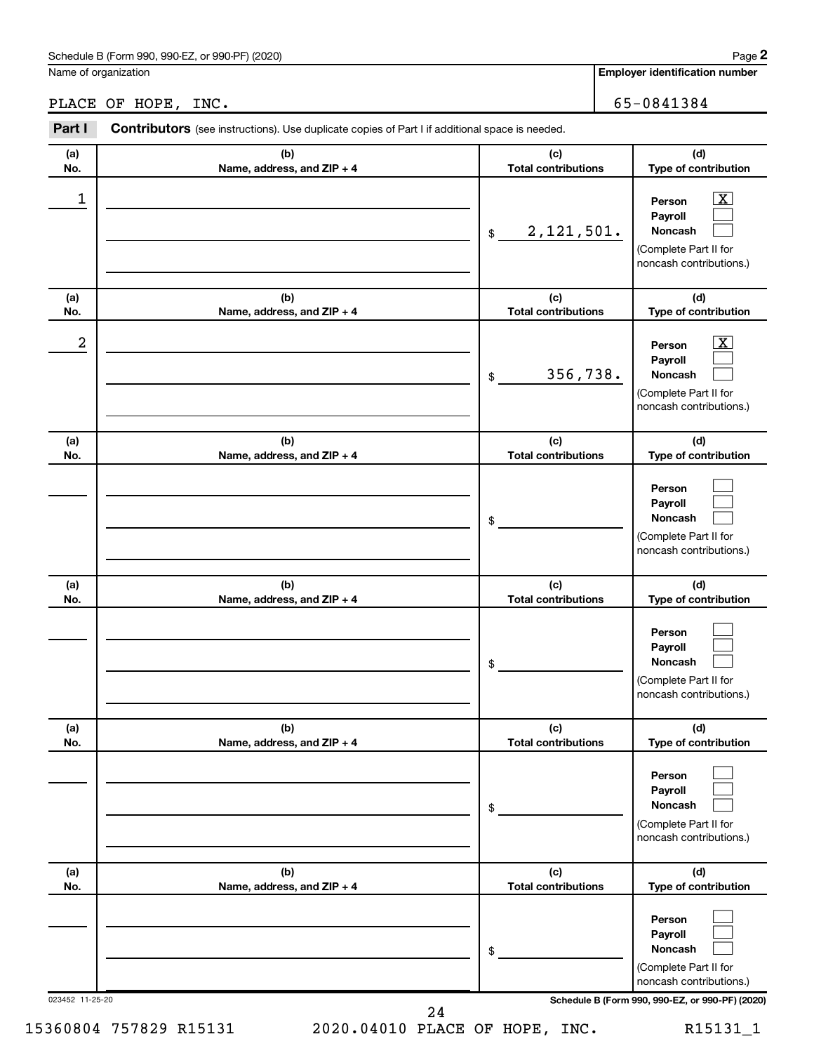Schedule B (Form 990, 990-EZ, or 990-PF) (2020)

Name of organization: PLACE OF HOPE, INC.

**Employer identification number:** 65-0841384

## Part I — Contributors (see instructions). Use duplicate copies of Part I if additional space is needed.

| (a) No. | (b) Name, address, and ZIP + 4 | (c) Total contributions | (d) Type of contribution |
|---|---|---|---|
| 1 | | $ 2,121,501. | Person [X] Payroll [ ] Noncash [ ] (Complete Part II for noncash contributions.) |
| 2 | | $ 356,738. | Person [X] Payroll [ ] Noncash [ ] (Complete Part II for noncash contributions.) |
| | | $ | Person [ ] Payroll [ ] Noncash [ ] (Complete Part II for noncash contributions.) |
| | | $ | Person [ ] Payroll [ ] Noncash [ ] (Complete Part II for noncash contributions.) |
| | | $ | Person [ ] Payroll [ ] Noncash [ ] (Complete Part II for noncash contributions.) |
| | | $ | Person [ ] Payroll [ ] Noncash [ ] (Complete Part II for noncash contributions.) |

023452 11-25-20

Schedule B (Form 990, 990-EZ, or 990-PF) (2020)

15360804 757829 R15131 2020.04010 PLACE OF HOPE, INC. R15131_1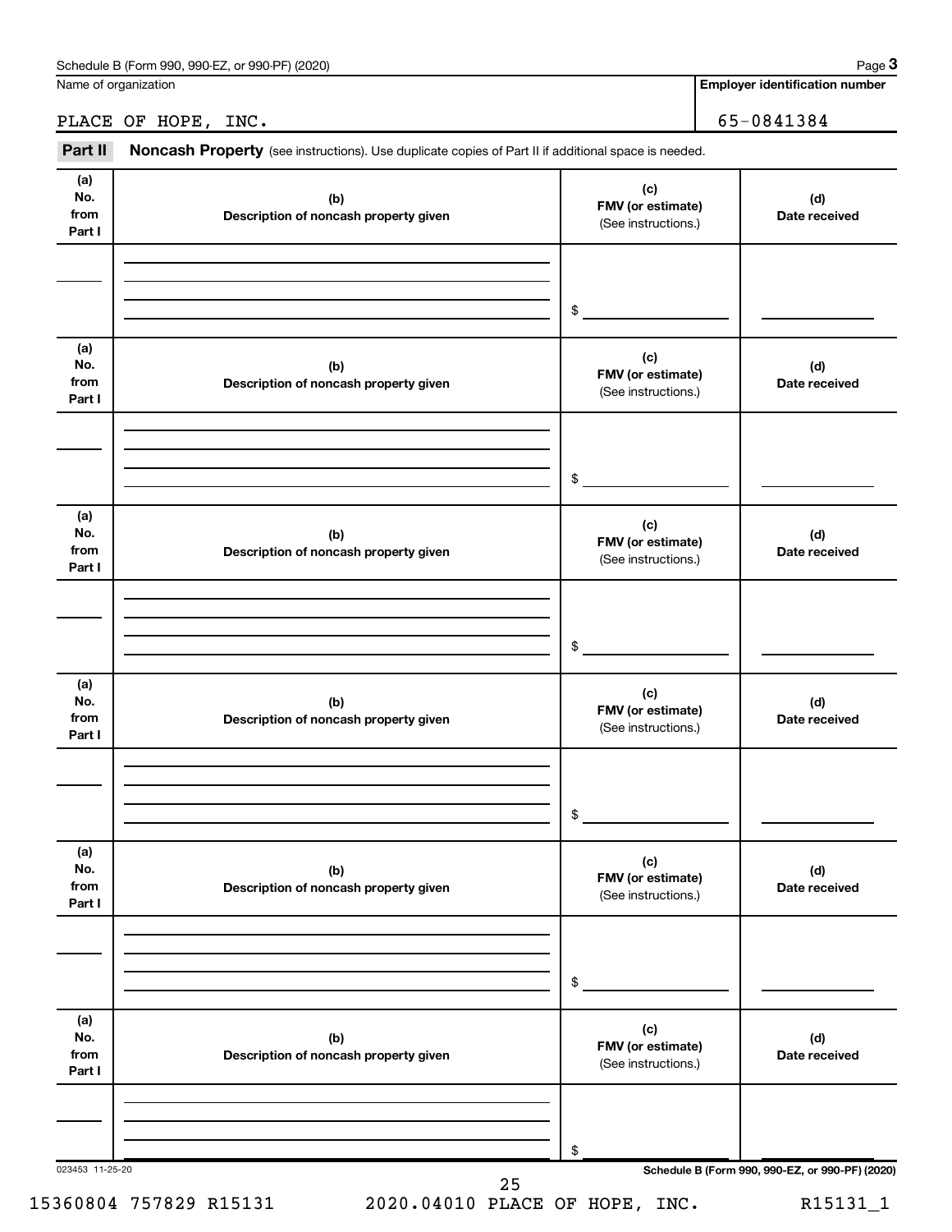Schedule B (Form 990, 990-EZ, or 990-PF) (2020)

Name of organization: PLACE OF HOPE, INC.

Employer identification number: 65-0841384

## Part II Noncash Property (see instructions). Use duplicate copies of Part II if additional space is needed.

| (a) No. from Part I | (b) Description of noncash property given | (c) FMV (or estimate) (See instructions.) | (d) Date received |
|---|---|---|---|
| | | $ | |

| (a) No. from Part I | (b) Description of noncash property given | (c) FMV (or estimate) (See instructions.) | (d) Date received |
|---|---|---|---|
| | | $ | |

| (a) No. from Part I | (b) Description of noncash property given | (c) FMV (or estimate) (See instructions.) | (d) Date received |
|---|---|---|---|
| | | $ | |

| (a) No. from Part I | (b) Description of noncash property given | (c) FMV (or estimate) (See instructions.) | (d) Date received |
|---|---|---|---|
| | | $ | |

| (a) No. from Part I | (b) Description of noncash property given | (c) FMV (or estimate) (See instructions.) | (d) Date received |
|---|---|---|---|
| | | $ | |

| (a) No. from Part I | (b) Description of noncash property given | (c) FMV (or estimate) (See instructions.) | (d) Date received |
|---|---|---|---|
| | | $ | |

023453 11-25-20

Schedule B (Form 990, 990-EZ, or 990-PF) (2020)

15360804 757829 R15131 2020.04010 PLACE OF HOPE, INC. R15131_1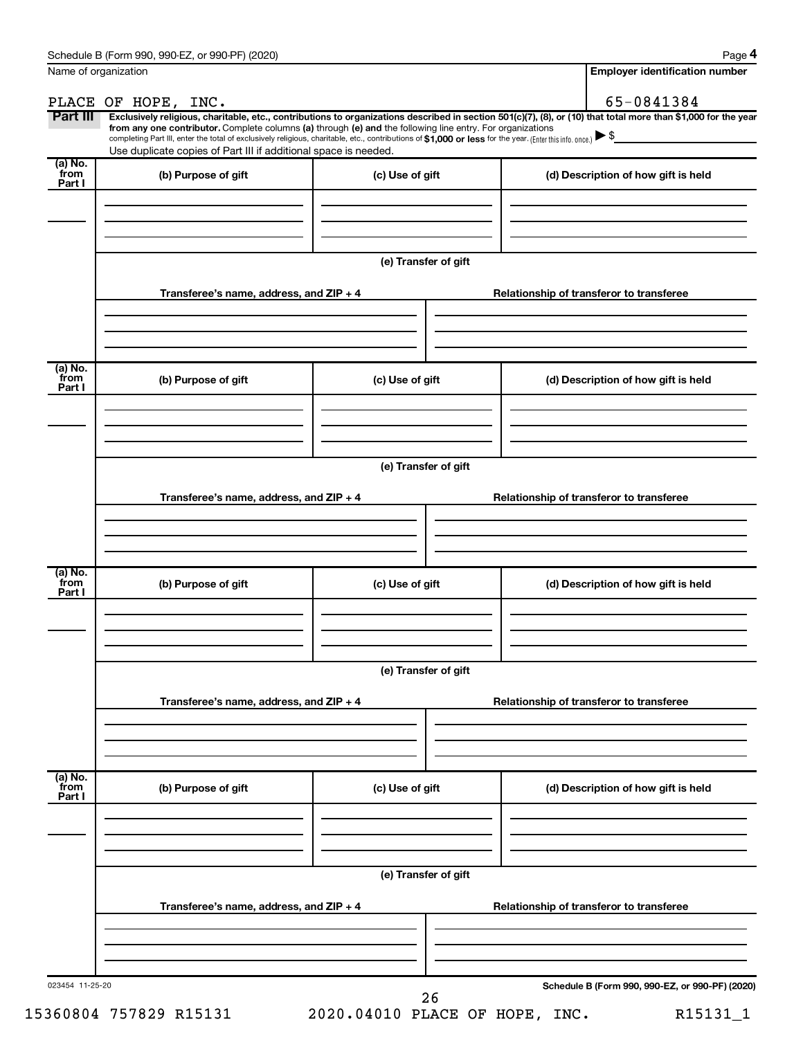Name of organization

PLACE OF HOPE, INC.

**Employer identification number**

65-0841384

**Part III** **Exclusively religious, charitable, etc., contributions to organizations described in section 501(c)(7), (8), or (10) that total more than $1,000 for the year from any one contributor.** Complete columns **(a)** through **(e)** and the following line entry. For organizations completing Part III, enter the total of exclusively religious, charitable, etc., contributions of **$1,000 or less** for the year. (Enter this info. once.) ▶ $

Use duplicate copies of Part III if additional space is needed.

| (a) No. from Part I | (b) Purpose of gift | (c) Use of gift | (d) Description of how gift is held |
|---|---|---|---|
| | | | |

(e) Transfer of gift

| Transferee's name, address, and ZIP + 4 | Relationship of transferor to transferee |
|---|---|
| | |

| (a) No. from Part I | (b) Purpose of gift | (c) Use of gift | (d) Description of how gift is held |
|---|---|---|---|
| | | | |

(e) Transfer of gift

| Transferee's name, address, and ZIP + 4 | Relationship of transferor to transferee |
|---|---|
| | |

| (a) No. from Part I | (b) Purpose of gift | (c) Use of gift | (d) Description of how gift is held |
|---|---|---|---|
| | | | |

(e) Transfer of gift

| Transferee's name, address, and ZIP + 4 | Relationship of transferor to transferee |
|---|---|
| | |

| (a) No. from Part I | (b) Purpose of gift | (c) Use of gift | (d) Description of how gift is held |
|---|---|---|---|
| | | | |

(e) Transfer of gift

| Transferee's name, address, and ZIP + 4 | Relationship of transferor to transferee |
|---|---|
| | |

023454 11-25-20

15360804 757829 R15131 2020.04010 PLACE OF HOPE, INC. R15131_1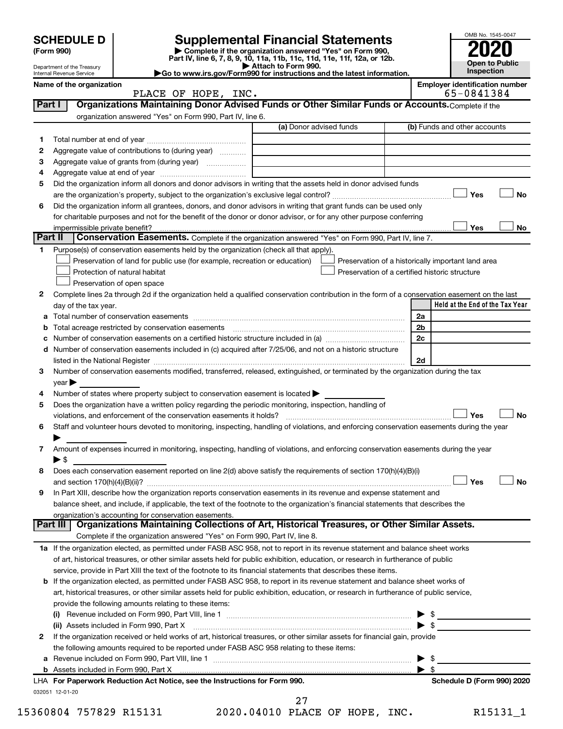# SCHEDULE D (Form 990)

Department of the Treasury
Internal Revenue Service

## Supplemental Financial Statements

▶ Complete if the organization answered "Yes" on Form 990, Part IV, line 6, 7, 8, 9, 10, 11a, 11b, 11c, 11d, 11e, 11f, 12a, or 12b.
▶ Attach to Form 990.
▶Go to www.irs.gov/Form990 for instructions and the latest information.

OMB No. 1545-0047

**2020**

**Open to Public Inspection**

**Name of the organization:** PLACE OF HOPE, INC.

**Employer identification number:** 65-0841384

## Part I Organizations Maintaining Donor Advised Funds or Other Similar Funds or Accounts.

Complete if the organization answered "Yes" on Form 990, Part IV, line 6.

| | | (a) Donor advised funds | (b) Funds and other accounts |
|---|---|---|---|
| 1 | Total number at end of year | | |
| 2 | Aggregate value of contributions to (during year) | | |
| 3 | Aggregate value of grants from (during year) | | |
| 4 | Aggregate value at end of year | | |

5 Did the organization inform all donors and donor advisors in writing that the assets held in donor advised funds are the organization's property, subject to the organization's exclusive legal control? ☐ Yes ☐ No

6 Did the organization inform all grantees, donors, and donor advisors in writing that grant funds can be used only for charitable purposes and not for the benefit of the donor or donor advisor, or for any other purpose conferring impermissible private benefit? ☐ Yes ☐ No

## Part II Conservation Easements.

Complete if the organization answered "Yes" on Form 990, Part IV, line 7.

1 Purpose(s) of conservation easements held by the organization (check all that apply).

- ☐ Preservation of land for public use (for example, recreation or education)
- ☐ Protection of natural habitat
- ☐ Preservation of open space
- ☐ Preservation of a historically important land area
- ☐ Preservation of a certified historic structure

2 Complete lines 2a through 2d if the organization held a qualified conservation contribution in the form of a conservation easement on the last day of the tax year.

| | | | Held at the End of the Tax Year |
|---|---|---|---|
| a | Total number of conservation easements | 2a | |
| b | Total acreage restricted by conservation easements | 2b | |
| c | Number of conservation easements on a certified historic structure included in (a) | 2c | |
| d | Number of conservation easements included in (c) acquired after 7/25/06, and not on a historic structure listed in the National Register | 2d | |

3 Number of conservation easements modified, transferred, released, extinguished, or terminated by the organization during the tax year ▶

4 Number of states where property subject to conservation easement is located ▶

5 Does the organization have a written policy regarding the periodic monitoring, inspection, handling of violations, and enforcement of the conservation easements it holds? ☐ Yes ☐ No

6 Staff and volunteer hours devoted to monitoring, inspecting, handling of violations, and enforcing conservation easements during the year ▶

7 Amount of expenses incurred in monitoring, inspecting, handling of violations, and enforcing conservation easements during the year ▶ $

8 Does each conservation easement reported on line 2(d) above satisfy the requirements of section 170(h)(4)(B)(i) and section 170(h)(4)(B)(ii)? ☐ Yes ☐ No

9 In Part XIII, describe how the organization reports conservation easements in its revenue and expense statement and balance sheet, and include, if applicable, the text of the footnote to the organization's financial statements that describes the organization's accounting for conservation easements.

## Part III Organizations Maintaining Collections of Art, Historical Treasures, or Other Similar Assets.

Complete if the organization answered "Yes" on Form 990, Part IV, line 8.

1a If the organization elected, as permitted under FASB ASC 958, not to report in its revenue statement and balance sheet works of art, historical treasures, or other similar assets held for public exhibition, education, or research in furtherance of public service, provide in Part XIII the text of the footnote to its financial statements that describes these items.

b If the organization elected, as permitted under FASB ASC 958, to report in its revenue statement and balance sheet works of art, historical treasures, or other similar assets held for public exhibition, education, or research in furtherance of public service, provide the following amounts relating to these items:

(i) Revenue included on Form 990, Part VIII, line 1 ▶ $

(ii) Assets included in Form 990, Part X ▶ $

2 If the organization received or held works of art, historical treasures, or other similar assets for financial gain, provide the following amounts required to be reported under FASB ASC 958 relating to these items:

a Revenue included on Form 990, Part VIII, line 1 ▶ $

b Assets included in Form 990, Part X ▶ $

LHA For Paperwork Reduction Act Notice, see the Instructions for Form 990. Schedule D (Form 990) 2020

032051 12-01-20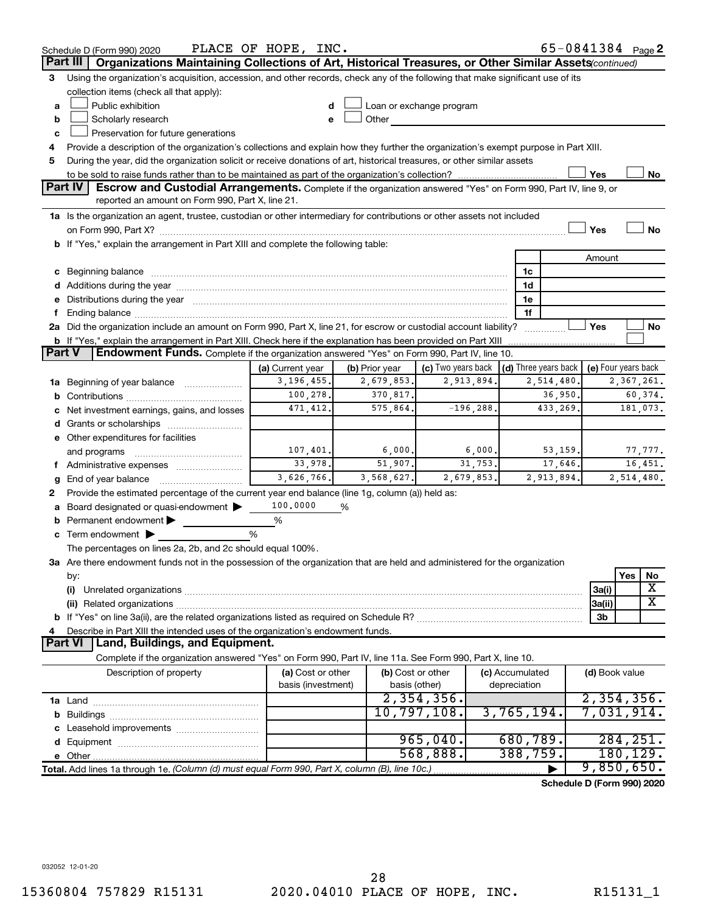Schedule D (Form 990) 2020 PLACE OF HOPE, INC. 65-0841384 Page 2

## Part III Organizations Maintaining Collections of Art, Historical Treasures, or Other Similar Assets *(continued)*

**3** Using the organization's acquisition, accession, and other records, check any of the following that make significant use of its collection items (check all that apply):

- **a** ☐ Public exhibition
- **b** ☐ Scholarly research
- **c** ☐ Preservation for future generations
- **d** ☐ Loan or exchange program
- **e** ☐ Other

**4** Provide a description of the organization's collections and explain how they further the organization's exempt purpose in Part XIII.

**5** During the year, did the organization solicit or receive donations of art, historical treasures, or other similar assets to be sold to raise funds rather than to be maintained as part of the organization's collection? ☐ Yes ☐ No

## Part IV Escrow and Custodial Arrangements.

Complete if the organization answered "Yes" on Form 990, Part IV, line 9, or reported an amount on Form 990, Part X, line 21.

**1a** Is the organization an agent, trustee, custodian or other intermediary for contributions or other assets not included on Form 990, Part X? ☐ Yes ☐ No

**b** If "Yes," explain the arrangement in Part XIII and complete the following table:

| | | Amount |
|---|---|---|
| **c** Beginning balance | 1c | |
| **d** Additions during the year | 1d | |
| **e** Distributions during the year | 1e | |
| **f** Ending balance | 1f | |

**2a** Did the organization include an amount on Form 990, Part X, line 21, for escrow or custodial account liability? ☐ Yes ☐ No

**b** If "Yes," explain the arrangement in Part XIII. Check here if the explanation has been provided on Part XIII ☐

## Part V Endowment Funds.

Complete if the organization answered "Yes" on Form 990, Part IV, line 10.

| | (a) Current year | (b) Prior year | (c) Two years back | (d) Three years back | (e) Four years back |
|---|---|---|---|---|---|
| **1a** Beginning of year balance | 3,196,455. | 2,679,853. | 2,913,894. | 2,514,480. | 2,367,261. |
| **b** Contributions | 100,278. | 370,817. | | 36,950. | 60,374. |
| **c** Net investment earnings, gains, and losses | 471,412. | 575,864. | -196,288. | 433,269. | 181,073. |
| **d** Grants or scholarships | | | | | |
| **e** Other expenditures for facilities and programs | 107,401. | 6,000. | 6,000. | 53,159. | 77,777. |
| **f** Administrative expenses | 33,978. | 51,907. | 31,753. | 17,646. | 16,451. |
| **g** End of year balance | 3,626,766. | 3,568,627. | 2,679,853. | 2,913,894. | 2,514,480. |

**2** Provide the estimated percentage of the current year end balance (line 1g, column (a)) held as:

- **a** Board designated or quasi-endowment ▶ 100.0000 %
- **b** Permanent endowment ▶ %
- **c** Term endowment ▶ %

The percentages on lines 2a, 2b, and 2c should equal 100%.

**3a** Are there endowment funds not in the possession of the organization that are held and administered for the organization by:

| | | Yes | No |
|---|---|---|---|
| **(i)** Unrelated organizations | 3a(i) | | X |
| **(ii)** Related organizations | 3a(ii) | | X |
| **b** If "Yes" on line 3a(ii), are the related organizations listed as required on Schedule R? | 3b | | |

**4** Describe in Part XIII the intended uses of the organization's endowment funds.

## Part VI Land, Buildings, and Equipment.

Complete if the organization answered "Yes" on Form 990, Part IV, line 11a. See Form 990, Part X, line 10.

| Description of property | (a) Cost or other basis (investment) | (b) Cost or other basis (other) | (c) Accumulated depreciation | (d) Book value |
|---|---|---|---|---|
| **1a** Land | | 2,354,356. | | 2,354,356. |
| **b** Buildings | | 10,797,108. | 3,765,194. | 7,031,914. |
| **c** Leasehold improvements | | | | |
| **d** Equipment | | 965,040. | 680,789. | 284,251. |
| **e** Other | | 568,888. | 388,759. | 180,129. |
| **Total.** Add lines 1a through 1e. *(Column (d) must equal Form 990, Part X, column (B), line 10c.)* | | | ▶ | 9,850,650. |

Schedule D (Form 990) 2020

032052 12-01-20

15360804 757829 R15131 2020.04010 PLACE OF HOPE, INC. R15131_1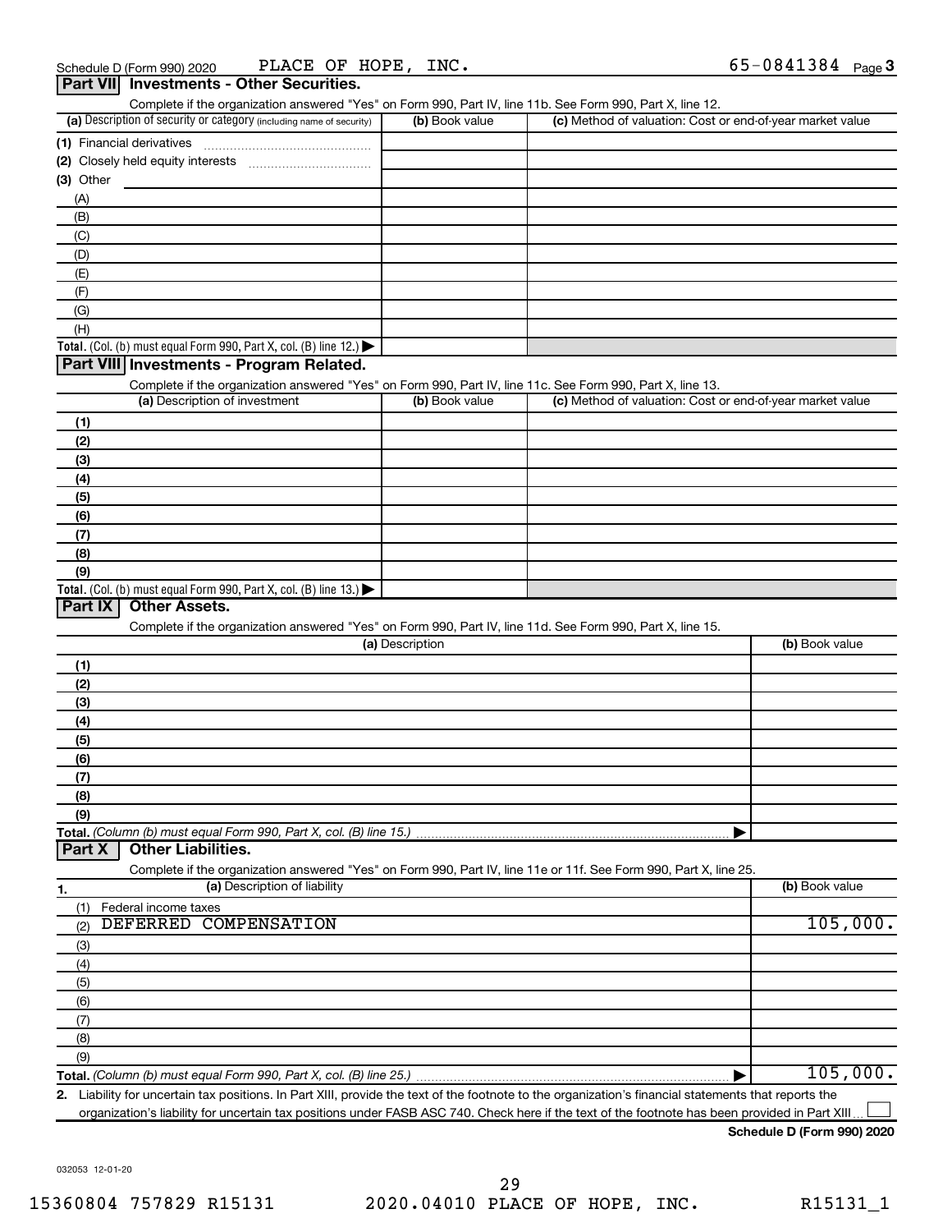Schedule D (Form 990) 2020 PLACE OF HOPE, INC. 65-0841384 Page **3**

## Part VII Investments - Other Securities.

Complete if the organization answered "Yes" on Form 990, Part IV, line 11b. See Form 990, Part X, line 12.

| (a) Description of security or category (including name of security) | (b) Book value | (c) Method of valuation: Cost or end-of-year market value |
|---|---|---|
| (1) Financial derivatives | | |
| (2) Closely held equity interests | | |
| (3) Other | | |
| (A) | | |
| (B) | | |
| (C) | | |
| (D) | | |
| (E) | | |
| (F) | | |
| (G) | | |
| (H) | | |
| **Total.** (Col. (b) must equal Form 990, Part X, col. (B) line 12.) | | |

## Part VIII Investments - Program Related.

Complete if the organization answered "Yes" on Form 990, Part IV, line 11c. See Form 990, Part X, line 13.

| (a) Description of investment | (b) Book value | (c) Method of valuation: Cost or end-of-year market value |
|---|---|---|
| (1) | | |
| (2) | | |
| (3) | | |
| (4) | | |
| (5) | | |
| (6) | | |
| (7) | | |
| (8) | | |
| (9) | | |
| **Total.** (Col. (b) must equal Form 990, Part X, col. (B) line 13.) | | |

## Part IX Other Assets.

Complete if the organization answered "Yes" on Form 990, Part IV, line 11d. See Form 990, Part X, line 15.

| (a) Description | (b) Book value |
|---|---|
| (1) | |
| (2) | |
| (3) | |
| (4) | |
| (5) | |
| (6) | |
| (7) | |
| (8) | |
| (9) | |
| **Total.** *(Column (b) must equal Form 990, Part X, col. (B) line 15.)* | |

## Part X Other Liabilities.

Complete if the organization answered "Yes" on Form 990, Part IV, line 11e or 11f. See Form 990, Part X, line 25.

| 1. (a) Description of liability | (b) Book value |
|---|---|
| (1) Federal income taxes | |
| (2) DEFERRED COMPENSATION | 105,000. |
| (3) | |
| (4) | |
| (5) | |
| (6) | |
| (7) | |
| (8) | |
| (9) | |
| **Total.** *(Column (b) must equal Form 990, Part X, col. (B) line 25.)* | 105,000. |

**2.** Liability for uncertain tax positions. In Part XIII, provide the text of the footnote to the organization's financial statements that reports the organization's liability for uncertain tax positions under FASB ASC 740. Check here if the text of the footnote has been provided in Part XIII ☐

**Schedule D (Form 990) 2020**

032053 12-01-20

15360804 757829 R15131 2020.04010 PLACE OF HOPE, INC. R15131_1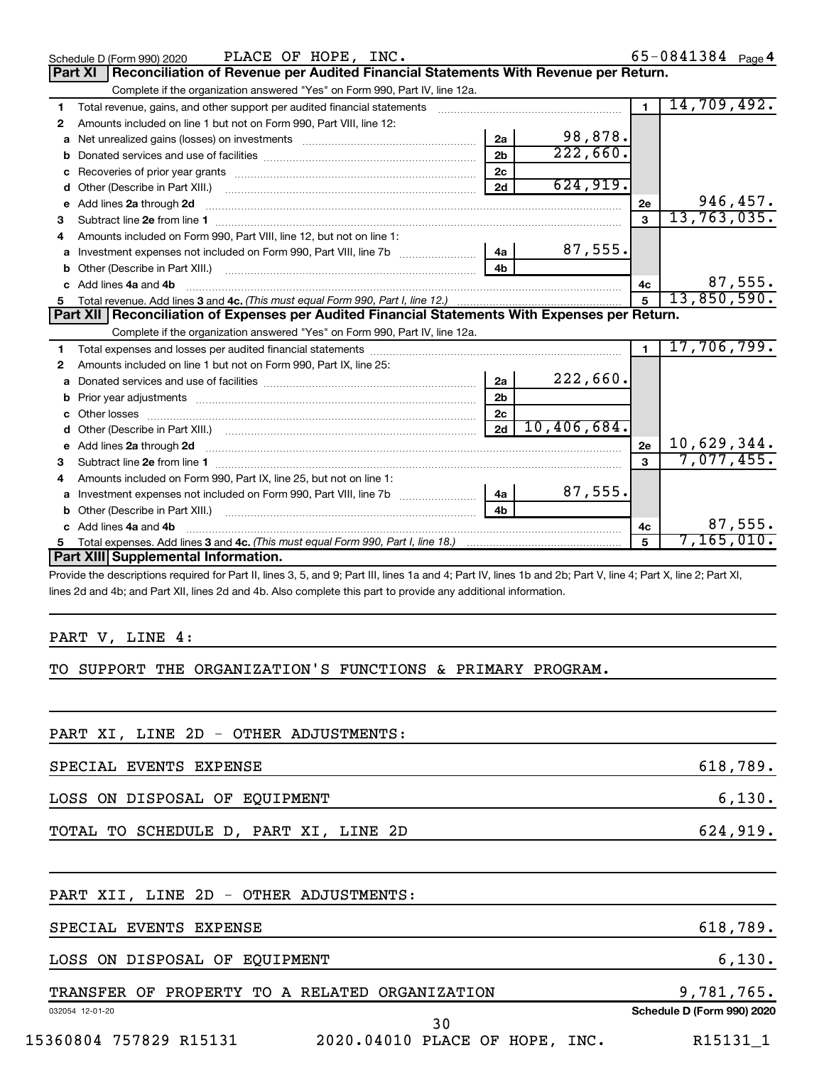Schedule D (Form 990) 2020 PLACE OF HOPE, INC. 65-0841384 Page 4

## Part XI Reconciliation of Revenue per Audited Financial Statements With Revenue per Return.

Complete if the organization answered "Yes" on Form 990, Part IV, line 12a.

| | | | | | |
|---|---|---|---|---|---|
| 1 | Total revenue, gains, and other support per audited financial statements | | | 1 | 14,709,492. |
| 2 | Amounts included on line 1 but not on Form 990, Part VIII, line 12: | | | | |
| a | Net unrealized gains (losses) on investments | 2a | 98,878. | | |
| b | Donated services and use of facilities | 2b | 222,660. | | |
| c | Recoveries of prior year grants | 2c | | | |
| d | Other (Describe in Part XIII.) | 2d | 624,919. | | |
| e | Add lines 2a through 2d | | | 2e | 946,457. |
| 3 | Subtract line 2e from line 1 | | | 3 | 13,763,035. |
| 4 | Amounts included on Form 990, Part VIII, line 12, but not on line 1: | | | | |
| a | Investment expenses not included on Form 990, Part VIII, line 7b | 4a | 87,555. | | |
| b | Other (Describe in Part XIII.) | 4b | | | |
| c | Add lines 4a and 4b | | | 4c | 87,555. |
| 5 | Total revenue. Add lines 3 and 4c. *(This must equal Form 990, Part I, line 12.)* | | | 5 | 13,850,590. |

## Part XII Reconciliation of Expenses per Audited Financial Statements With Expenses per Return.

Complete if the organization answered "Yes" on Form 990, Part IV, line 12a.

| | | | | | |
|---|---|---|---|---|---|
| 1 | Total expenses and losses per audited financial statements | | | 1 | 17,706,799. |
| 2 | Amounts included on line 1 but not on Form 990, Part IX, line 25: | | | | |
| a | Donated services and use of facilities | 2a | 222,660. | | |
| b | Prior year adjustments | 2b | | | |
| c | Other losses | 2c | | | |
| d | Other (Describe in Part XIII.) | 2d | 10,406,684. | | |
| e | Add lines 2a through 2d | | | 2e | 10,629,344. |
| 3 | Subtract line 2e from line 1 | | | 3 | 7,077,455. |
| 4 | Amounts included on Form 990, Part IX, line 25, but not on line 1: | | | | |
| a | Investment expenses not included on Form 990, Part VIII, line 7b | 4a | 87,555. | | |
| b | Other (Describe in Part XIII.) | 4b | | | |
| c | Add lines 4a and 4b | | | 4c | 87,555. |
| 5 | Total expenses. Add lines 3 and 4c. *(This must equal Form 990, Part I, line 18.)* | | | 5 | 7,165,010. |

## Part XIII Supplemental Information.

Provide the descriptions required for Part II, lines 3, 5, and 9; Part III, lines 1a and 4; Part IV, lines 1b and 2b; Part V, line 4; Part X, line 2; Part XI, lines 2d and 4b; and Part XII, lines 2d and 4b. Also complete this part to provide any additional information.

PART V, LINE 4:

TO SUPPORT THE ORGANIZATION'S FUNCTIONS & PRIMARY PROGRAM.

PART XI, LINE 2D - OTHER ADJUSTMENTS:

| | |
|---|---|
| SPECIAL EVENTS EXPENSE | 618,789. |
| LOSS ON DISPOSAL OF EQUIPMENT | 6,130. |
| TOTAL TO SCHEDULE D, PART XI, LINE 2D | 624,919. |

PART XII, LINE 2D - OTHER ADJUSTMENTS:

| | |
|---|---|
| SPECIAL EVENTS EXPENSE | 618,789. |
| LOSS ON DISPOSAL OF EQUIPMENT | 6,130. |
| TRANSFER OF PROPERTY TO A RELATED ORGANIZATION | 9,781,765. |

032054 12-01-20 Schedule D (Form 990) 2020

15360804 757829 R15131 2020.04010 PLACE OF HOPE, INC. R15131_1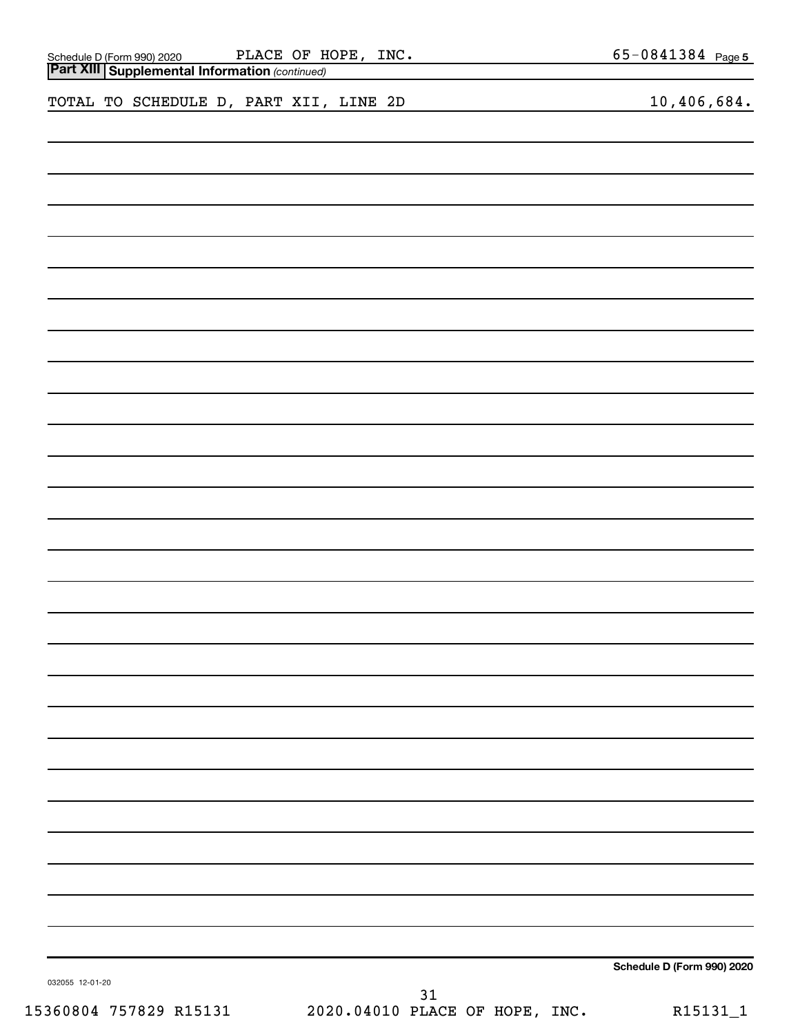Schedule D (Form 990) 2020 PLACE OF HOPE, INC. 65-0841384 Page 5

## Part XIII Supplemental Information *(continued)*

| | |
|---|---|
| TOTAL TO SCHEDULE D, PART XII, LINE 2D | 10,406,684. |

Schedule D (Form 990) 2020

032055 12-01-20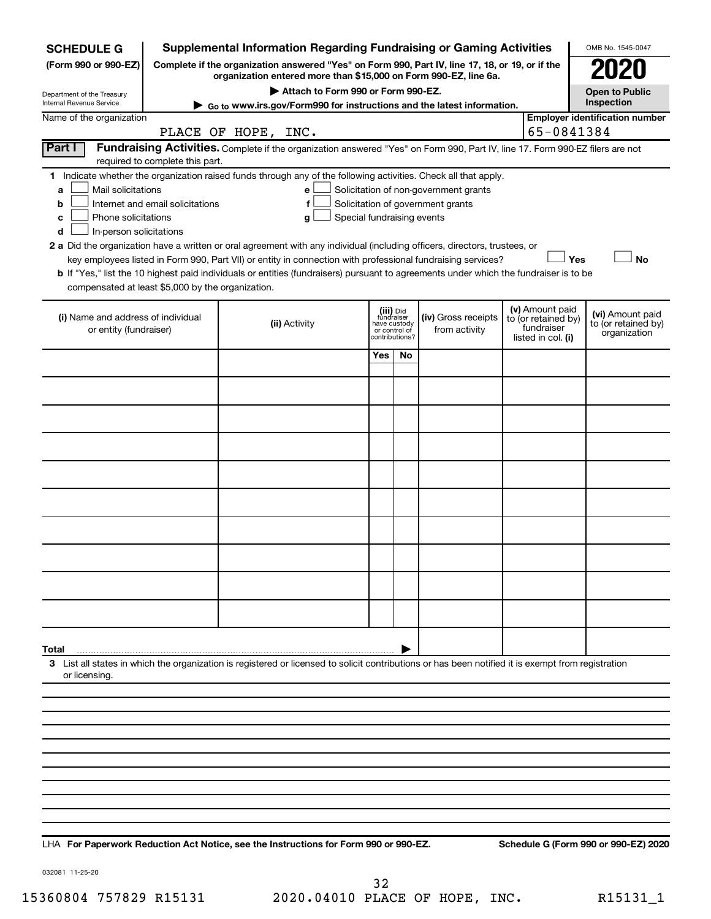**SCHEDULE G**
**(Form 990 or 990-EZ)**

Department of the Treasury
Internal Revenue Service

# Supplemental Information Regarding Fundraising or Gaming Activities

**Complete if the organization answered "Yes" on Form 990, Part IV, line 17, 18, or 19, or if the organization entered more than $15,000 on Form 990-EZ, line 6a.**

**▶ Attach to Form 990 or Form 990-EZ.**

**▶ Go to www.irs.gov/Form990 for instructions and the latest information.**

OMB No. 1545-0047

**2020**

**Open to Public Inspection**

Name of the organization: PLACE OF HOPE, INC.

**Employer identification number:** 65-0841384

**Part I** **Fundraising Activities.** Complete if the organization answered "Yes" on Form 990, Part IV, line 17. Form 990-EZ filers are not required to complete this part.

**1** Indicate whether the organization raised funds through any of the following activities. Check all that apply.

- **a** ☐ Mail solicitations
- **b** ☐ Internet and email solicitations
- **c** ☐ Phone solicitations
- **d** ☐ In-person solicitations
- **e** ☐ Solicitation of non-government grants
- **f** ☐ Solicitation of government grants
- **g** ☐ Special fundraising events

**2 a** Did the organization have a written or oral agreement with any individual (including officers, directors, trustees, or key employees listed in Form 990, Part VII) or entity in connection with professional fundraising services? ☐ **Yes** ☐ **No**

**b** If "Yes," list the 10 highest paid individuals or entities (fundraisers) pursuant to agreements under which the fundraiser is to be compensated at least $5,000 by the organization.

| (i) Name and address of individual or entity (fundraiser) | (ii) Activity | (iii) Did fundraiser have custody or control of contributions? Yes | No | (iv) Gross receipts from activity | (v) Amount paid to (or retained by) fundraiser listed in col. (i) | (vi) Amount paid to (or retained by) organization |
|---|---|---|---|---|---|---|
| | | | | | | |
| | | | | | | |
| | | | | | | |
| | | | | | | |
| | | | | | | |
| | | | | | | |
| | | | | | | |
| | | | | | | |
| | | | | | | |
| | | | | | | |
| **Total** ▶ | | | | | | |

**3** List all states in which the organization is registered or licensed to solicit contributions or has been notified it is exempt from registration or licensing.

LHA **For Paperwork Reduction Act Notice, see the Instructions for Form 990 or 990-EZ.** **Schedule G (Form 990 or 990-EZ) 2020**

032081 11-25-20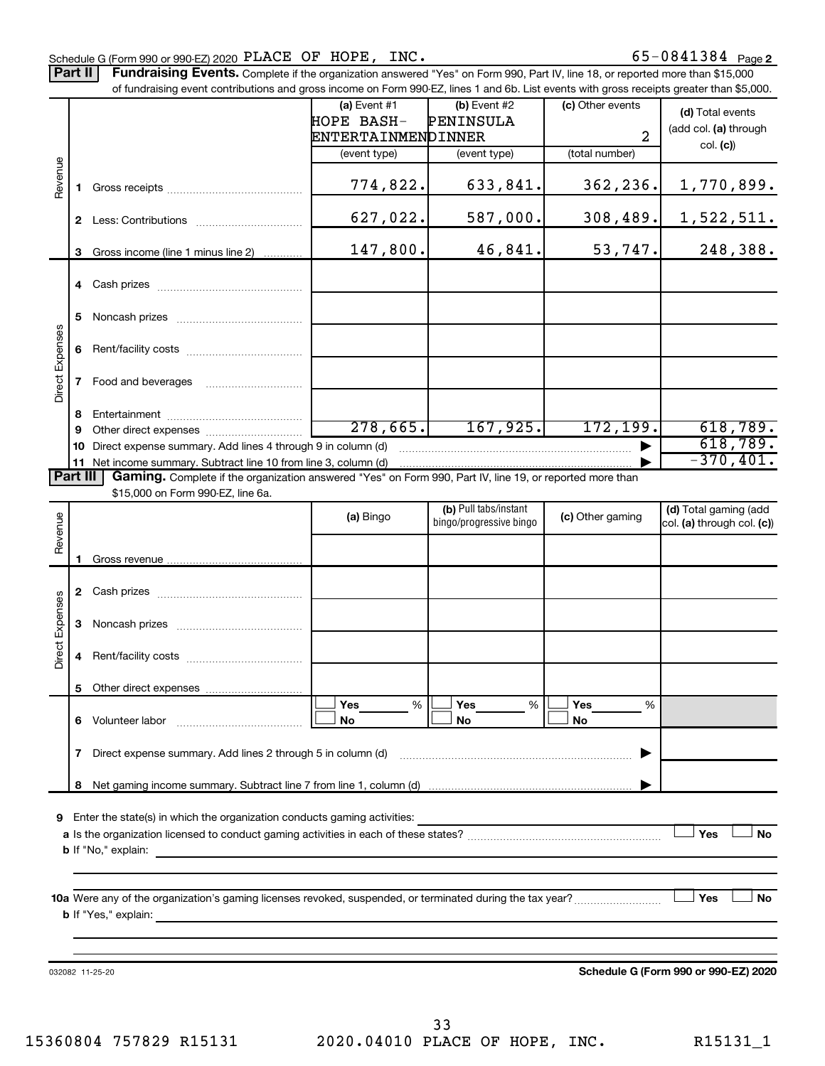Schedule G (Form 990 or 990-EZ) 2020 PLACE OF HOPE, INC. 65-0841384 Page 2

**Part II** **Fundraising Events.** Complete if the organization answered "Yes" on Form 990, Part IV, line 18, or reported more than $15,000 of fundraising event contributions and gross income on Form 990-EZ, lines 1 and 6b. List events with gross receipts greater than $5,000.

| | | (a) Event #1 HOPE BASH-ENTERTAINMENT (event type) | (b) Event #2 PENINSULA DINNER (event type) | (c) Other events 2 (total number) | (d) Total events (add col. (a) through col. (c)) |
|---|---|---|---|---|---|
| Revenue | 1 Gross receipts | 774,822. | 633,841. | 362,236. | 1,770,899. |
| | 2 Less: Contributions | 627,022. | 587,000. | 308,489. | 1,522,511. |
| | 3 Gross income (line 1 minus line 2) | 147,800. | 46,841. | 53,747. | 248,388. |
| Direct Expenses | 4 Cash prizes | | | | |
| | 5 Noncash prizes | | | | |
| | 6 Rent/facility costs | | | | |
| | 7 Food and beverages | | | | |
| | 8 Entertainment | | | | |
| | 9 Other direct expenses | 278,665. | 167,925. | 172,199. | 618,789. |
| | 10 Direct expense summary. Add lines 4 through 9 in column (d) | | | | 618,789. |
| | 11 Net income summary. Subtract line 10 from line 3, column (d) | | | | -370,401. |

**Part III** **Gaming.** Complete if the organization answered "Yes" on Form 990, Part IV, line 19, or reported more than $15,000 on Form 990-EZ, line 6a.

| | | (a) Bingo | (b) Pull tabs/instant bingo/progressive bingo | (c) Other gaming | (d) Total gaming (add col. (a) through col. (c)) |
|---|---|---|---|---|---|
| Revenue | 1 Gross revenue | | | | |
| Direct Expenses | 2 Cash prizes | | | | |
| | 3 Noncash prizes | | | | |
| | 4 Rent/facility costs | | | | |
| | 5 Other direct expenses | | | | |
| | 6 Volunteer labor | ☐ Yes ___ % ☐ No | ☐ Yes ___ % ☐ No | ☐ Yes ___ % ☐ No | |
| | 7 Direct expense summary. Add lines 2 through 5 in column (d) | | | | |
| | 8 Net gaming income summary. Subtract line 7 from line 1, column (d) | | | | |

**9** Enter the state(s) in which the organization conducts gaming activities:

**a** Is the organization licensed to conduct gaming activities in each of these states? ☐ Yes ☐ No

**b** If "No," explain:

**10a** Were any of the organization's gaming licenses revoked, suspended, or terminated during the tax year? ☐ Yes ☐ No

**b** If "Yes," explain:

032082 11-25-20 **Schedule G (Form 990 or 990-EZ) 2020**

15360804 757829 R15131 2020.04010 PLACE OF HOPE, INC. R15131_1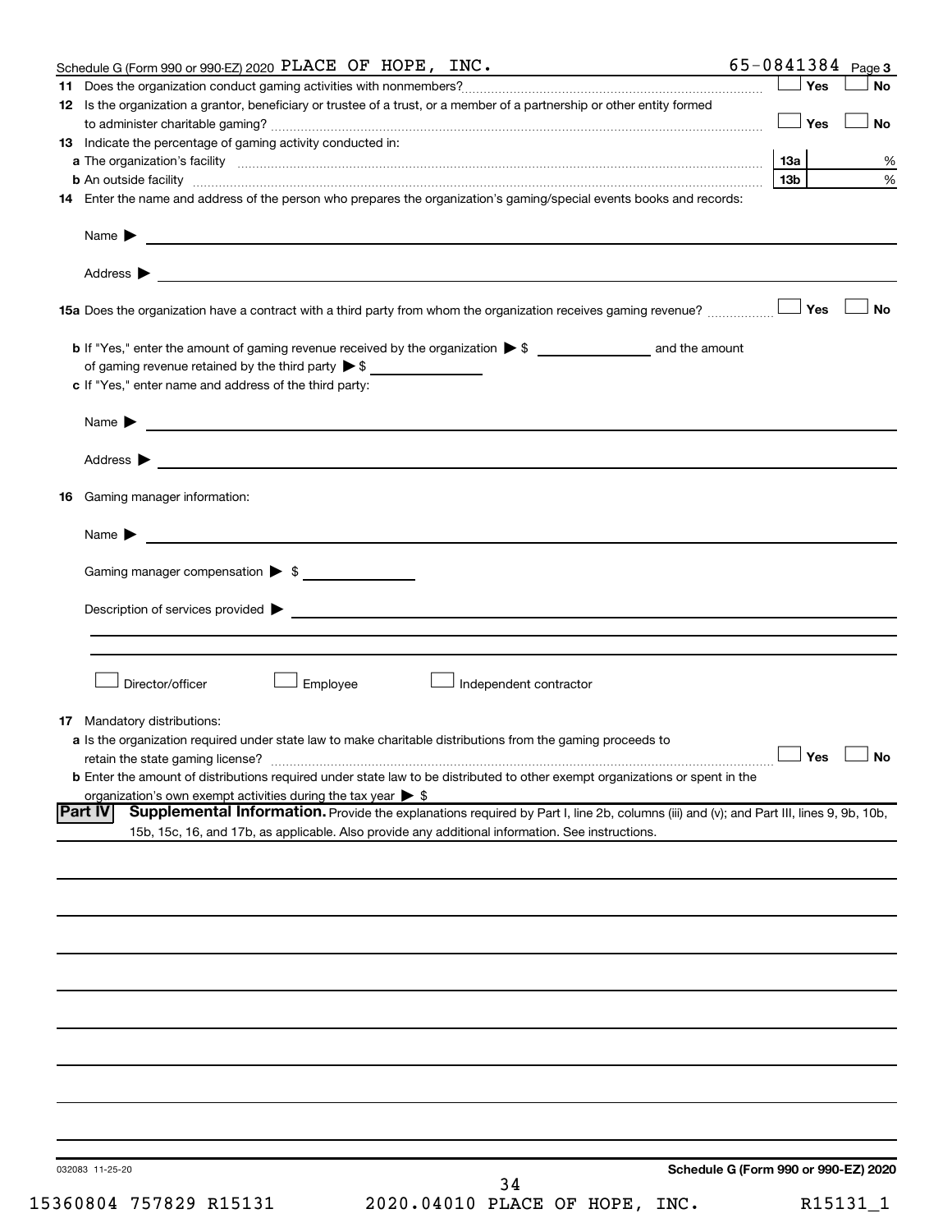Schedule G (Form 990 or 990-EZ) 2020 PLACE OF HOPE, INC. 65-0841384 Page 3

**11** Does the organization conduct gaming activities with nonmembers? ☐ Yes ☐ No

**12** Is the organization a grantor, beneficiary or trustee of a trust, or a member of a partnership or other entity formed to administer charitable gaming? ☐ Yes ☐ No

**13** Indicate the percentage of gaming activity conducted in:

**a** The organization's facility | 13a | %

**b** An outside facility | 13b | %

**14** Enter the name and address of the person who prepares the organization's gaming/special events books and records:

Name ▶

Address ▶

**15a** Does the organization have a contract with a third party from whom the organization receives gaming revenue? ☐ Yes ☐ No

**b** If "Yes," enter the amount of gaming revenue received by the organization ▶ $ ______ and the amount of gaming revenue retained by the third party ▶ $ ______

**c** If "Yes," enter name and address of the third party:

Name ▶

Address ▶

**16** Gaming manager information:

Name ▶

Gaming manager compensation ▶ $

Description of services provided ▶

☐ Director/officer ☐ Employee ☐ Independent contractor

**17** Mandatory distributions:

**a** Is the organization required under state law to make charitable distributions from the gaming proceeds to retain the state gaming license? ☐ Yes ☐ No

**b** Enter the amount of distributions required under state law to be distributed to other exempt organizations or spent in the organization's own exempt activities during the tax year ▶ $

**Part IV** **Supplemental Information.** Provide the explanations required by Part I, line 2b, columns (iii) and (v); and Part III, lines 9, 9b, 10b, 15b, 15c, 16, and 17b, as applicable. Also provide any additional information. See instructions.

032083 11-25-20 **Schedule G (Form 990 or 990-EZ) 2020**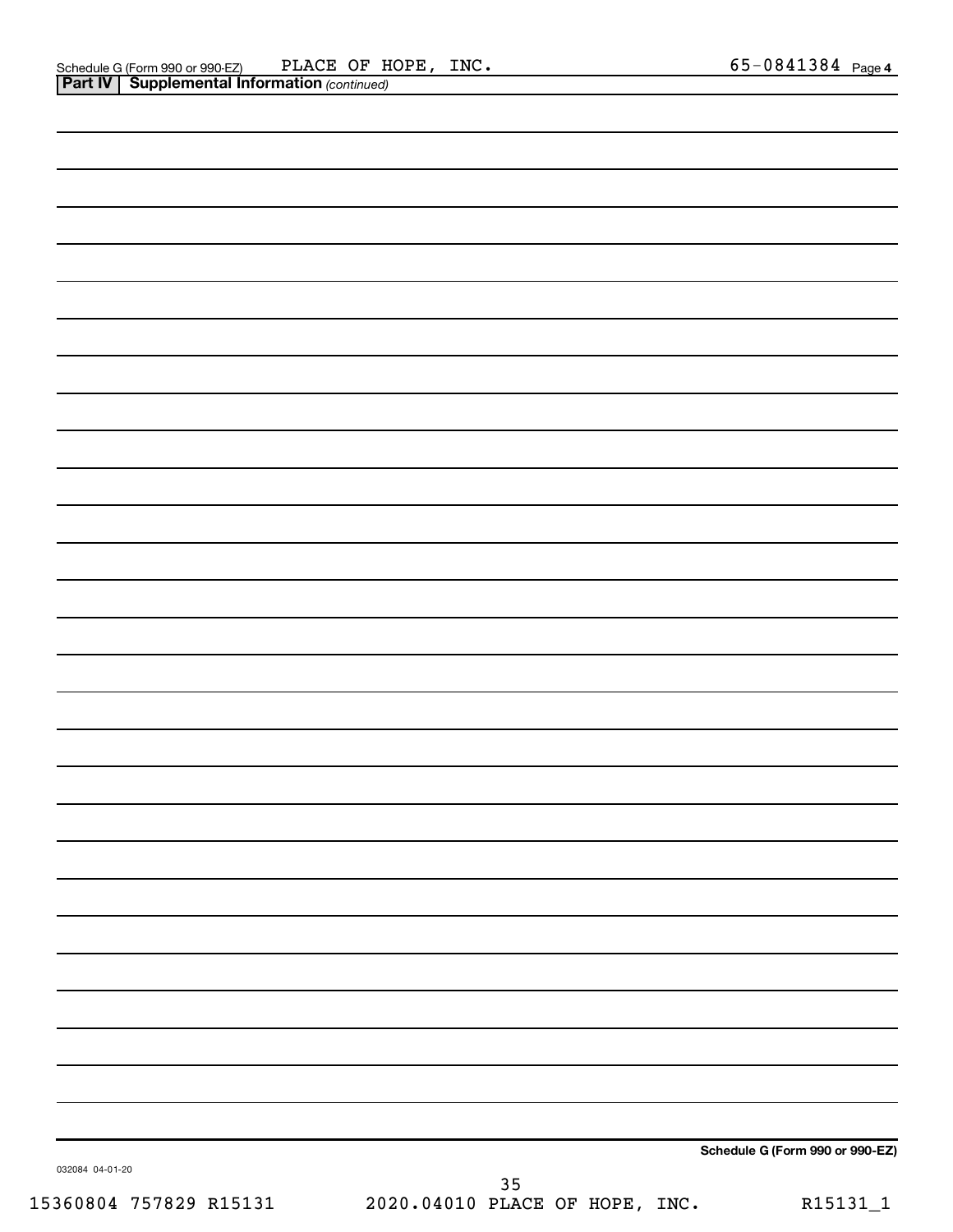Schedule G (Form 990 or 990-EZ) PLACE OF HOPE, INC. 65-0841384 Page 4

**Part IV | Supplemental Information** *(continued)*

**Schedule G (Form 990 or 990-EZ)**

032084 04-01-20

15360804 757829 R15131 2020.04010 PLACE OF HOPE, INC. R15131_1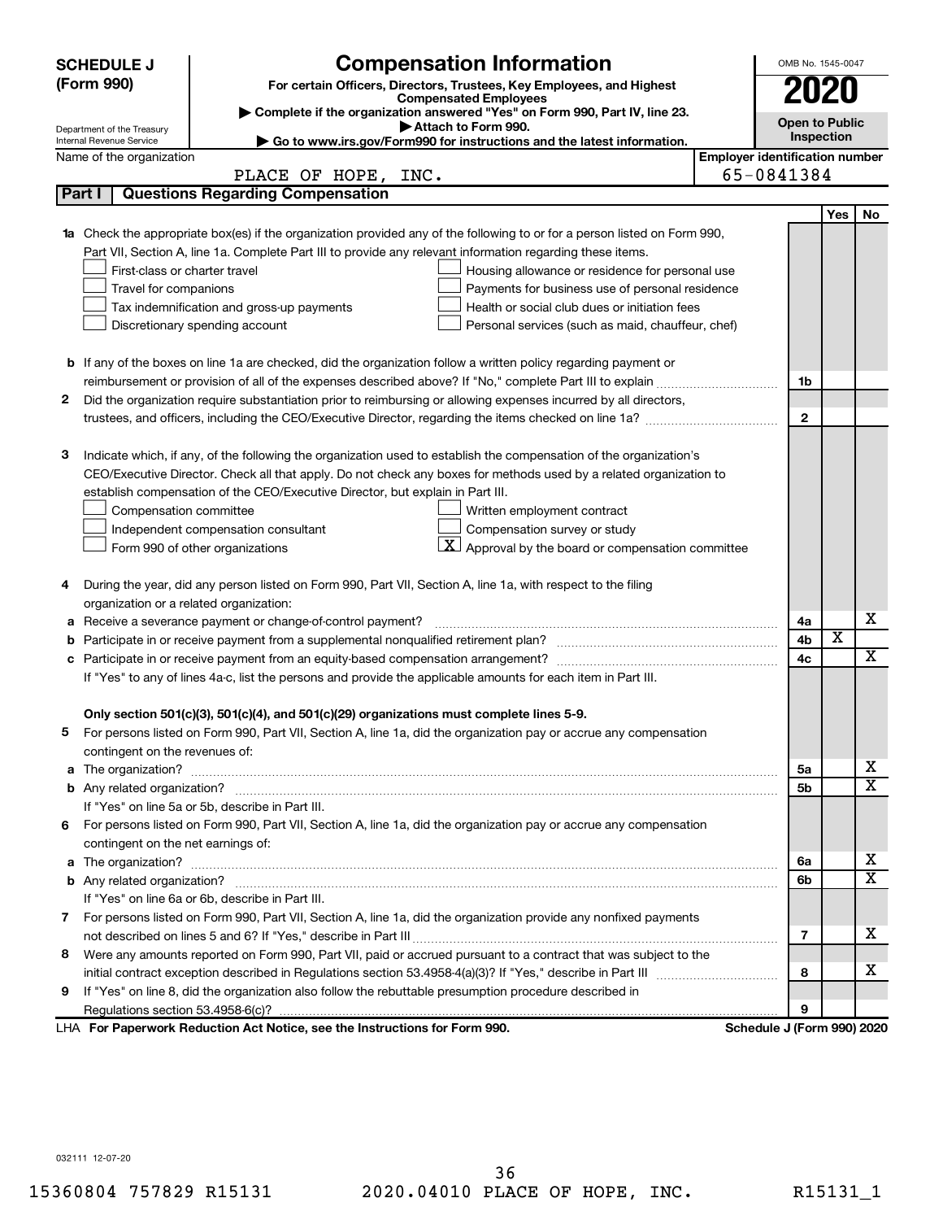**SCHEDULE J (Form 990)**

Department of the Treasury
Internal Revenue Service

# Compensation Information

**For certain Officers, Directors, Trustees, Key Employees, and Highest Compensated Employees**

▶ Complete if the organization answered "Yes" on Form 990, Part IV, line 23.
▶ Attach to Form 990.
▶ Go to www.irs.gov/Form990 for instructions and the latest information.

OMB No. 1545-0047

**2020**

**Open to Public Inspection**

Name of the organization: PLACE OF HOPE, INC.

**Employer identification number:** 65-0841384

## Part I — Questions Regarding Compensation

| | | | Yes | No |
|---|---|---|---|---|
| **1a** | Check the appropriate box(es) if the organization provided any of the following to or for a person listed on Form 990, Part VII, Section A, line 1a. Complete Part III to provide any relevant information regarding these items.<br>☐ First-class or charter travel ☐ Housing allowance or residence for personal use<br>☐ Travel for companions ☐ Payments for business use of personal residence<br>☐ Tax indemnification and gross-up payments ☐ Health or social club dues or initiation fees<br>☐ Discretionary spending account ☐ Personal services (such as maid, chauffeur, chef) | | | |
| **b** | If any of the boxes on line 1a are checked, did the organization follow a written policy regarding payment or reimbursement or provision of all of the expenses described above? If "No," complete Part III to explain | 1b | | |
| **2** | Did the organization require substantiation prior to reimbursing or allowing expenses incurred by all directors, trustees, and officers, including the CEO/Executive Director, regarding the items checked on line 1a? | 2 | | |
| **3** | Indicate which, if any, of the following the organization used to establish the compensation of the organization's CEO/Executive Director. Check all that apply. Do not check any boxes for methods used by a related organization to establish compensation of the CEO/Executive Director, but explain in Part III.<br>☐ Compensation committee ☐ Written employment contract<br>☐ Independent compensation consultant ☐ Compensation survey or study<br>☐ Form 990 of other organizations ☒ Approval by the board or compensation committee | | | |
| **4** | During the year, did any person listed on Form 990, Part VII, Section A, line 1a, with respect to the filing organization or a related organization: | | | |
| **a** | Receive a severance payment or change-of-control payment? | 4a | | X |
| **b** | Participate in or receive payment from a supplemental nonqualified retirement plan? | 4b | X | |
| **c** | Participate in or receive payment from an equity-based compensation arrangement? | 4c | | X |
| | If "Yes" to any of lines 4a-c, list the persons and provide the applicable amounts for each item in Part III. | | | |
| | **Only section 501(c)(3), 501(c)(4), and 501(c)(29) organizations must complete lines 5-9.** | | | |
| **5** | For persons listed on Form 990, Part VII, Section A, line 1a, did the organization pay or accrue any compensation contingent on the revenues of: | | | |
| **a** | The organization? | 5a | | X |
| **b** | Any related organization? | 5b | | X |
| | If "Yes" on line 5a or 5b, describe in Part III. | | | |
| **6** | For persons listed on Form 990, Part VII, Section A, line 1a, did the organization pay or accrue any compensation contingent on the net earnings of: | | | |
| **a** | The organization? | 6a | | X |
| **b** | Any related organization? | 6b | | X |
| | If "Yes" on line 6a or 6b, describe in Part III. | | | |
| **7** | For persons listed on Form 990, Part VII, Section A, line 1a, did the organization provide any nonfixed payments not described on lines 5 and 6? If "Yes," describe in Part III | 7 | | X |
| **8** | Were any amounts reported on Form 990, Part VII, paid or accrued pursuant to a contract that was subject to the initial contract exception described in Regulations section 53.4958-4(a)(3)? If "Yes," describe in Part III | 8 | | X |
| **9** | If "Yes" on line 8, did the organization also follow the rebuttable presumption procedure described in Regulations section 53.4958-6(c)? | 9 | | |

LHA **For Paperwork Reduction Act Notice, see the Instructions for Form 990.** **Schedule J (Form 990) 2020**

032111 12-07-20

15360804 757829 R15131 2020.04010 PLACE OF HOPE, INC. R15131_1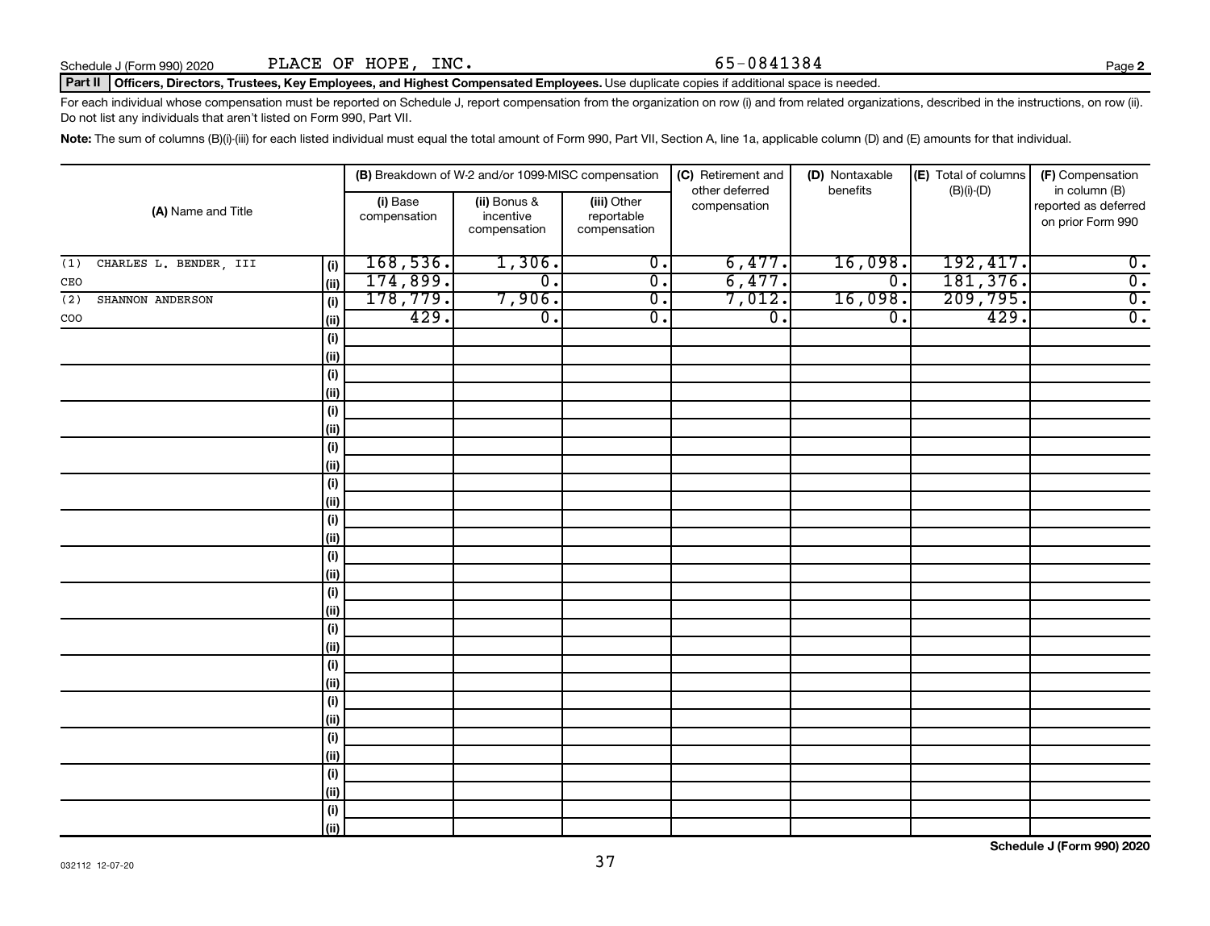Schedule J (Form 990) 2020 PLACE OF HOPE, INC. 65-0841384 Page 2

**Part II Officers, Directors, Trustees, Key Employees, and Highest Compensated Employees.** Use duplicate copies if additional space is needed.

For each individual whose compensation must be reported on Schedule J, report compensation from the organization on row (i) and from related organizations, described in the instructions, on row (ii). Do not list any individuals that aren't listed on Form 990, Part VII.

**Note:** The sum of columns (B)(i)-(iii) for each listed individual must equal the total amount of Form 990, Part VII, Section A, line 1a, applicable column (D) and (E) amounts for that individual.

| (A) Name and Title | | (B) Breakdown of W-2 and/or 1099-MISC compensation | | | (C) Retirement and other deferred compensation | (D) Nontaxable benefits | (E) Total of columns (B)(i)-(D) | (F) Compensation in column (B) reported as deferred on prior Form 990 |
|---|---|---|---|---|---|---|---|---|
| | | (i) Base compensation | (ii) Bonus & incentive compensation | (iii) Other reportable compensation | | | | |
| (1) CHARLES L. BENDER, III | (i) | 168,536. | 1,306. | 0. | 6,477. | 16,098. | 192,417. | 0. |
| CEO | (ii) | 174,899. | 0. | 0. | 6,477. | 0. | 181,376. | 0. |
| (2) SHANNON ANDERSON | (i) | 178,779. | 7,906. | 0. | 7,012. | 16,098. | 209,795. | 0. |
| COO | (ii) | 429. | 0. | 0. | 0. | 0. | 429. | 0. |

Schedule J (Form 990) 2020

032112 12-07-20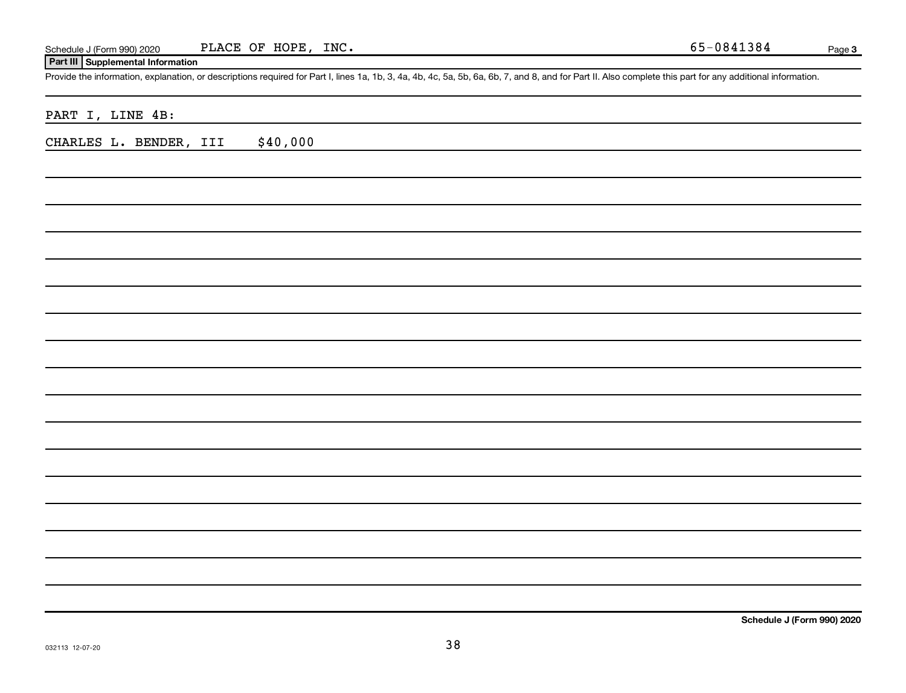Schedule J (Form 990) 2020 PLACE OF HOPE, INC. 65-0841384

**Part III Supplemental Information**

Provide the information, explanation, or descriptions required for Part I, lines 1a, 1b, 3, 4a, 4b, 4c, 5a, 5b, 6a, 6b, 7, and 8, and for Part II. Also complete this part for any additional information.

PART I, LINE 4B:

CHARLES L. BENDER, III $40,000

**Schedule J (Form 990) 2020**

032113 12-07-20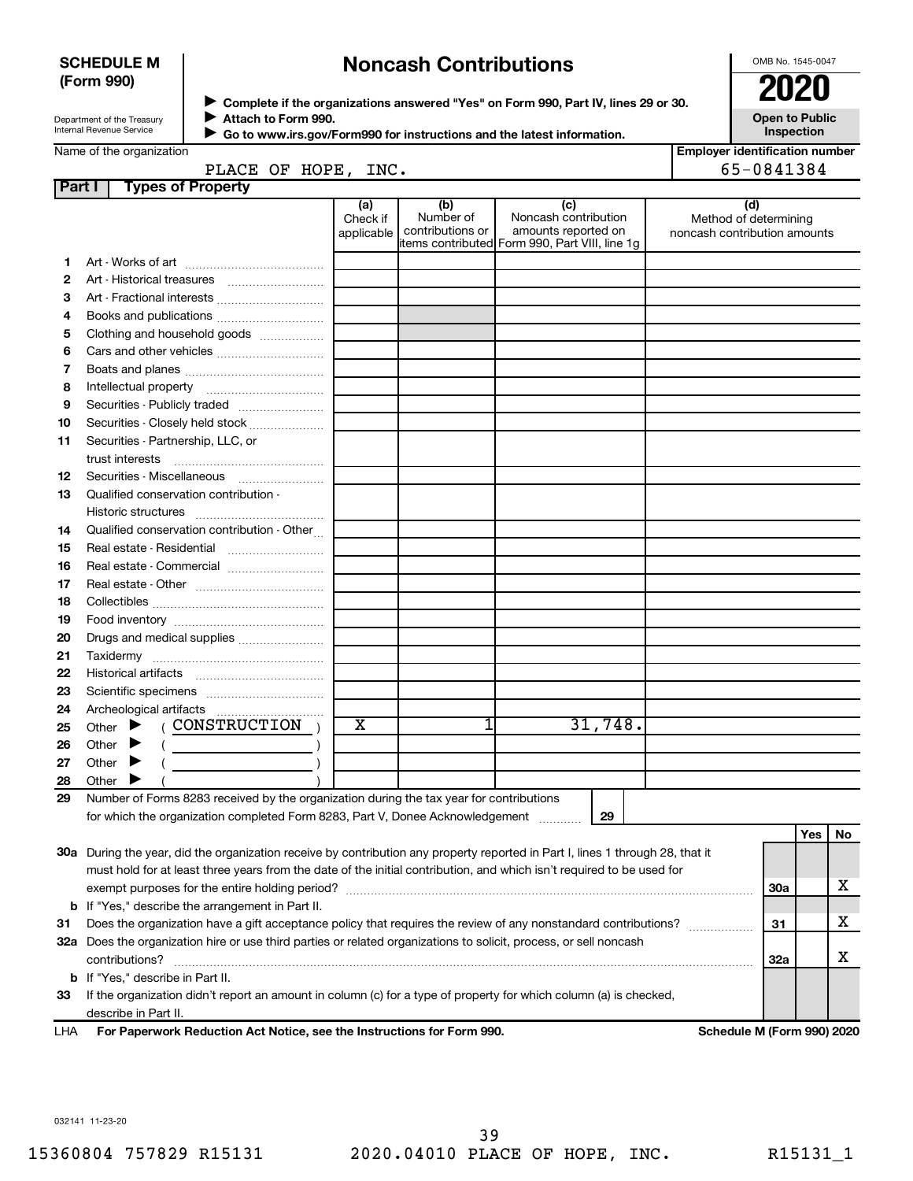**SCHEDULE M (Form 990)**

Department of the Treasury
Internal Revenue Service

# Noncash Contributions

▶ Complete if the organizations answered "Yes" on Form 990, Part IV, lines 29 or 30.
▶ Attach to Form 990.
▶ Go to www.irs.gov/Form990 for instructions and the latest information.

OMB No. 1545-0047

**2020**

**Open to Public Inspection**

Name of the organization: PLACE OF HOPE, INC.

Employer identification number: 65-0841384

**Part I — Types of Property**

| | | (a) Check if applicable | (b) Number of contributions or items contributed | (c) Noncash contribution amounts reported on Form 990, Part VIII, line 1g | (d) Method of determining noncash contribution amounts |
|---|---|---|---|---|---|
| 1 | Art - Works of art | | | | |
| 2 | Art - Historical treasures | | | | |
| 3 | Art - Fractional interests | | | | |
| 4 | Books and publications | | | | |
| 5 | Clothing and household goods | | | | |
| 6 | Cars and other vehicles | | | | |
| 7 | Boats and planes | | | | |
| 8 | Intellectual property | | | | |
| 9 | Securities - Publicly traded | | | | |
| 10 | Securities - Closely held stock | | | | |
| 11 | Securities - Partnership, LLC, or trust interests | | | | |
| 12 | Securities - Miscellaneous | | | | |
| 13 | Qualified conservation contribution - Historic structures | | | | |
| 14 | Qualified conservation contribution - Other | | | | |
| 15 | Real estate - Residential | | | | |
| 16 | Real estate - Commercial | | | | |
| 17 | Real estate - Other | | | | |
| 18 | Collectibles | | | | |
| 19 | Food inventory | | | | |
| 20 | Drugs and medical supplies | | | | |
| 21 | Taxidermy | | | | |
| 22 | Historical artifacts | | | | |
| 23 | Scientific specimens | | | | |
| 24 | Archeological artifacts | | | | |
| 25 | Other ▶ ( CONSTRUCTION ) | X | 1 | 31,748. | |
| 26 | Other ▶ ( ) | | | | |
| 27 | Other ▶ ( ) | | | | |
| 28 | Other ▶ ( ) | | | | |

29 Number of Forms 8283 received by the organization during the tax year for contributions for which the organization completed Form 8283, Part V, Donee Acknowledgement ..... 29

| | | | Yes | No |
|---|---|---|---|---|
| 30a | During the year, did the organization receive by contribution any property reported in Part I, lines 1 through 28, that it must hold for at least three years from the date of the initial contribution, and which isn't required to be used for exempt purposes for the entire holding period? | 30a | | X |
| b | If "Yes," describe the arrangement in Part II. | | | |
| 31 | Does the organization have a gift acceptance policy that requires the review of any nonstandard contributions? | 31 | | X |
| 32a | Does the organization hire or use third parties or related organizations to solicit, process, or sell noncash contributions? | 32a | | X |
| b | If "Yes," describe in Part II. | | | |
| 33 | If the organization didn't report an amount in column (c) for a type of property for which column (a) is checked, describe in Part II. | | | |

LHA For Paperwork Reduction Act Notice, see the Instructions for Form 990. Schedule M (Form 990) 2020

032141 11-23-20

15360804 757829 R15131 2020.04010 PLACE OF HOPE, INC. R15131_1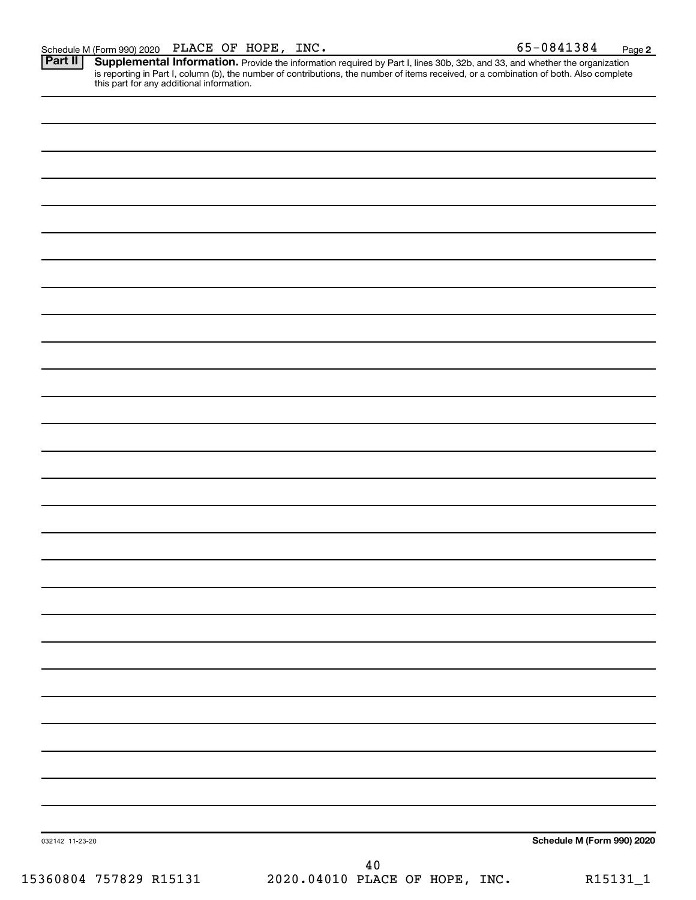Schedule M (Form 990) 2020 PLACE OF HOPE, INC. 65-0841384 Page **2**

**Part II** **Supplemental Information.** Provide the information required by Part I, lines 30b, 32b, and 33, and whether the organization is reporting in Part I, column (b), the number of contributions, the number of items received, or a combination of both. Also complete this part for any additional information.

032142 11-23-20 **Schedule M (Form 990) 2020**

15360804 757829 R15131 2020.04010 PLACE OF HOPE, INC. R15131_1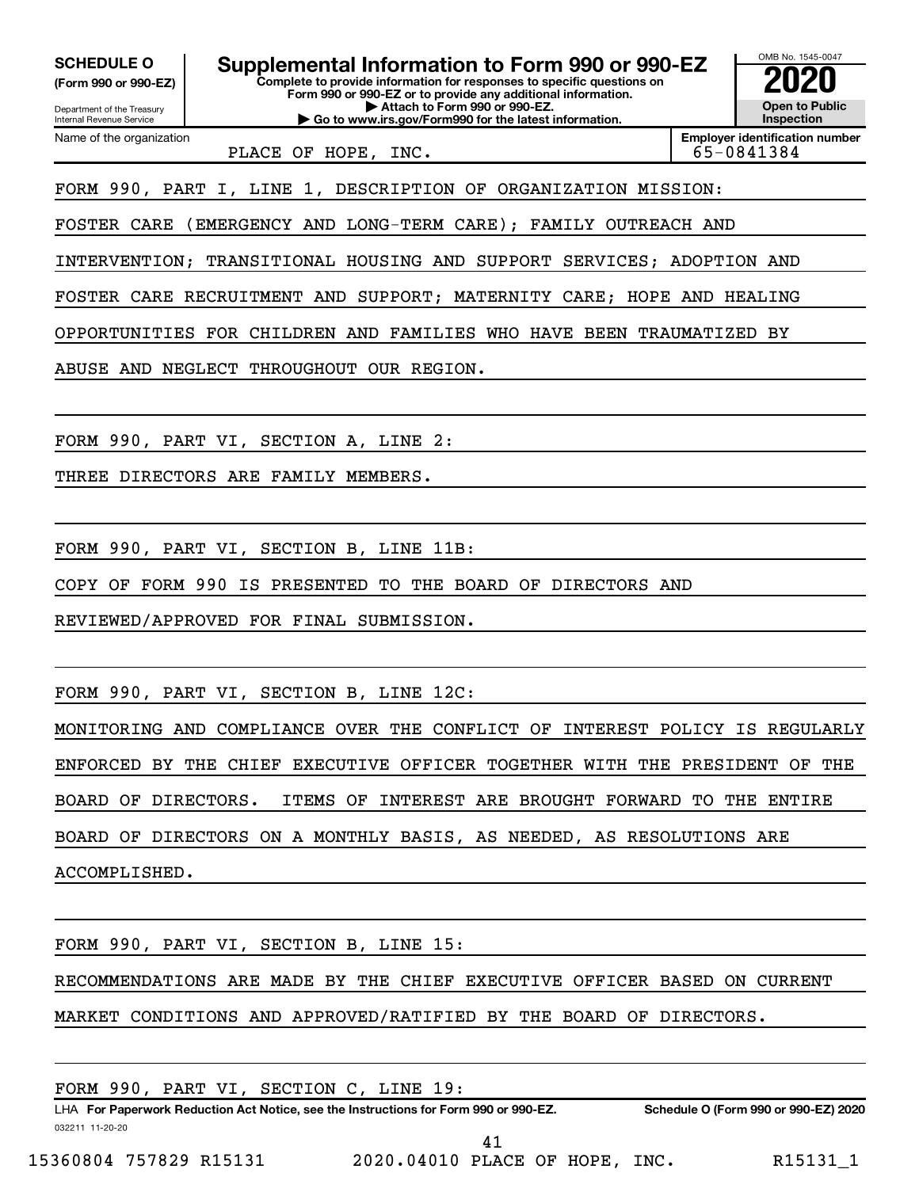**SCHEDULE O**
**(Form 990 or 990-EZ)**

Department of the Treasury
Internal Revenue Service

# Supplemental Information to Form 990 or 990-EZ

**Complete to provide information for responses to specific questions on Form 990 or 990-EZ or to provide any additional information.**
**▶ Attach to Form 990 or 990-EZ.**
**▶ Go to www.irs.gov/Form990 for the latest information.**

OMB No. 1545-0047
**2020**
**Open to Public Inspection**

| Name of the organization | Employer identification number |
|---|---|
| PLACE OF HOPE, INC. | 65-0841384 |

FORM 990, PART I, LINE 1, DESCRIPTION OF ORGANIZATION MISSION:

FOSTER CARE (EMERGENCY AND LONG-TERM CARE); FAMILY OUTREACH AND INTERVENTION; TRANSITIONAL HOUSING AND SUPPORT SERVICES; ADOPTION AND FOSTER CARE RECRUITMENT AND SUPPORT; MATERNITY CARE; HOPE AND HEALING OPPORTUNITIES FOR CHILDREN AND FAMILIES WHO HAVE BEEN TRAUMATIZED BY ABUSE AND NEGLECT THROUGHOUT OUR REGION.

FORM 990, PART VI, SECTION A, LINE 2:

THREE DIRECTORS ARE FAMILY MEMBERS.

FORM 990, PART VI, SECTION B, LINE 11B:

COPY OF FORM 990 IS PRESENTED TO THE BOARD OF DIRECTORS AND REVIEWED/APPROVED FOR FINAL SUBMISSION.

FORM 990, PART VI, SECTION B, LINE 12C:

MONITORING AND COMPLIANCE OVER THE CONFLICT OF INTEREST POLICY IS REGULARLY ENFORCED BY THE CHIEF EXECUTIVE OFFICER TOGETHER WITH THE PRESIDENT OF THE BOARD OF DIRECTORS. ITEMS OF INTEREST ARE BROUGHT FORWARD TO THE ENTIRE BOARD OF DIRECTORS ON A MONTHLY BASIS, AS NEEDED, AS RESOLUTIONS ARE ACCOMPLISHED.

FORM 990, PART VI, SECTION B, LINE 15:

RECOMMENDATIONS ARE MADE BY THE CHIEF EXECUTIVE OFFICER BASED ON CURRENT MARKET CONDITIONS AND APPROVED/RATIFIED BY THE BOARD OF DIRECTORS.

FORM 990, PART VI, SECTION C, LINE 19:

LHA **For Paperwork Reduction Act Notice, see the Instructions for Form 990 or 990-EZ.** **Schedule O (Form 990 or 990-EZ) 2020**

032211 11-20-20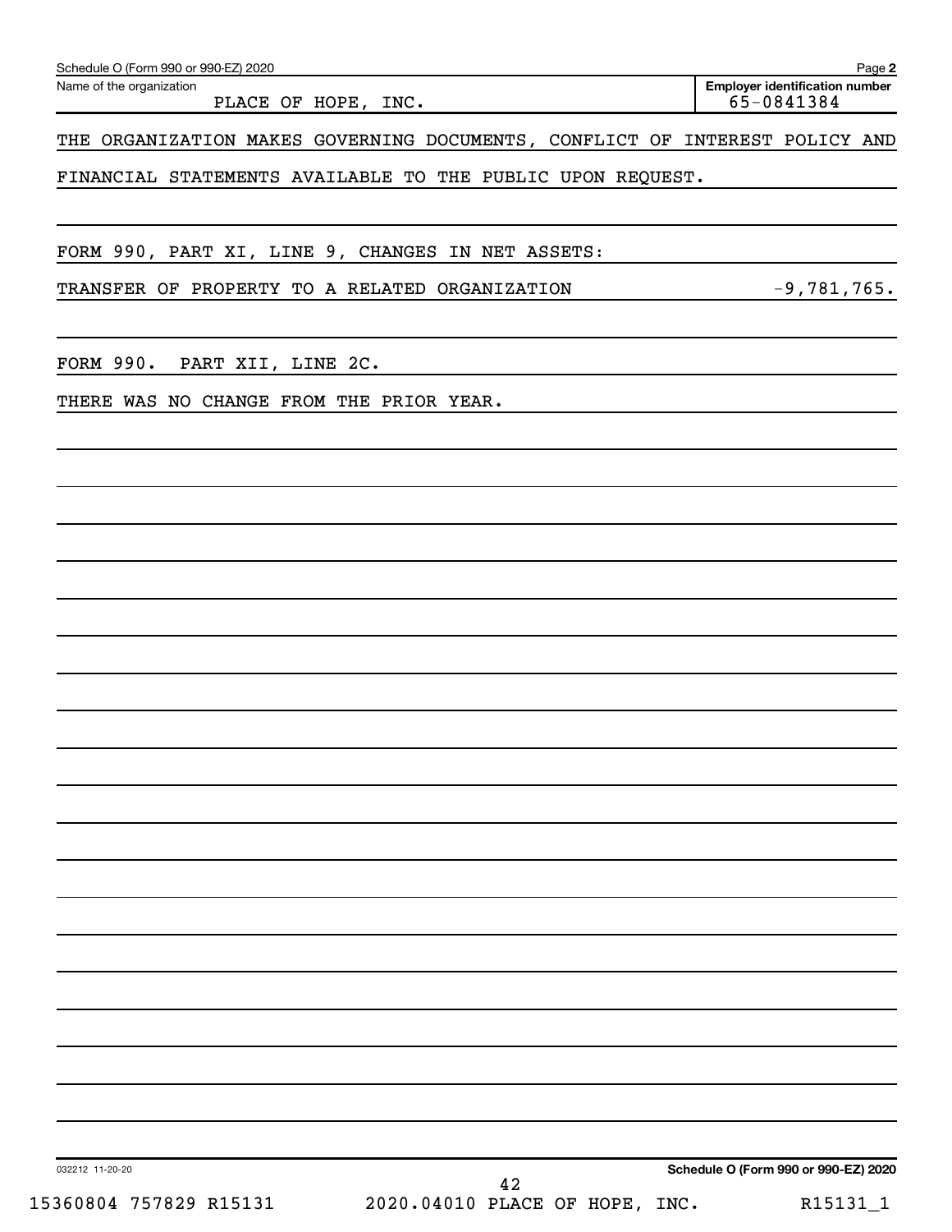Schedule O (Form 990 or 990-EZ) 2020

Name of the organization: PLACE OF HOPE, INC.

Employer identification number: 65-0841384

THE ORGANIZATION MAKES GOVERNING DOCUMENTS, CONFLICT OF INTEREST POLICY AND FINANCIAL STATEMENTS AVAILABLE TO THE PUBLIC UPON REQUEST.

FORM 990, PART XI, LINE 9, CHANGES IN NET ASSETS:

TRANSFER OF PROPERTY TO A RELATED ORGANIZATION -9,781,765.

FORM 990. PART XII, LINE 2C.

THERE WAS NO CHANGE FROM THE PRIOR YEAR.

Schedule O (Form 990 or 990-EZ) 2020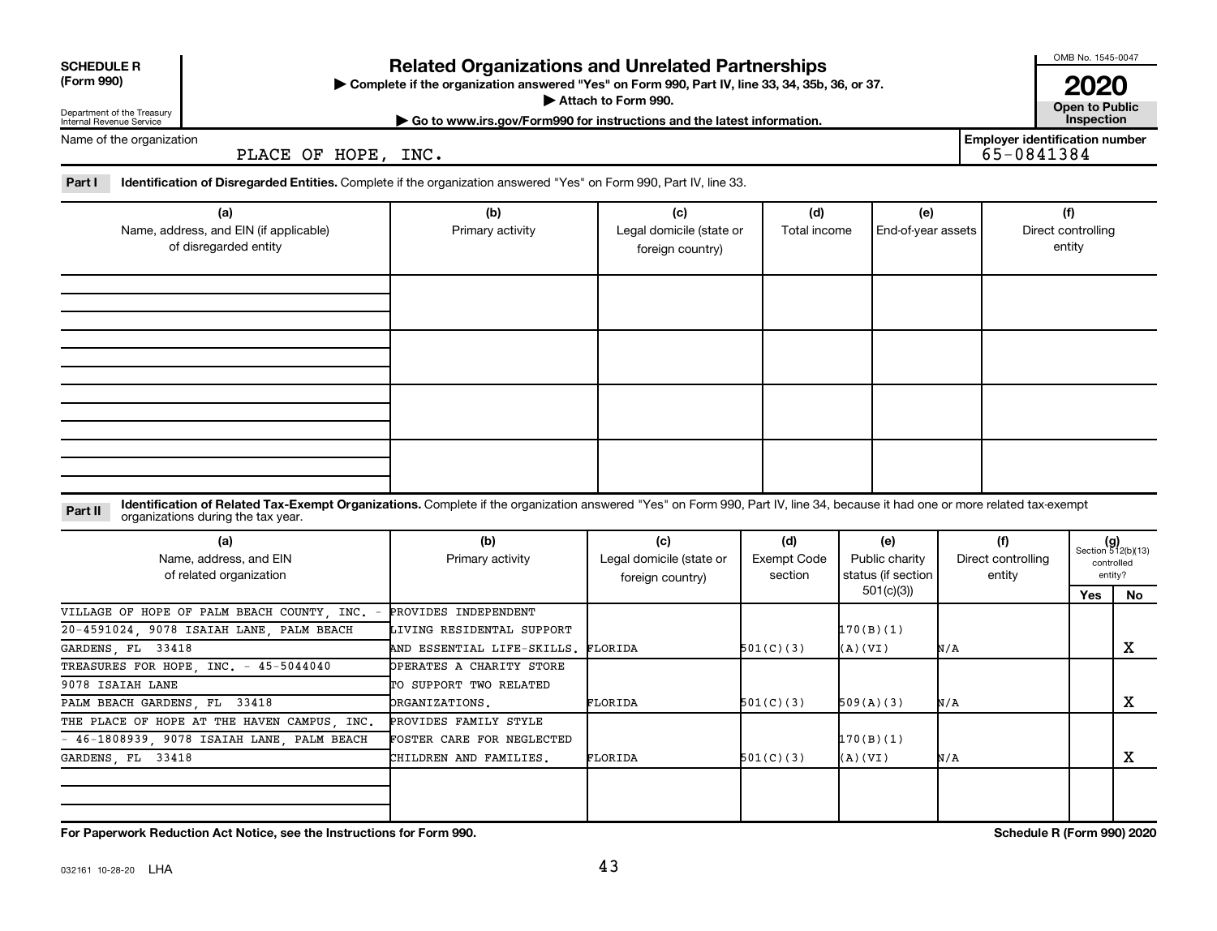**SCHEDULE R (Form 990)**

Department of the Treasury
Internal Revenue Service

# Related Organizations and Unrelated Partnerships

▶ Complete if the organization answered "Yes" on Form 990, Part IV, line 33, 34, 35b, 36, or 37.
▶ Attach to Form 990.
▶ Go to www.irs.gov/Form990 for instructions and the latest information.

OMB No. 1545-0047

**2020**

**Open to Public Inspection**

Name of the organization: PLACE OF HOPE, INC.

**Employer identification number** 65-0841384

**Part I** **Identification of Disregarded Entities.** Complete if the organization answered "Yes" on Form 990, Part IV, line 33.

| (a) Name, address, and EIN (if applicable) of disregarded entity | (b) Primary activity | (c) Legal domicile (state or foreign country) | (d) Total income | (e) End-of-year assets | (f) Direct controlling entity |
|---|---|---|---|---|---|
| | | | | | |
| | | | | | |
| | | | | | |
| | | | | | |

**Part II** **Identification of Related Tax-Exempt Organizations.** Complete if the organization answered "Yes" on Form 990, Part IV, line 34, because it had one or more related tax-exempt organizations during the tax year.

| (a) Name, address, and EIN of related organization | (b) Primary activity | (c) Legal domicile (state or foreign country) | (d) Exempt Code section | (e) Public charity status (if section 501(c)(3)) | (f) Direct controlling entity | (g) Section 512(b)(13) controlled entity? Yes | No |
|---|---|---|---|---|---|---|---|
| VILLAGE OF HOPE OF PALM BEACH COUNTY, INC. - 20-4591024, 9078 ISAIAH LANE, PALM BEACH GARDENS, FL 33418 | PROVIDES INDEPENDENT LIVING RESIDENTAL SUPPORT AND ESSENTIAL LIFE-SKILLS. | FLORIDA | 501(C)(3) | 170(B)(1)(A)(VI) | N/A | | X |
| TREASURES FOR HOPE, INC. - 45-5044040 9078 ISAIAH LANE PALM BEACH GARDENS, FL 33418 | OPERATES A CHARITY STORE TO SUPPORT TWO RELATED ORGANIZATIONS. | FLORIDA | 501(C)(3) | 509(A)(3) | N/A | | X |
| THE PLACE OF HOPE AT THE HAVEN CAMPUS, INC. - 46-1808939, 9078 ISAIAH LANE, PALM BEACH GARDENS, FL 33418 | PROVIDES FAMILY STYLE FOSTER CARE FOR NEGLECTED CHILDREN AND FAMILIES. | FLORIDA | 501(C)(3) | 170(B)(1)(A)(VI) | N/A | | X |
| | | | | | | | |

**For Paperwork Reduction Act Notice, see the Instructions for Form 990.** **Schedule R (Form 990) 2020**

032161 10-28-20 LHA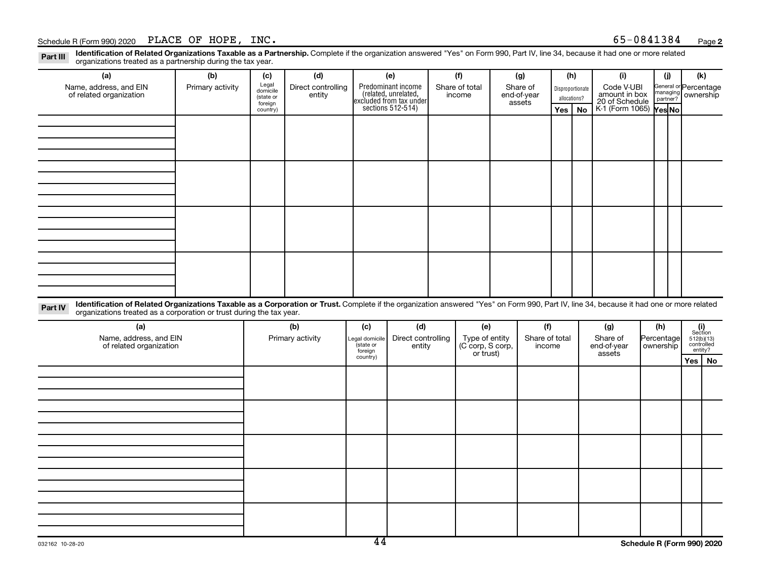Schedule R (Form 990) 2020 PLACE OF HOPE, INC. 65-0841384 Page **2**

**Part III** **Identification of Related Organizations Taxable as a Partnership.** Complete if the organization answered "Yes" on Form 990, Part IV, line 34, because it had one or more related organizations treated as a partnership during the tax year.

| (a) Name, address, and EIN of related organization | (b) Primary activity | (c) Legal domicile (state or foreign country) | (d) Direct controlling entity | (e) Predominant income (related, unrelated, excluded from tax under sections 512-514) | (f) Share of total income | (g) Share of end-of-year assets | (h) Disproportionate allocations? Yes | No | (i) Code V-UBI amount in box 20 of Schedule K-1 (Form 1065) | (j) General or managing partner? Yes | No | (k) Percentage ownership |
|---|---|---|---|---|---|---|---|---|---|---|---|---|
| | | | | | | | | | | | | |
| | | | | | | | | | | | | |
| | | | | | | | | | | | | |
| | | | | | | | | | | | | |

**Part IV** **Identification of Related Organizations Taxable as a Corporation or Trust.** Complete if the organization answered "Yes" on Form 990, Part IV, line 34, because it had one or more related organizations treated as a corporation or trust during the tax year.

| (a) Name, address, and EIN of related organization | (b) Primary activity | (c) Legal domicile (state or foreign country) | (d) Direct controlling entity | (e) Type of entity (C corp, S corp, or trust) | (f) Share of total income | (g) Share of end-of-year assets | (h) Percentage ownership | (i) Section 512(b)(13) controlled entity? Yes | No |
|---|---|---|---|---|---|---|---|---|---|
| | | | | | | | | | |
| | | | | | | | | | |
| | | | | | | | | | |
| | | | | | | | | | |
| | | | | | | | | | |

032162 10-28-20 **Schedule R (Form 990) 2020**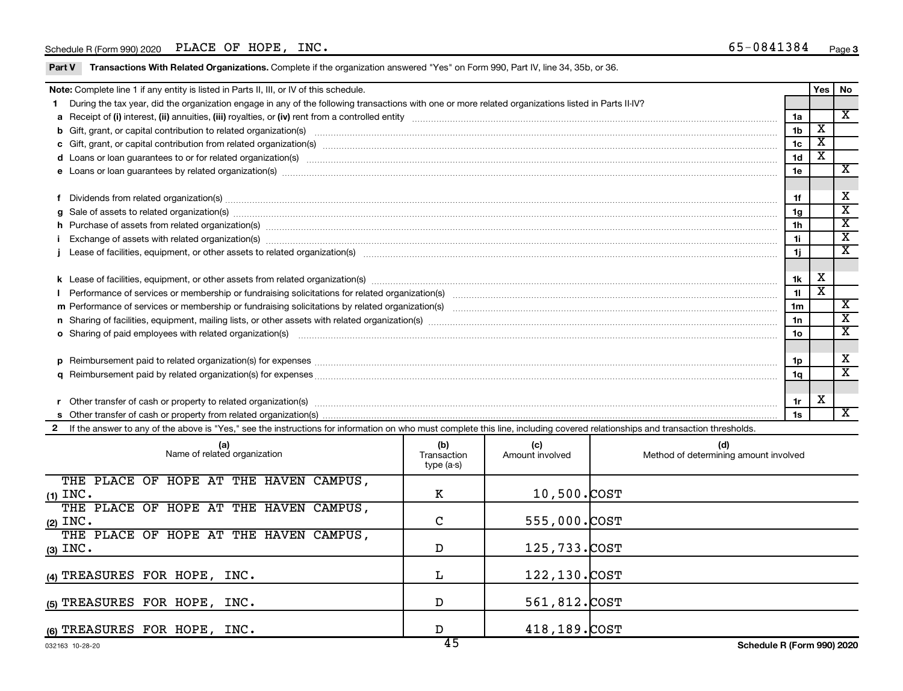Schedule R (Form 990) 2020 PLACE OF HOPE, INC. 65-0841384 Page 3

**Part V Transactions With Related Organizations.** Complete if the organization answered "Yes" on Form 990, Part IV, line 34, 35b, or 36.

| **Note:** Complete line 1 if any entity is listed in Parts II, III, or IV of this schedule. | | **Yes** | **No** |
|---|---|---|---|
| **1** During the tax year, did the organization engage in any of the following transactions with one or more related organizations listed in Parts II-IV? | | | |
| **a** Receipt of **(i)** interest, **(ii)** annuities, **(iii)** royalties, or **(iv)** rent from a controlled entity | **1a** | | X |
| **b** Gift, grant, or capital contribution to related organization(s) | **1b** | X | |
| **c** Gift, grant, or capital contribution from related organization(s) | **1c** | X | |
| **d** Loans or loan guarantees to or for related organization(s) | **1d** | X | |
| **e** Loans or loan guarantees by related organization(s) | **1e** | | X |
| **f** Dividends from related organization(s) | **1f** | | X |
| **g** Sale of assets to related organization(s) | **1g** | | X |
| **h** Purchase of assets from related organization(s) | **1h** | | X |
| **i** Exchange of assets with related organization(s) | **1i** | | X |
| **j** Lease of facilities, equipment, or other assets to related organization(s) | **1j** | | X |
| **k** Lease of facilities, equipment, or other assets from related organization(s) | **1k** | X | |
| **l** Performance of services or membership or fundraising solicitations for related organization(s) | **1l** | X | |
| **m** Performance of services or membership or fundraising solicitations by related organization(s) | **1m** | | X |
| **n** Sharing of facilities, equipment, mailing lists, or other assets with related organization(s) | **1n** | | X |
| **o** Sharing of paid employees with related organization(s) | **1o** | | X |
| **p** Reimbursement paid to related organization(s) for expenses | **1p** | | X |
| **q** Reimbursement paid by related organization(s) for expenses | **1q** | | X |
| **r** Other transfer of cash or property to related organization(s) | **1r** | X | |
| **s** Other transfer of cash or property from related organization(s) | **1s** | | X |

**2** If the answer to any of the above is "Yes," see the instructions for information on who must complete this line, including covered relationships and transaction thresholds.

| | (a) Name of related organization | (b) Transaction type (a-s) | (c) Amount involved | (d) Method of determining amount involved |
|---|---|---|---|---|
| (1) | THE PLACE OF HOPE AT THE HAVEN CAMPUS, INC. | K | 10,500. | COST |
| (2) | THE PLACE OF HOPE AT THE HAVEN CAMPUS, INC. | C | 555,000. | COST |
| (3) | THE PLACE OF HOPE AT THE HAVEN CAMPUS, INC. | D | 125,733. | COST |
| (4) | TREASURES FOR HOPE, INC. | L | 122,130. | COST |
| (5) | TREASURES FOR HOPE, INC. | D | 561,812. | COST |
| (6) | TREASURES FOR HOPE, INC. | D | 418,189. | COST |

032163 10-28-20

Schedule R (Form 990) 2020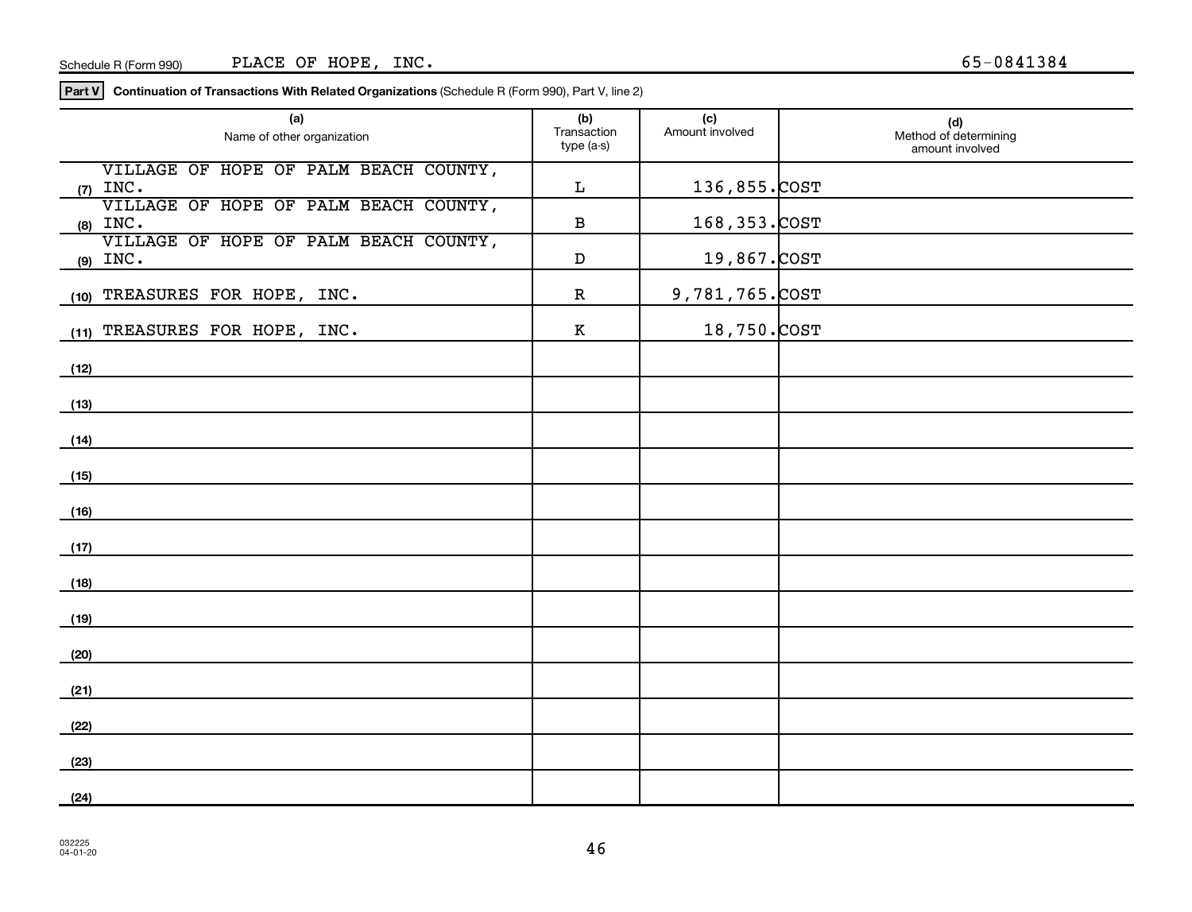Schedule R (Form 990) PLACE OF HOPE, INC. 65-0841384

**Part V** **Continuation of Transactions With Related Organizations** (Schedule R (Form 990), Part V, line 2)

| | (a) Name of other organization | (b) Transaction type (a-s) | (c) Amount involved | (d) Method of determining amount involved |
|---|---|---|---|---|
| (7) | VILLAGE OF HOPE OF PALM BEACH COUNTY, INC. | L | 136,855. | COST |
| (8) | VILLAGE OF HOPE OF PALM BEACH COUNTY, INC. | B | 168,353. | COST |
| (9) | VILLAGE OF HOPE OF PALM BEACH COUNTY, INC. | D | 19,867. | COST |
| (10) | TREASURES FOR HOPE, INC. | R | 9,781,765. | COST |
| (11) | TREASURES FOR HOPE, INC. | K | 18,750. | COST |
| (12) | | | | |
| (13) | | | | |
| (14) | | | | |
| (15) | | | | |
| (16) | | | | |
| (17) | | | | |
| (18) | | | | |
| (19) | | | | |
| (20) | | | | |
| (21) | | | | |
| (22) | | | | |
| (23) | | | | |
| (24) | | | | |

032225
04-01-20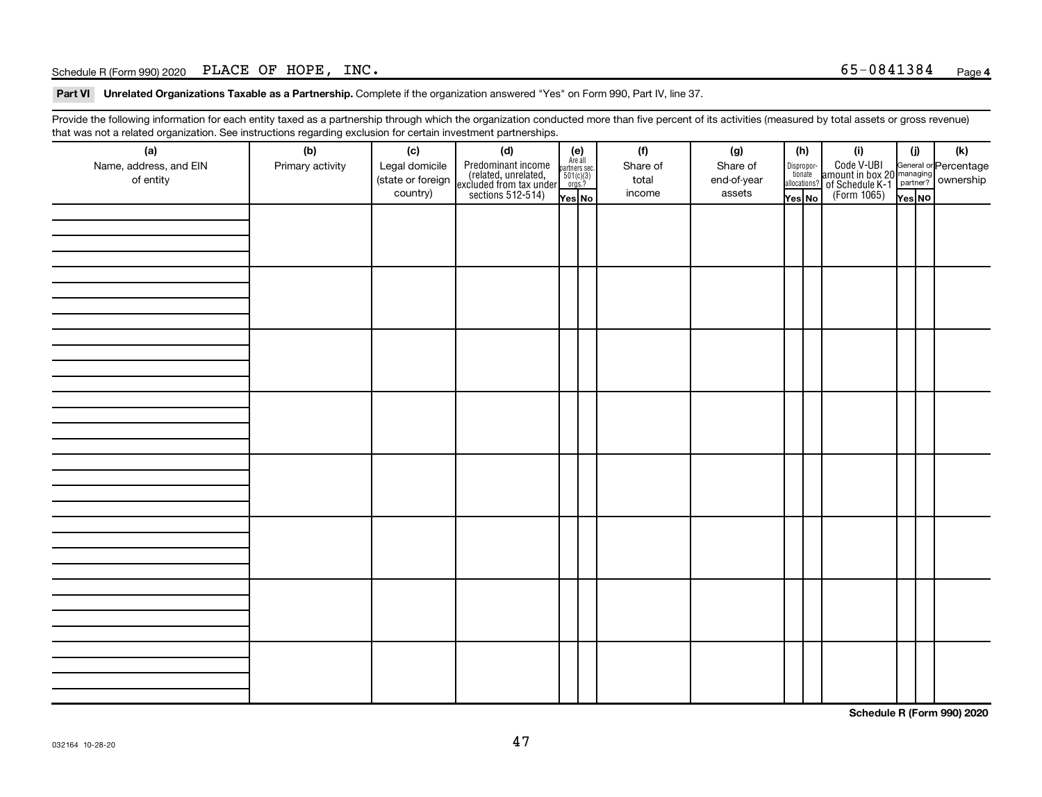Schedule R (Form 990) 2020 PLACE OF HOPE, INC. 65-0841384 Page **4**

**Part VI Unrelated Organizations Taxable as a Partnership.** Complete if the organization answered "Yes" on Form 990, Part IV, line 37.

Provide the following information for each entity taxed as a partnership through which the organization conducted more than five percent of its activities (measured by total assets or gross revenue) that was not a related organization. See instructions regarding exclusion for certain investment partnerships.

| (a) Name, address, and EIN of entity | (b) Primary activity | (c) Legal domicile (state or foreign country) | (d) Predominant income (related, unrelated, excluded from tax under sections 512-514) | (e) Are all partners sec. 501(c)(3) orgs.? | | (f) Share of total income | (g) Share of end-of-year assets | (h) Disproportionate allocations? | | (i) Code V-UBI amount in box 20 of Schedule K-1 (Form 1065) | (j) General or managing partner? | | (k) Percentage ownership |
|---|---|---|---|---|---|---|---|---|---|---|---|---|---|
| | | | | Yes | No | | | Yes | No | | Yes | No | |
| | | | | | | | | | | | | | |
| | | | | | | | | | | | | | |
| | | | | | | | | | | | | | |
| | | | | | | | | | | | | | |
| | | | | | | | | | | | | | |
| | | | | | | | | | | | | | |
| | | | | | | | | | | | | | |
| | | | | | | | | | | | | | |

**Schedule R (Form 990) 2020**

032164 10-28-20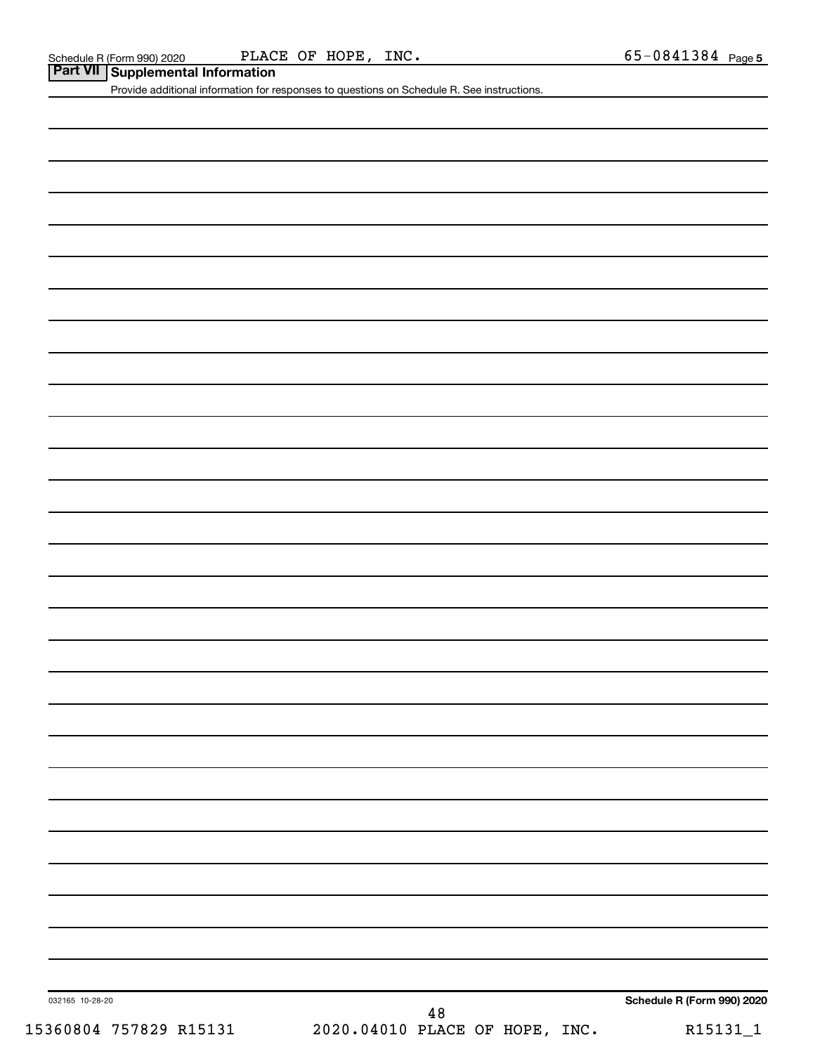Schedule R (Form 990) 2020 PLACE OF HOPE, INC. 65-0841384 Page 5

## Part VII Supplemental Information

Provide additional information for responses to questions on Schedule R. See instructions.

032165 10-28-20

**Schedule R (Form 990) 2020**

15360804 757829 R15131 2020.04010 PLACE OF HOPE, INC. R15131_1